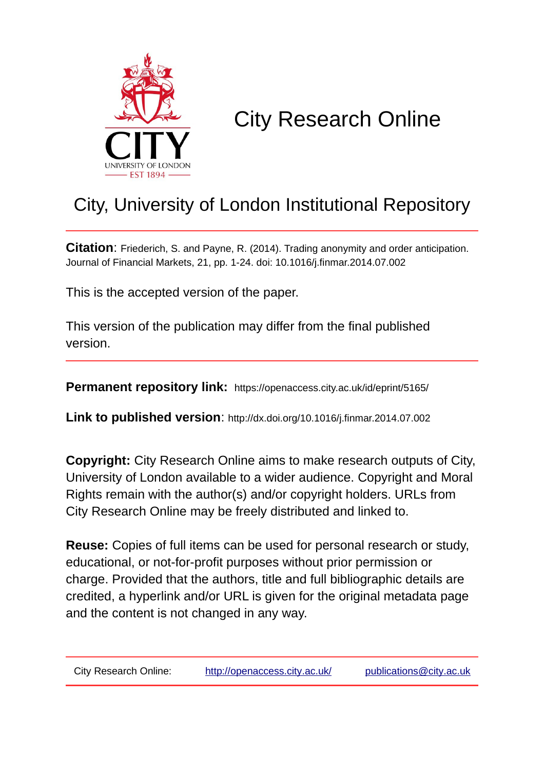# City Research Online

## City, University of London Institutional Repository

**Citation**: Friederich, S. and Payne, R. (2014). Trading anonymity and order anticipation. Journal of Financial Markets, 21, pp. 1-24. doi: 10.1016/j.finmar.2014.07.002

This is the accepted version of the paper.

This version of the publication may differ from the final published version.

**Permanent repository link:** https://openaccess.city.ac.uk/id/eprint/5165/

**Link to published version**: http://dx.doi.org/10.1016/j.finmar.2014.07.002

**Copyright:** City Research Online aims to make research outputs of City, University of London available to a wider audience. Copyright and Moral Rights remain with the author(s) and/or copyright holders. URLs from City Research Online may be freely distributed and linked to.

**Reuse:** Copies of full items can be used for personal research or study, educational, or not-for-profit purposes without prior permission or charge. Provided that the authors, title and full bibliographic details are credited, a hyperlink and/or URL is given for the original metadata page and the content is not changed in any way.

City Research Online: http://openaccess.city.ac.uk/ publications@city.ac.uk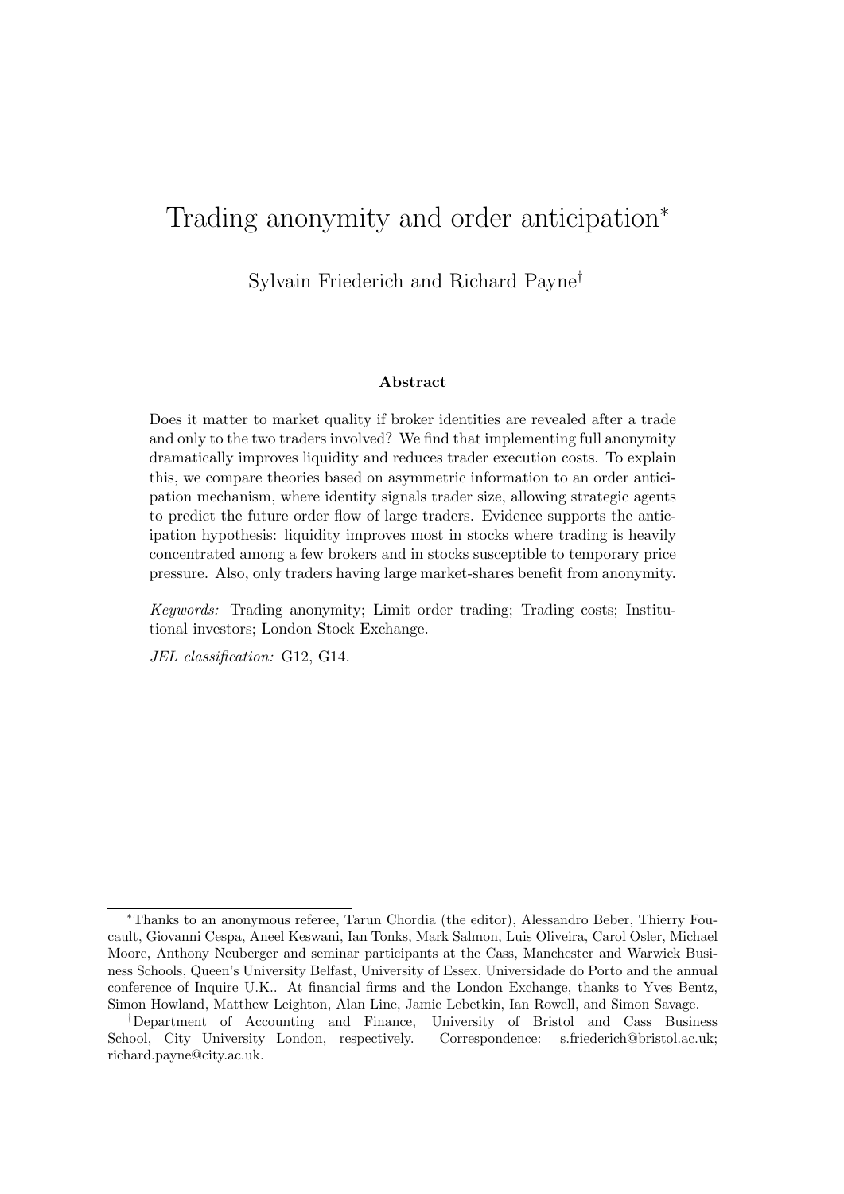# Trading anonymity and order anticipation*

Sylvain Friederich and Richard Payne†

### Abstract

Does it matter to market quality if broker identities are revealed after a trade and only to the two traders involved? We find that implementing full anonymity dramatically improves liquidity and reduces trader execution costs. To explain this, we compare theories based on asymmetric information to an order anticipation mechanism, where identity signals trader size, allowing strategic agents to predict the future order flow of large traders. Evidence supports the anticipation hypothesis: liquidity improves most in stocks where trading is heavily concentrated among a few brokers and in stocks susceptible to temporary price pressure. Also, only traders having large market-shares benefit from anonymity.

*Keywords:* Trading anonymity; Limit order trading; Trading costs; Institutional investors; London Stock Exchange.

*JEL classification:* G12, G14.

---

*Thanks to an anonymous referee, Tarun Chordia (the editor), Alessandro Beber, Thierry Foucault, Giovanni Cespa, Aneel Keswani, Ian Tonks, Mark Salmon, Luis Oliveira, Carol Osler, Michael Moore, Anthony Neuberger and seminar participants at the Cass, Manchester and Warwick Business Schools, Queen's University Belfast, University of Essex, Universidade do Porto and the annual conference of Inquire U.K.. At financial firms and the London Exchange, thanks to Yves Bentz, Simon Howland, Matthew Leighton, Alan Line, Jamie Lebetkin, Ian Rowell, and Simon Savage.

†Department of Accounting and Finance, University of Bristol and Cass Business School, City University London, respectively. Correspondence: s.friederich@bristol.ac.uk; richard.payne@city.ac.uk.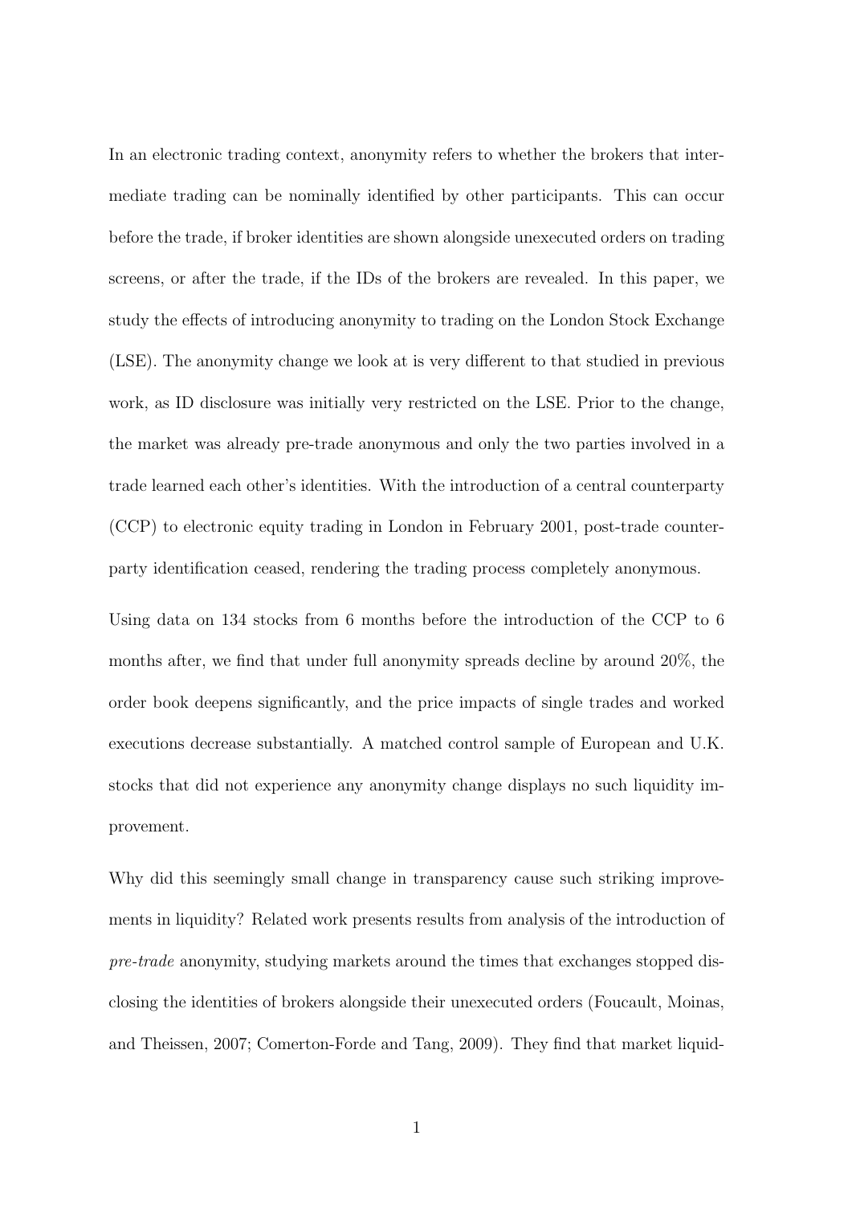In an electronic trading context, anonymity refers to whether the brokers that intermediate trading can be nominally identified by other participants. This can occur before the trade, if broker identities are shown alongside unexecuted orders on trading screens, or after the trade, if the IDs of the brokers are revealed. In this paper, we study the effects of introducing anonymity to trading on the London Stock Exchange (LSE). The anonymity change we look at is very different to that studied in previous work, as ID disclosure was initially very restricted on the LSE. Prior to the change, the market was already pre-trade anonymous and only the two parties involved in a trade learned each other's identities. With the introduction of a central counterparty (CCP) to electronic equity trading in London in February 2001, post-trade counterparty identification ceased, rendering the trading process completely anonymous.

Using data on 134 stocks from 6 months before the introduction of the CCP to 6 months after, we find that under full anonymity spreads decline by around 20%, the order book deepens significantly, and the price impacts of single trades and worked executions decrease substantially. A matched control sample of European and U.K. stocks that did not experience any anonymity change displays no such liquidity improvement.

Why did this seemingly small change in transparency cause such striking improvements in liquidity? Related work presents results from analysis of the introduction of *pre-trade* anonymity, studying markets around the times that exchanges stopped disclosing the identities of brokers alongside their unexecuted orders (Foucault, Moinas, and Theissen, 2007; Comerton-Forde and Tang, 2009). They find that market liquid-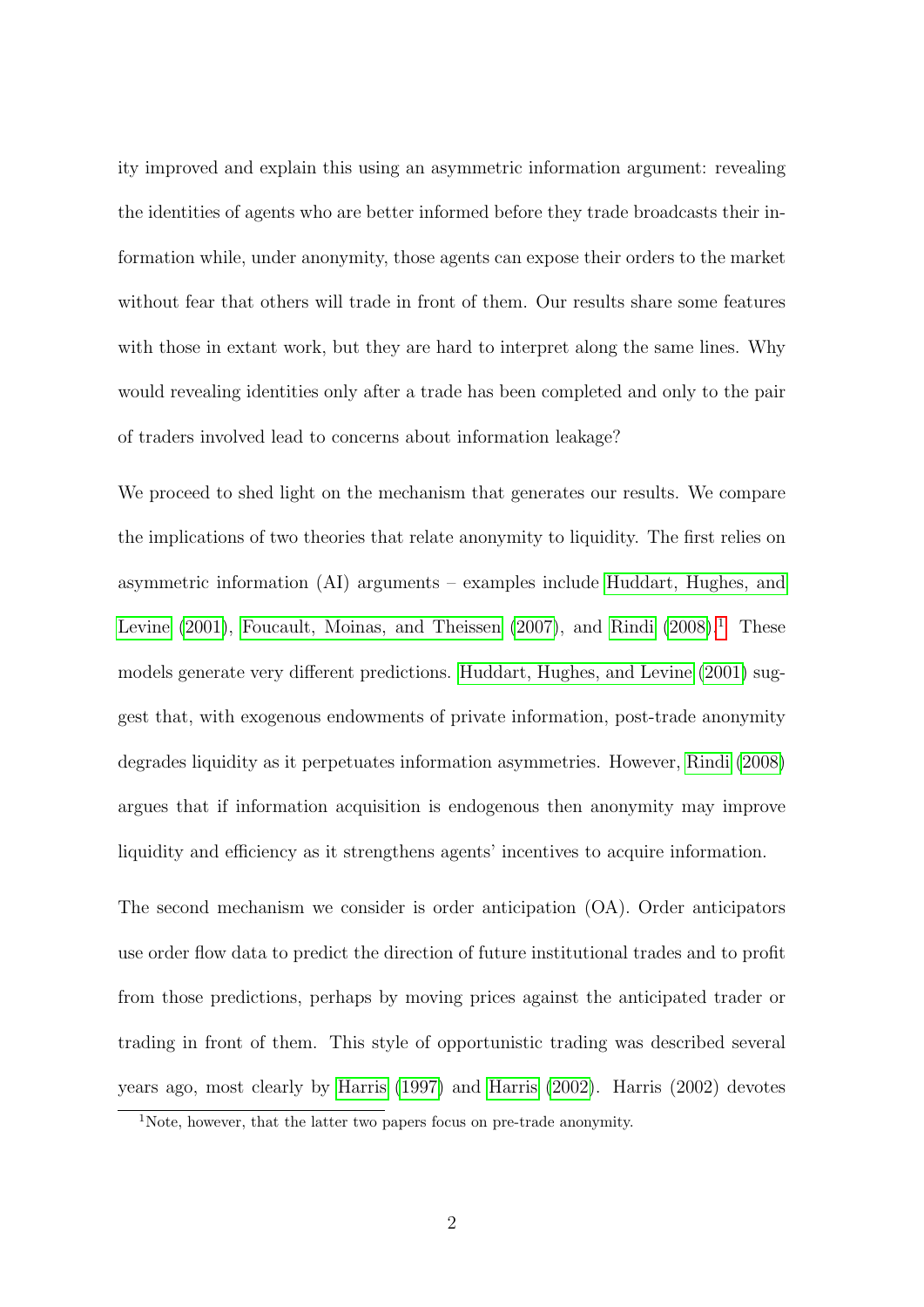ity improved and explain this using an asymmetric information argument: revealing the identities of agents who are better informed before they trade broadcasts their information while, under anonymity, those agents can expose their orders to the market without fear that others will trade in front of them. Our results share some features with those in extant work, but they are hard to interpret along the same lines. Why would revealing identities only after a trade has been completed and only to the pair of traders involved lead to concerns about information leakage?

We proceed to shed light on the mechanism that generates our results. We compare the implications of two theories that relate anonymity to liquidity. The first relies on asymmetric information (AI) arguments – examples include Huddart, Hughes, and Levine (2001), Foucault, Moinas, and Theissen (2007), and Rindi (2008).[1] These models generate very different predictions. Huddart, Hughes, and Levine (2001) suggest that, with exogenous endowments of private information, post-trade anonymity degrades liquidity as it perpetuates information asymmetries. However, Rindi (2008) argues that if information acquisition is endogenous then anonymity may improve liquidity and efficiency as it strengthens agents' incentives to acquire information.

The second mechanism we consider is order anticipation (OA). Order anticipators use order flow data to predict the direction of future institutional trades and to profit from those predictions, perhaps by moving prices against the anticipated trader or trading in front of them. This style of opportunistic trading was described several years ago, most clearly by Harris (1997) and Harris (2002). Harris (2002) devotes

[1] Note, however, that the latter two papers focus on pre-trade anonymity.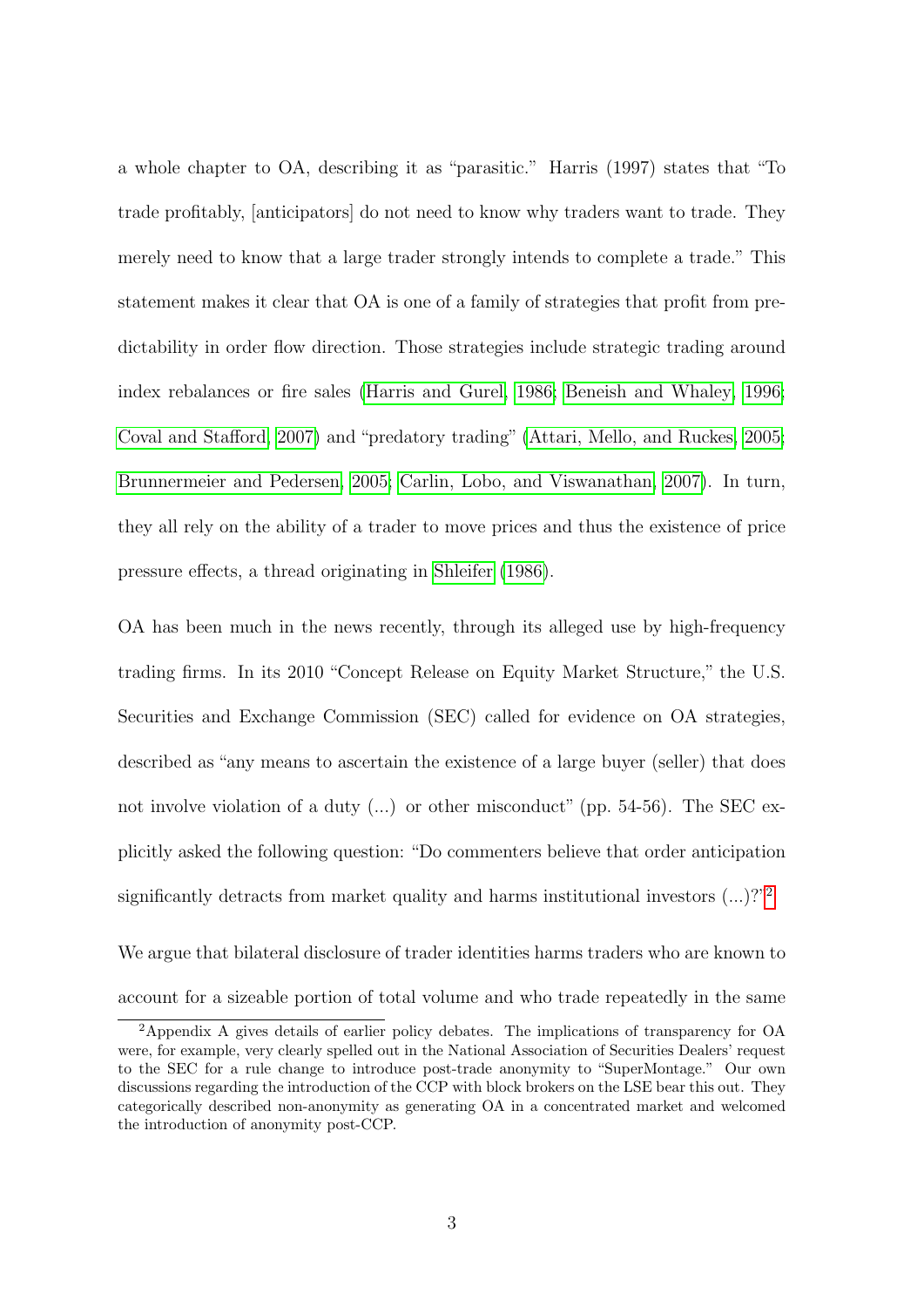a whole chapter to OA, describing it as "parasitic." Harris (1997) states that "To trade profitably, [anticipators] do not need to know why traders want to trade. They merely need to know that a large trader strongly intends to complete a trade." This statement makes it clear that OA is one of a family of strategies that profit from predictability in order flow direction. Those strategies include strategic trading around index rebalances or fire sales (Harris and Gurel, 1986; Beneish and Whaley, 1996; Coval and Stafford, 2007) and "predatory trading" (Attari, Mello, and Ruckes, 2005; Brunnermeier and Pedersen, 2005; Carlin, Lobo, and Viswanathan, 2007). In turn, they all rely on the ability of a trader to move prices and thus the existence of price pressure effects, a thread originating in Shleifer (1986).

OA has been much in the news recently, through its alleged use by high-frequency trading firms. In its 2010 "Concept Release on Equity Market Structure," the U.S. Securities and Exchange Commission (SEC) called for evidence on OA strategies, described as "any means to ascertain the existence of a large buyer (seller) that does not involve violation of a duty (...) or other misconduct" (pp. 54-56). The SEC explicitly asked the following question: "Do commenters believe that order anticipation significantly detracts from market quality and harms institutional investors (...)?"[2]

We argue that bilateral disclosure of trader identities harms traders who are known to account for a sizeable portion of total volume and who trade repeatedly in the same

[2] Appendix A gives details of earlier policy debates. The implications of transparency for OA were, for example, very clearly spelled out in the National Association of Securities Dealers' request to the SEC for a rule change to introduce post-trade anonymity to "SuperMontage." Our own discussions regarding the introduction of the CCP with block brokers on the LSE bear this out. They categorically described non-anonymity as generating OA in a concentrated market and welcomed the introduction of anonymity post-CCP.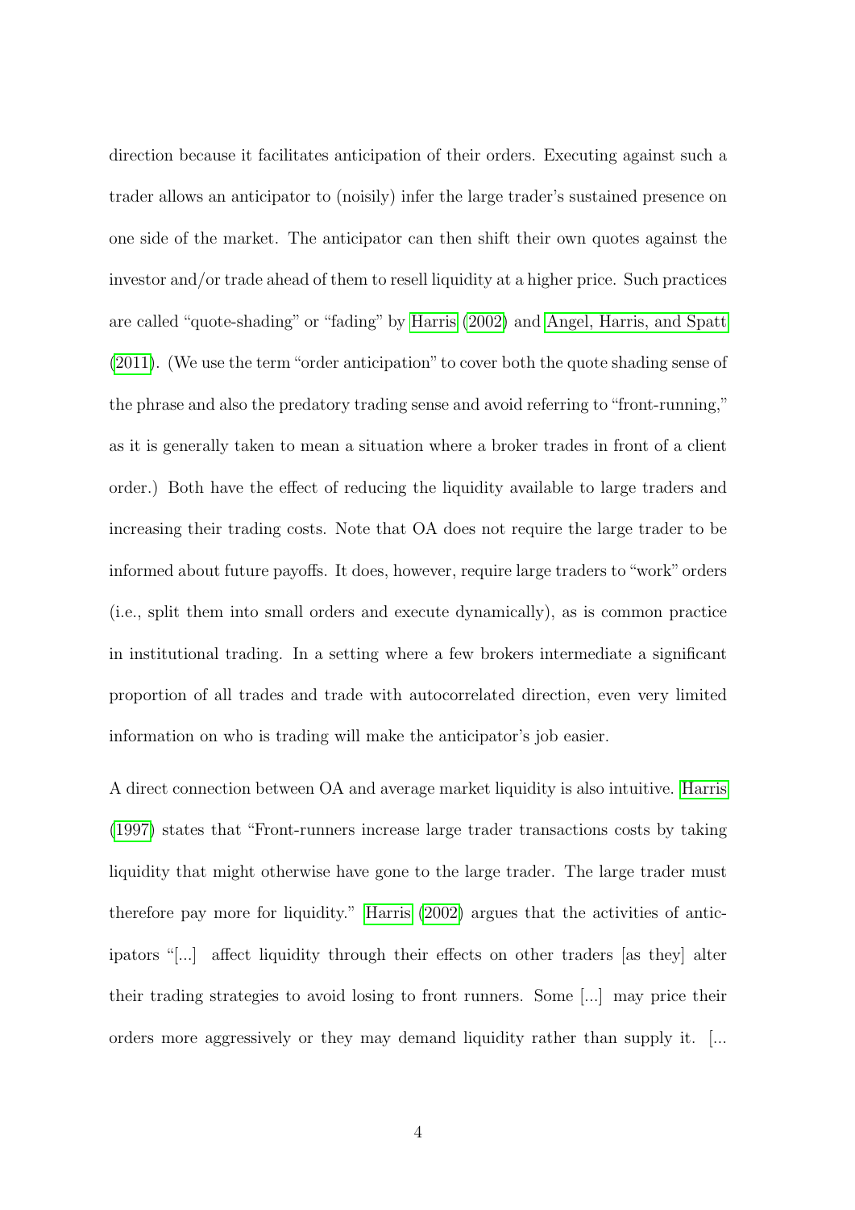direction because it facilitates anticipation of their orders. Executing against such a trader allows an anticipator to (noisily) infer the large trader's sustained presence on one side of the market. The anticipator can then shift their own quotes against the investor and/or trade ahead of them to resell liquidity at a higher price. Such practices are called "quote-shading" or "fading" by Harris (2002) and Angel, Harris, and Spatt (2011). (We use the term "order anticipation" to cover both the quote shading sense of the phrase and also the predatory trading sense and avoid referring to "front-running," as it is generally taken to mean a situation where a broker trades in front of a client order.) Both have the effect of reducing the liquidity available to large traders and increasing their trading costs. Note that OA does not require the large trader to be informed about future payoffs. It does, however, require large traders to "work" orders (i.e., split them into small orders and execute dynamically), as is common practice in institutional trading. In a setting where a few brokers intermediate a significant proportion of all trades and trade with autocorrelated direction, even very limited information on who is trading will make the anticipator's job easier.

A direct connection between OA and average market liquidity is also intuitive. Harris (1997) states that "Front-runners increase large trader transactions costs by taking liquidity that might otherwise have gone to the large trader. The large trader must therefore pay more for liquidity." Harris (2002) argues that the activities of anticipators "[...] affect liquidity through their effects on other traders [as they] alter their trading strategies to avoid losing to front runners. Some [...] may price their orders more aggressively or they may demand liquidity rather than supply it. [...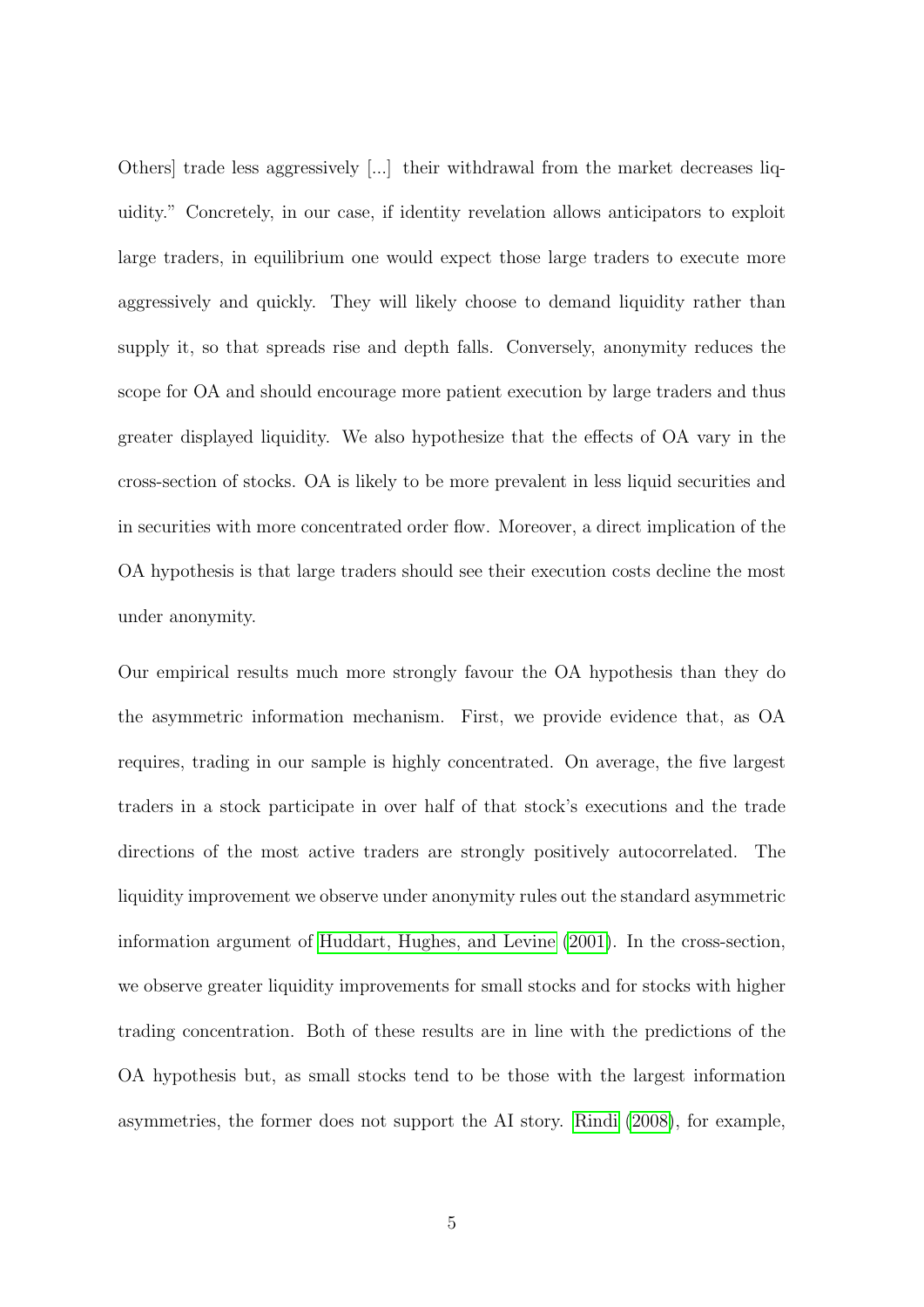Others] trade less aggressively [...] their withdrawal from the market decreases liquidity." Concretely, in our case, if identity revelation allows anticipators to exploit large traders, in equilibrium one would expect those large traders to execute more aggressively and quickly. They will likely choose to demand liquidity rather than supply it, so that spreads rise and depth falls. Conversely, anonymity reduces the scope for OA and should encourage more patient execution by large traders and thus greater displayed liquidity. We also hypothesize that the effects of OA vary in the cross-section of stocks. OA is likely to be more prevalent in less liquid securities and in securities with more concentrated order flow. Moreover, a direct implication of the OA hypothesis is that large traders should see their execution costs decline the most under anonymity.

Our empirical results much more strongly favour the OA hypothesis than they do the asymmetric information mechanism. First, we provide evidence that, as OA requires, trading in our sample is highly concentrated. On average, the five largest traders in a stock participate in over half of that stock's executions and the trade directions of the most active traders are strongly positively autocorrelated. The liquidity improvement we observe under anonymity rules out the standard asymmetric information argument of Huddart, Hughes, and Levine (2001). In the cross-section, we observe greater liquidity improvements for small stocks and for stocks with higher trading concentration. Both of these results are in line with the predictions of the OA hypothesis but, as small stocks tend to be those with the largest information asymmetries, the former does not support the AI story. Rindi (2008), for example,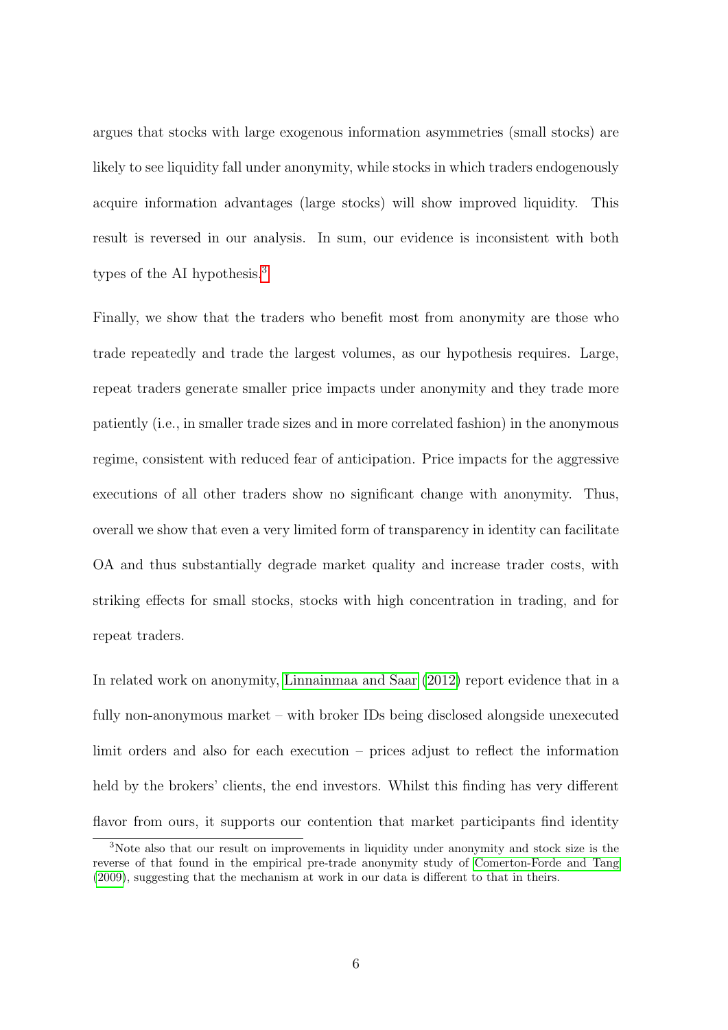argues that stocks with large exogenous information asymmetries (small stocks) are likely to see liquidity fall under anonymity, while stocks in which traders endogenously acquire information advantages (large stocks) will show improved liquidity. This result is reversed in our analysis. In sum, our evidence is inconsistent with both types of the AI hypothesis.[3]

Finally, we show that the traders who benefit most from anonymity are those who trade repeatedly and trade the largest volumes, as our hypothesis requires. Large, repeat traders generate smaller price impacts under anonymity and they trade more patiently (i.e., in smaller trade sizes and in more correlated fashion) in the anonymous regime, consistent with reduced fear of anticipation. Price impacts for the aggressive executions of all other traders show no significant change with anonymity. Thus, overall we show that even a very limited form of transparency in identity can facilitate OA and thus substantially degrade market quality and increase trader costs, with striking effects for small stocks, stocks with high concentration in trading, and for repeat traders.

In related work on anonymity, Linnainmaa and Saar (2012) report evidence that in a fully non-anonymous market – with broker IDs being disclosed alongside unexecuted limit orders and also for each execution – prices adjust to reflect the information held by the brokers' clients, the end investors. Whilst this finding has very different flavor from ours, it supports our contention that market participants find identity

[3] Note also that our result on improvements in liquidity under anonymity and stock size is the reverse of that found in the empirical pre-trade anonymity study of Comerton-Forde and Tang (2009), suggesting that the mechanism at work in our data is different to that in theirs.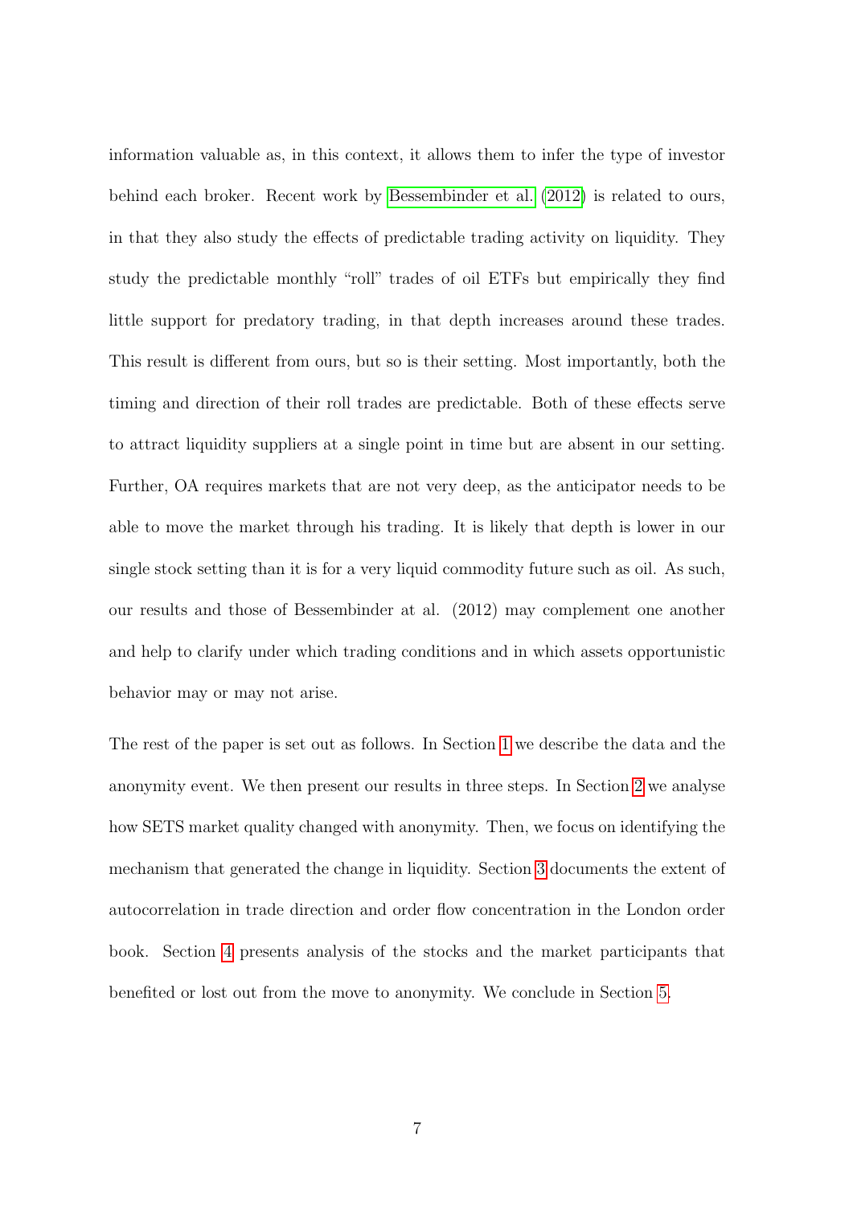information valuable as, in this context, it allows them to infer the type of investor behind each broker. Recent work by Bessembinder et al. (2012) is related to ours, in that they also study the effects of predictable trading activity on liquidity. They study the predictable monthly "roll" trades of oil ETFs but empirically they find little support for predatory trading, in that depth increases around these trades. This result is different from ours, but so is their setting. Most importantly, both the timing and direction of their roll trades are predictable. Both of these effects serve to attract liquidity suppliers at a single point in time but are absent in our setting. Further, OA requires markets that are not very deep, as the anticipator needs to be able to move the market through his trading. It is likely that depth is lower in our single stock setting than it is for a very liquid commodity future such as oil. As such, our results and those of Bessembinder at al. (2012) may complement one another and help to clarify under which trading conditions and in which assets opportunistic behavior may or may not arise.

The rest of the paper is set out as follows. In Section 1 we describe the data and the anonymity event. We then present our results in three steps. In Section 2 we analyse how SETS market quality changed with anonymity. Then, we focus on identifying the mechanism that generated the change in liquidity. Section 3 documents the extent of autocorrelation in trade direction and order flow concentration in the London order book. Section 4 presents analysis of the stocks and the market participants that benefited or lost out from the move to anonymity. We conclude in Section 5.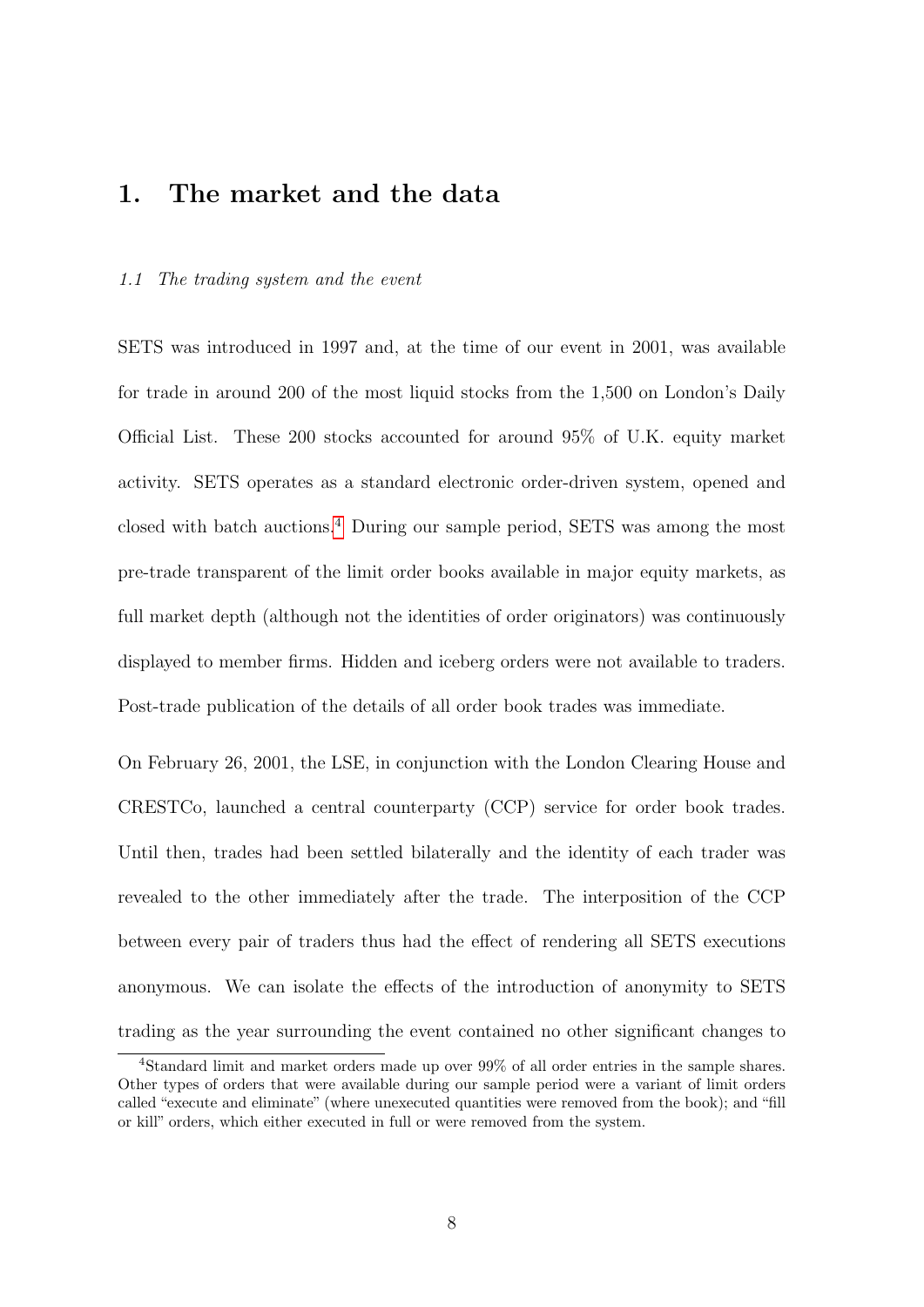# 1. The market and the data

*1.1 The trading system and the event*

SETS was introduced in 1997 and, at the time of our event in 2001, was available for trade in around 200 of the most liquid stocks from the 1,500 on London's Daily Official List. These 200 stocks accounted for around 95% of U.K. equity market activity. SETS operates as a standard electronic order-driven system, opened and closed with batch auctions.[4] During our sample period, SETS was among the most pre-trade transparent of the limit order books available in major equity markets, as full market depth (although not the identities of order originators) was continuously displayed to member firms. Hidden and iceberg orders were not available to traders. Post-trade publication of the details of all order book trades was immediate.

On February 26, 2001, the LSE, in conjunction with the London Clearing House and CRESTCo, launched a central counterparty (CCP) service for order book trades. Until then, trades had been settled bilaterally and the identity of each trader was revealed to the other immediately after the trade. The interposition of the CCP between every pair of traders thus had the effect of rendering all SETS executions anonymous. We can isolate the effects of the introduction of anonymity to SETS trading as the year surrounding the event contained no other significant changes to

[4] Standard limit and market orders made up over 99% of all order entries in the sample shares. Other types of orders that were available during our sample period were a variant of limit orders called "execute and eliminate" (where unexecuted quantities were removed from the book); and "fill or kill" orders, which either executed in full or were removed from the system.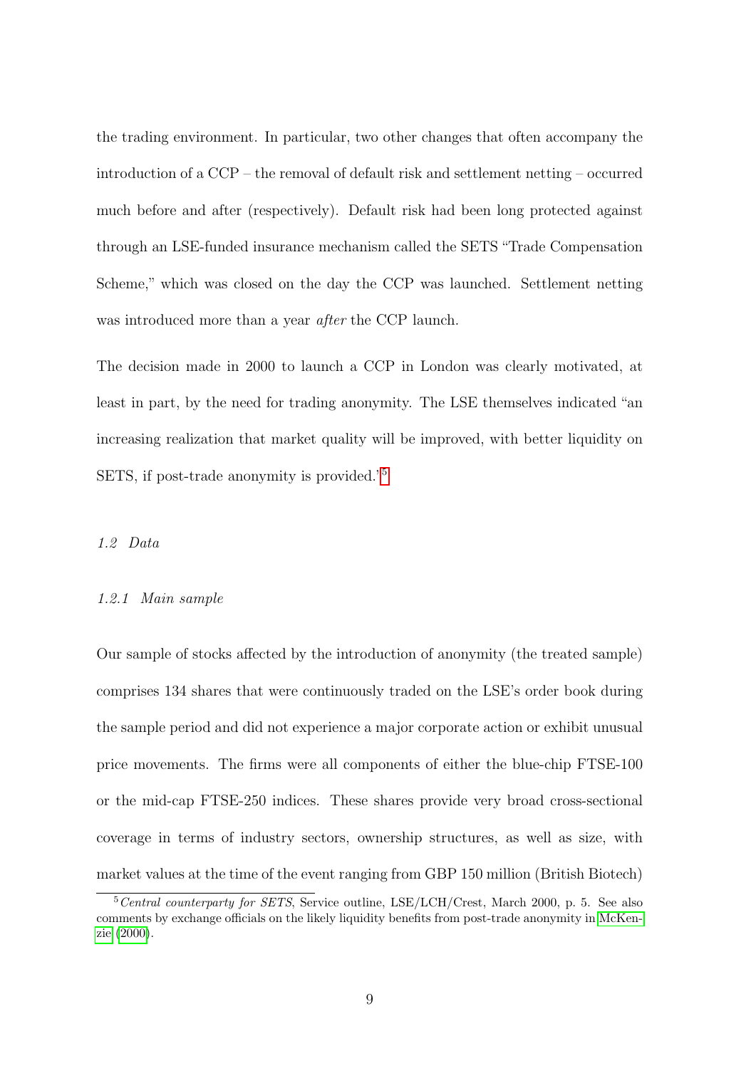the trading environment. In particular, two other changes that often accompany the introduction of a CCP – the removal of default risk and settlement netting – occurred much before and after (respectively). Default risk had been long protected against through an LSE-funded insurance mechanism called the SETS "Trade Compensation Scheme," which was closed on the day the CCP was launched. Settlement netting was introduced more than a year *after* the CCP launch.

The decision made in 2000 to launch a CCP in London was clearly motivated, at least in part, by the need for trading anonymity. The LSE themselves indicated "an increasing realization that market quality will be improved, with better liquidity on SETS, if post-trade anonymity is provided."[5]

### *1.2 Data*

#### *1.2.1 Main sample*

Our sample of stocks affected by the introduction of anonymity (the treated sample) comprises 134 shares that were continuously traded on the LSE's order book during the sample period and did not experience a major corporate action or exhibit unusual price movements. The firms were all components of either the blue-chip FTSE-100 or the mid-cap FTSE-250 indices. These shares provide very broad cross-sectional coverage in terms of industry sectors, ownership structures, as well as size, with market values at the time of the event ranging from GBP 150 million (British Biotech)

[5] *Central counterparty for SETS*, Service outline, LSE/LCH/Crest, March 2000, p. 5. See also comments by exchange officials on the likely liquidity benefits from post-trade anonymity in McKenzie (2000).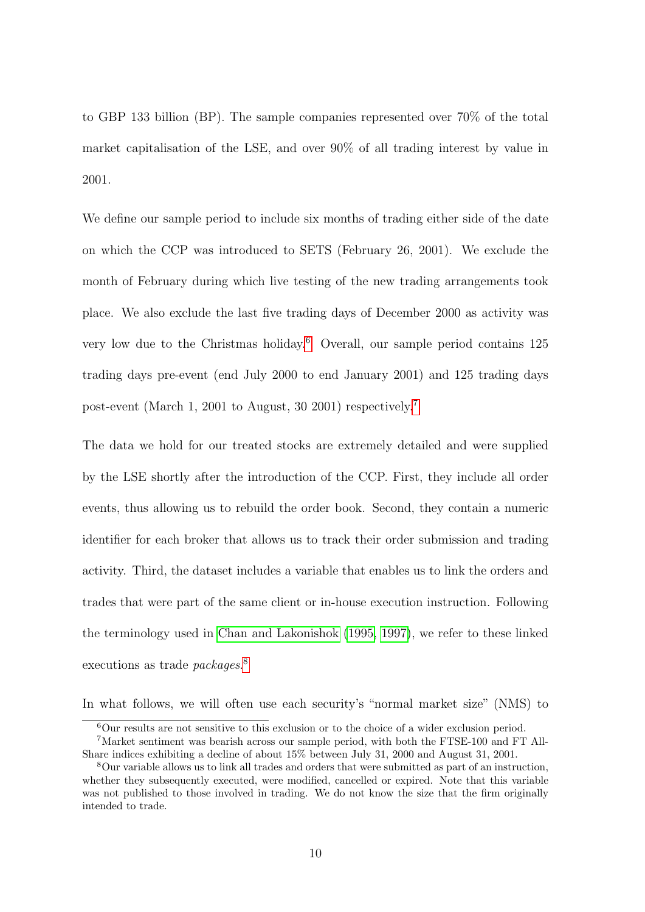to GBP 133 billion (BP). The sample companies represented over 70% of the total market capitalisation of the LSE, and over 90% of all trading interest by value in 2001.

We define our sample period to include six months of trading either side of the date on which the CCP was introduced to SETS (February 26, 2001). We exclude the month of February during which live testing of the new trading arrangements took place. We also exclude the last five trading days of December 2000 as activity was very low due to the Christmas holiday.[6] Overall, our sample period contains 125 trading days pre-event (end July 2000 to end January 2001) and 125 trading days post-event (March 1, 2001 to August, 30 2001) respectively.[7]

The data we hold for our treated stocks are extremely detailed and were supplied by the LSE shortly after the introduction of the CCP. First, they include all order events, thus allowing us to rebuild the order book. Second, they contain a numeric identifier for each broker that allows us to track their order submission and trading activity. Third, the dataset includes a variable that enables us to link the orders and trades that were part of the same client or in-house execution instruction. Following the terminology used in Chan and Lakonishok (1995, 1997), we refer to these linked executions as trade *packages*.[8]

In what follows, we will often use each security's "normal market size" (NMS) to

[6] Our results are not sensitive to this exclusion or to the choice of a wider exclusion period.

[7] Market sentiment was bearish across our sample period, with both the FTSE-100 and FT All-Share indices exhibiting a decline of about 15% between July 31, 2000 and August 31, 2001.

[8] Our variable allows us to link all trades and orders that were submitted as part of an instruction, whether they subsequently executed, were modified, cancelled or expired. Note that this variable was not published to those involved in trading. We do not know the size that the firm originally intended to trade.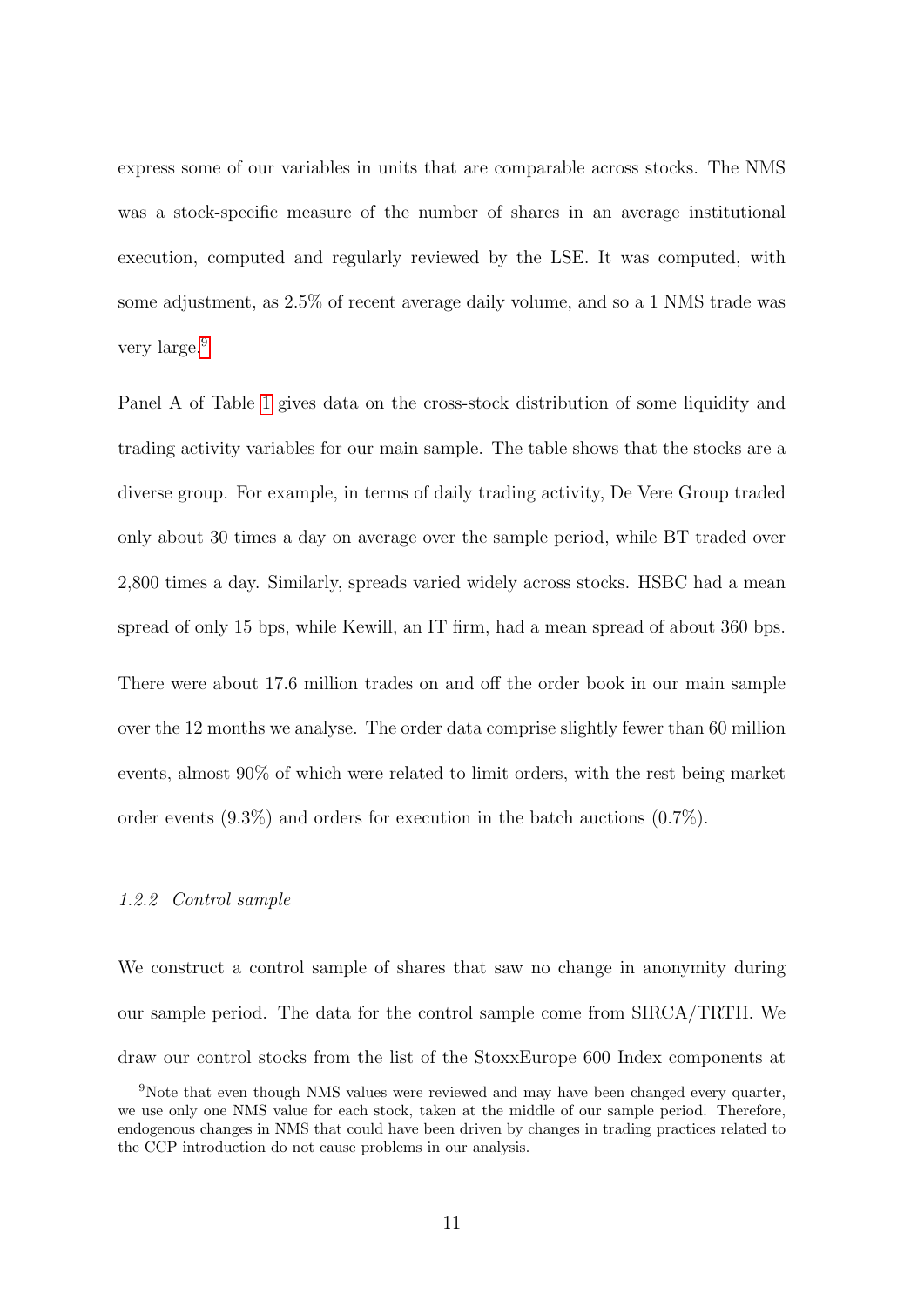express some of our variables in units that are comparable across stocks. The NMS was a stock-specific measure of the number of shares in an average institutional execution, computed and regularly reviewed by the LSE. It was computed, with some adjustment, as 2.5% of recent average daily volume, and so a 1 NMS trade was very large.[9]

Panel A of Table 1 gives data on the cross-stock distribution of some liquidity and trading activity variables for our main sample. The table shows that the stocks are a diverse group. For example, in terms of daily trading activity, De Vere Group traded only about 30 times a day on average over the sample period, while BT traded over 2,800 times a day. Similarly, spreads varied widely across stocks. HSBC had a mean spread of only 15 bps, while Kewill, an IT firm, had a mean spread of about 360 bps.

There were about 17.6 million trades on and off the order book in our main sample over the 12 months we analyse. The order data comprise slightly fewer than 60 million events, almost 90% of which were related to limit orders, with the rest being market order events (9.3%) and orders for execution in the batch auctions (0.7%).

### *1.2.2 Control sample*

We construct a control sample of shares that saw no change in anonymity during our sample period. The data for the control sample come from SIRCA/TRTH. We draw our control stocks from the list of the StoxxEurope 600 Index components at

[9] Note that even though NMS values were reviewed and may have been changed every quarter, we use only one NMS value for each stock, taken at the middle of our sample period. Therefore, endogenous changes in NMS that could have been driven by changes in trading practices related to the CCP introduction do not cause problems in our analysis.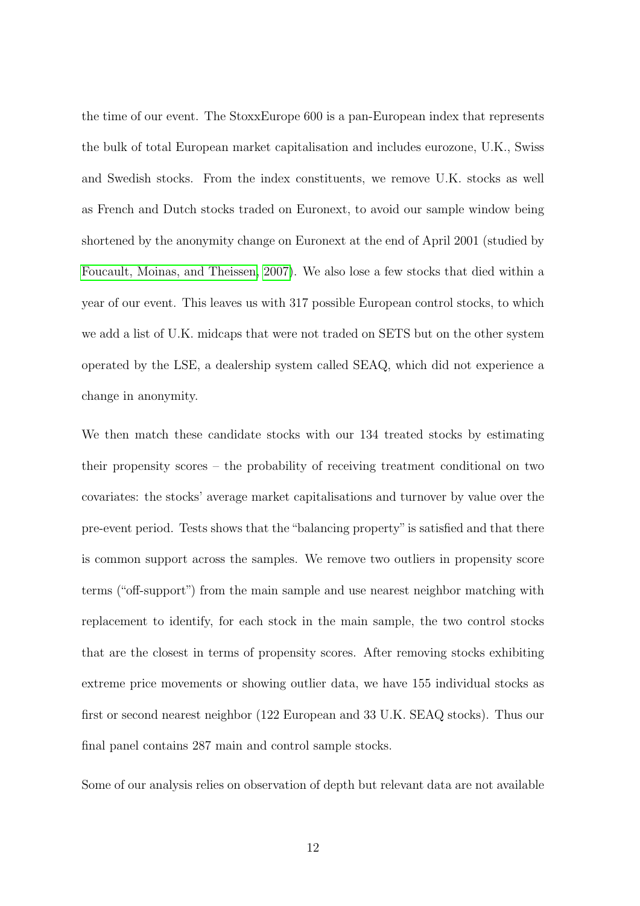the time of our event. The StoxxEurope 600 is a pan-European index that represents the bulk of total European market capitalisation and includes eurozone, U.K., Swiss and Swedish stocks. From the index constituents, we remove U.K. stocks as well as French and Dutch stocks traded on Euronext, to avoid our sample window being shortened by the anonymity change on Euronext at the end of April 2001 (studied by Foucault, Moinas, and Theissen, 2007). We also lose a few stocks that died within a year of our event. This leaves us with 317 possible European control stocks, to which we add a list of U.K. midcaps that were not traded on SETS but on the other system operated by the LSE, a dealership system called SEAQ, which did not experience a change in anonymity.

We then match these candidate stocks with our 134 treated stocks by estimating their propensity scores – the probability of receiving treatment conditional on two covariates: the stocks' average market capitalisations and turnover by value over the pre-event period. Tests shows that the "balancing property" is satisfied and that there is common support across the samples. We remove two outliers in propensity score terms ("off-support") from the main sample and use nearest neighbor matching with replacement to identify, for each stock in the main sample, the two control stocks that are the closest in terms of propensity scores. After removing stocks exhibiting extreme price movements or showing outlier data, we have 155 individual stocks as first or second nearest neighbor (122 European and 33 U.K. SEAQ stocks). Thus our final panel contains 287 main and control sample stocks.

Some of our analysis relies on observation of depth but relevant data are not available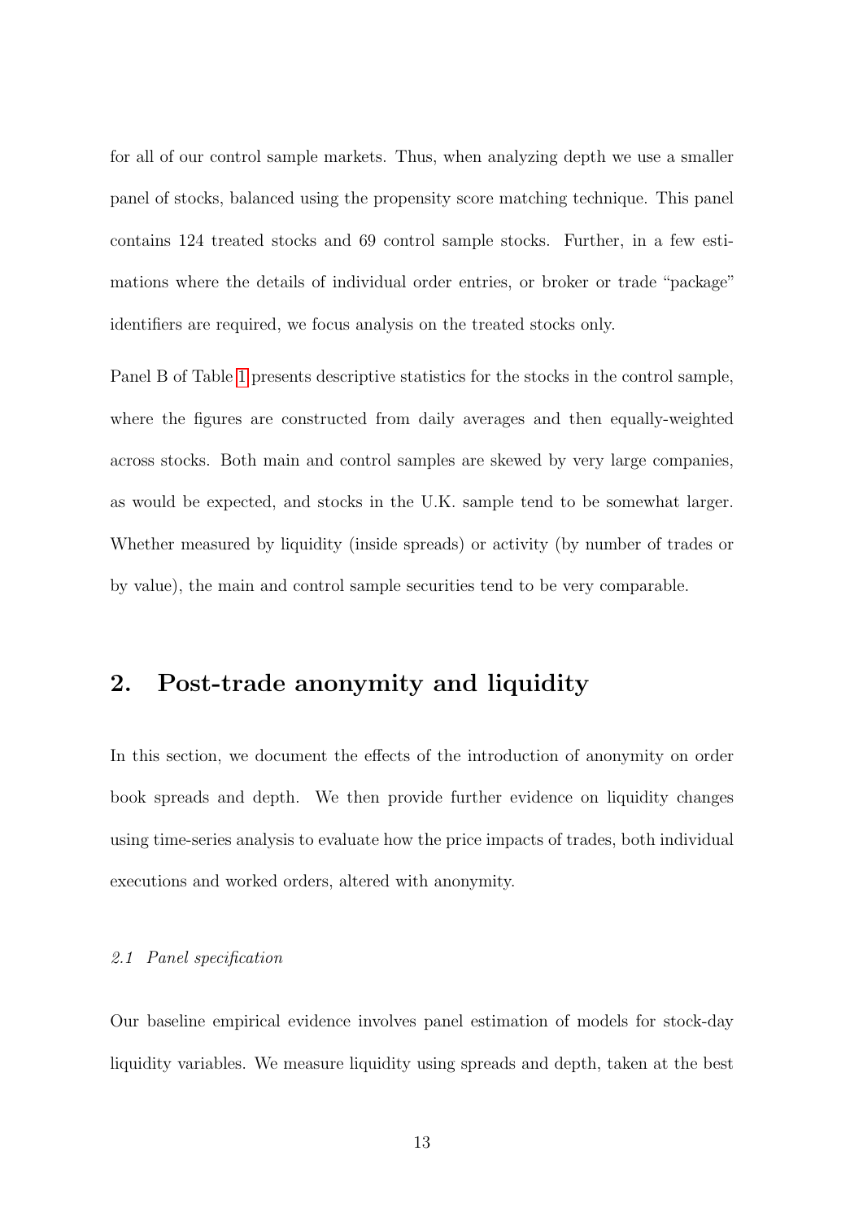for all of our control sample markets. Thus, when analyzing depth we use a smaller panel of stocks, balanced using the propensity score matching technique. This panel contains 124 treated stocks and 69 control sample stocks. Further, in a few estimations where the details of individual order entries, or broker or trade "package" identifiers are required, we focus analysis on the treated stocks only.

Panel B of Table 1 presents descriptive statistics for the stocks in the control sample, where the figures are constructed from daily averages and then equally-weighted across stocks. Both main and control samples are skewed by very large companies, as would be expected, and stocks in the U.K. sample tend to be somewhat larger. Whether measured by liquidity (inside spreads) or activity (by number of trades or by value), the main and control sample securities tend to be very comparable.

## 2. Post-trade anonymity and liquidity

In this section, we document the effects of the introduction of anonymity on order book spreads and depth. We then provide further evidence on liquidity changes using time-series analysis to evaluate how the price impacts of trades, both individual executions and worked orders, altered with anonymity.

### *2.1 Panel specification*

Our baseline empirical evidence involves panel estimation of models for stock-day liquidity variables. We measure liquidity using spreads and depth, taken at the best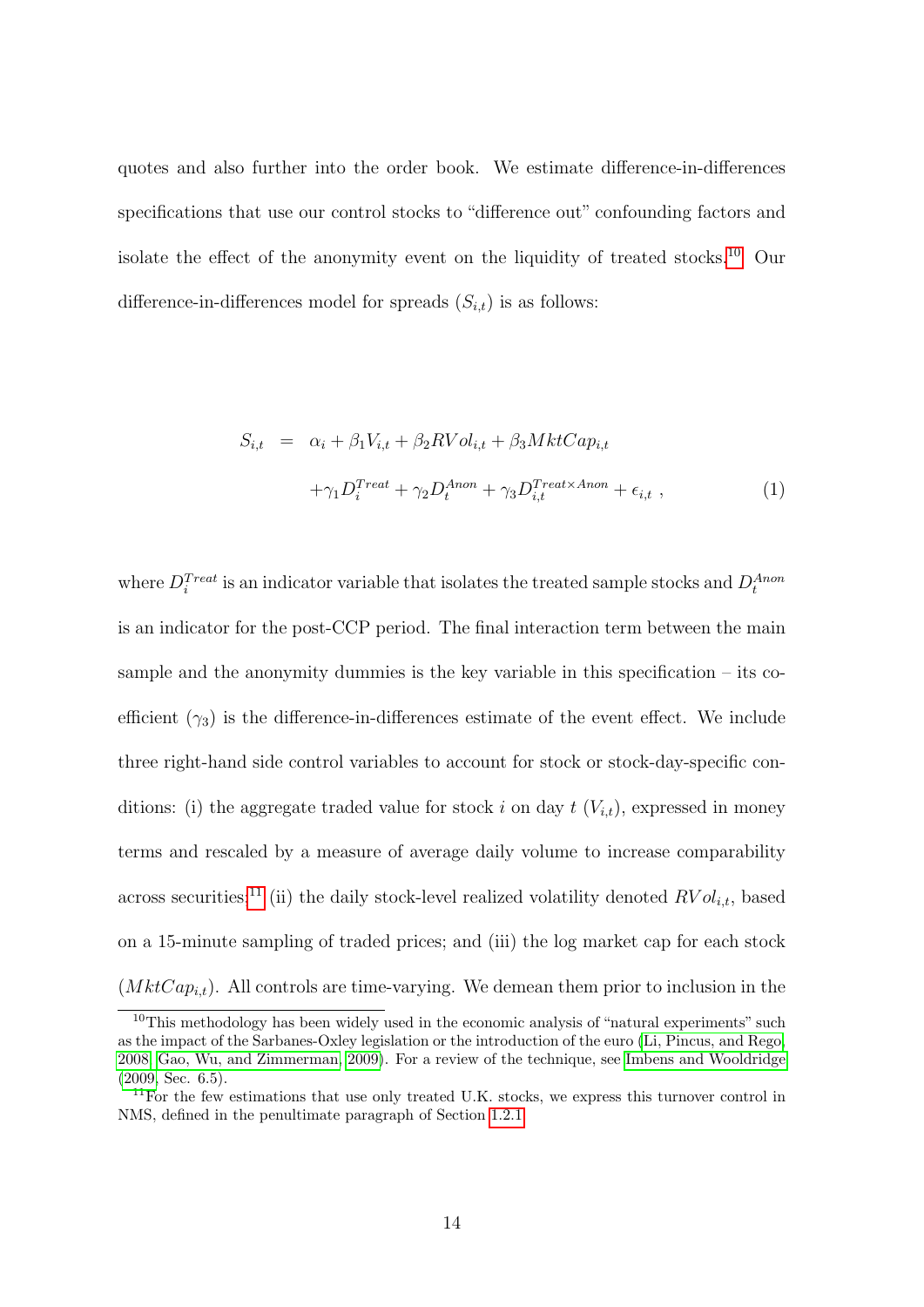quotes and also further into the order book. We estimate difference-in-differences specifications that use our control stocks to "difference out" confounding factors and isolate the effect of the anonymity event on the liquidity of treated stocks.[10] Our difference-in-differences model for spreads ($S_{i,t}$) is as follows:

$$
\begin{aligned}
S_{i,t} &= \alpha_i + \beta_1 V_{i,t} + \beta_2 RVol_{i,t} + \beta_3 MktCap_{i,t} \\
&\quad + \gamma_1 D_i^{Treat} + \gamma_2 D_t^{Anon} + \gamma_3 D_{i,t}^{Treat \times Anon} + \epsilon_{i,t} \ ,
\end{aligned} \tag{1}
$$

where $D_i^{Treat}$ is an indicator variable that isolates the treated sample stocks and $D_t^{Anon}$ is an indicator for the post-CCP period. The final interaction term between the main sample and the anonymity dummies is the key variable in this specification – its coefficient ($\gamma_3$) is the difference-in-differences estimate of the event effect. We include three right-hand side control variables to account for stock or stock-day-specific conditions: (i) the aggregate traded value for stock $i$ on day $t$ ($V_{i,t}$), expressed in money terms and rescaled by a measure of average daily volume to increase comparability across securities;[11] (ii) the daily stock-level realized volatility denoted $RVol_{i,t}$, based on a 15-minute sampling of traded prices; and (iii) the log market cap for each stock ($MktCap_{i,t}$). All controls are time-varying. We demean them prior to inclusion in the

[10] This methodology has been widely used in the economic analysis of "natural experiments" such as the impact of the Sarbanes-Oxley legislation or the introduction of the euro (Li, Pincus, and Rego, 2008; Gao, Wu, and Zimmerman, 2009). For a review of the technique, see Imbens and Wooldridge (2009, Sec. 6.5).

[11] For the few estimations that use only treated U.K. stocks, we express this turnover control in NMS, defined in the penultimate paragraph of Section 1.2.1.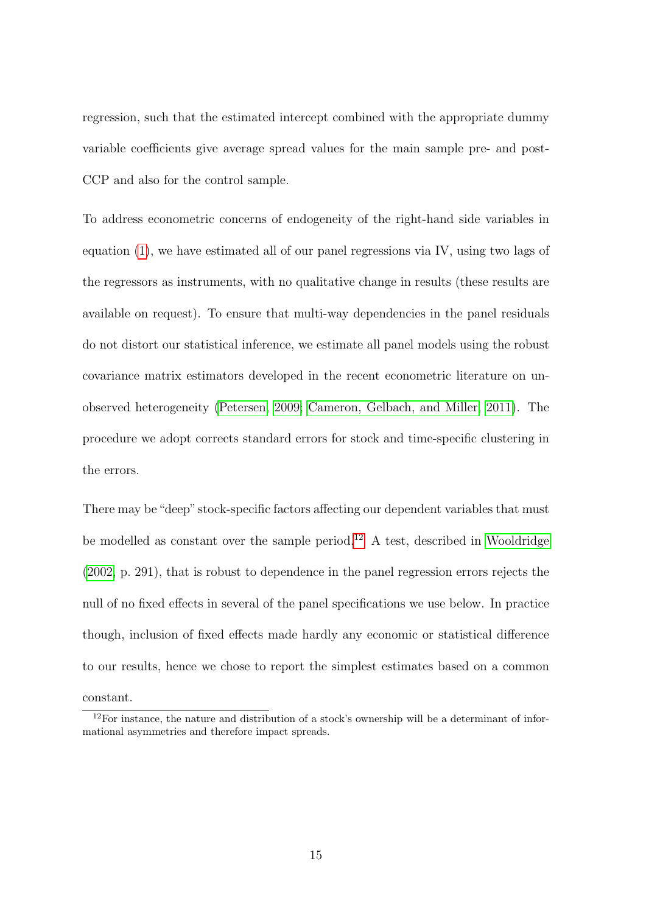regression, such that the estimated intercept combined with the appropriate dummy variable coefficients give average spread values for the main sample pre- and post-CCP and also for the control sample.

To address econometric concerns of endogeneity of the right-hand side variables in equation (1), we have estimated all of our panel regressions via IV, using two lags of the regressors as instruments, with no qualitative change in results (these results are available on request). To ensure that multi-way dependencies in the panel residuals do not distort our statistical inference, we estimate all panel models using the robust covariance matrix estimators developed in the recent econometric literature on unobserved heterogeneity (Petersen, 2009; Cameron, Gelbach, and Miller, 2011). The procedure we adopt corrects standard errors for stock and time-specific clustering in the errors.

There may be "deep" stock-specific factors affecting our dependent variables that must be modelled as constant over the sample period.[12] A test, described in Wooldridge (2002, p. 291), that is robust to dependence in the panel regression errors rejects the null of no fixed effects in several of the panel specifications we use below. In practice though, inclusion of fixed effects made hardly any economic or statistical difference to our results, hence we chose to report the simplest estimates based on a common constant.

[12] For instance, the nature and distribution of a stock's ownership will be a determinant of informational asymmetries and therefore impact spreads.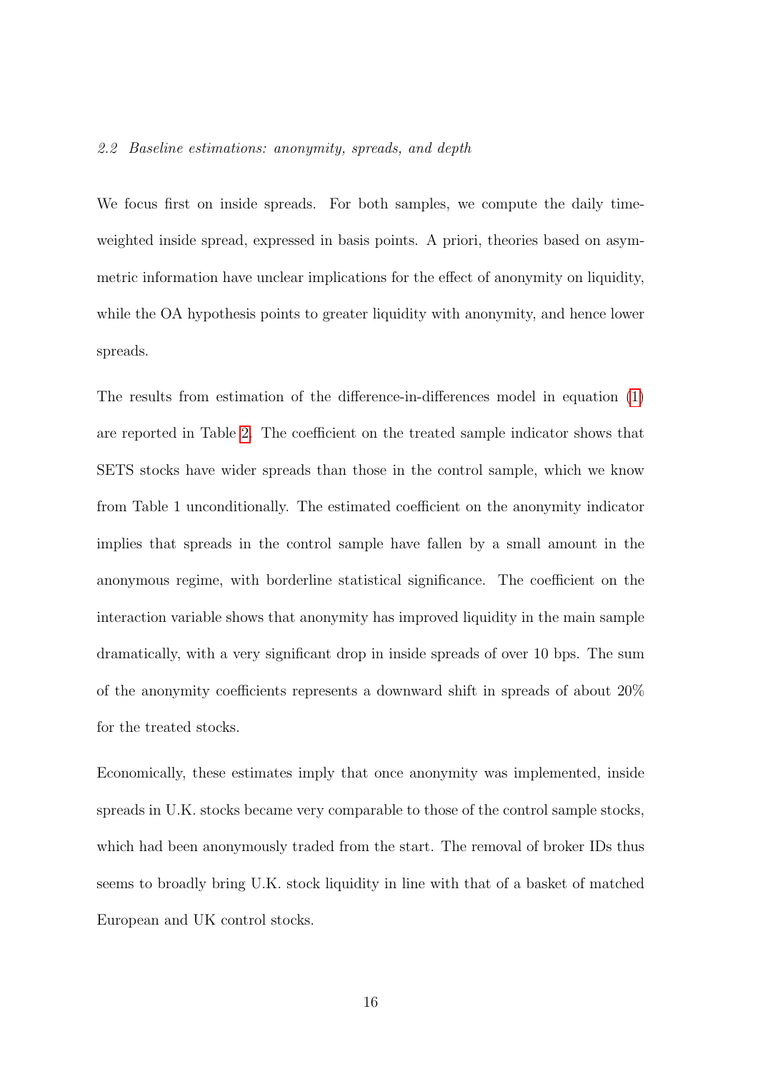### *2.2 Baseline estimations: anonymity, spreads, and depth*

We focus first on inside spreads. For both samples, we compute the daily time-weighted inside spread, expressed in basis points. A priori, theories based on asymmetric information have unclear implications for the effect of anonymity on liquidity, while the OA hypothesis points to greater liquidity with anonymity, and hence lower spreads.

The results from estimation of the difference-in-differences model in equation (1) are reported in Table 2. The coefficient on the treated sample indicator shows that SETS stocks have wider spreads than those in the control sample, which we know from Table 1 unconditionally. The estimated coefficient on the anonymity indicator implies that spreads in the control sample have fallen by a small amount in the anonymous regime, with borderline statistical significance. The coefficient on the interaction variable shows that anonymity has improved liquidity in the main sample dramatically, with a very significant drop in inside spreads of over 10 bps. The sum of the anonymity coefficients represents a downward shift in spreads of about 20% for the treated stocks.

Economically, these estimates imply that once anonymity was implemented, inside spreads in U.K. stocks became very comparable to those of the control sample stocks, which had been anonymously traded from the start. The removal of broker IDs thus seems to broadly bring U.K. stock liquidity in line with that of a basket of matched European and UK control stocks.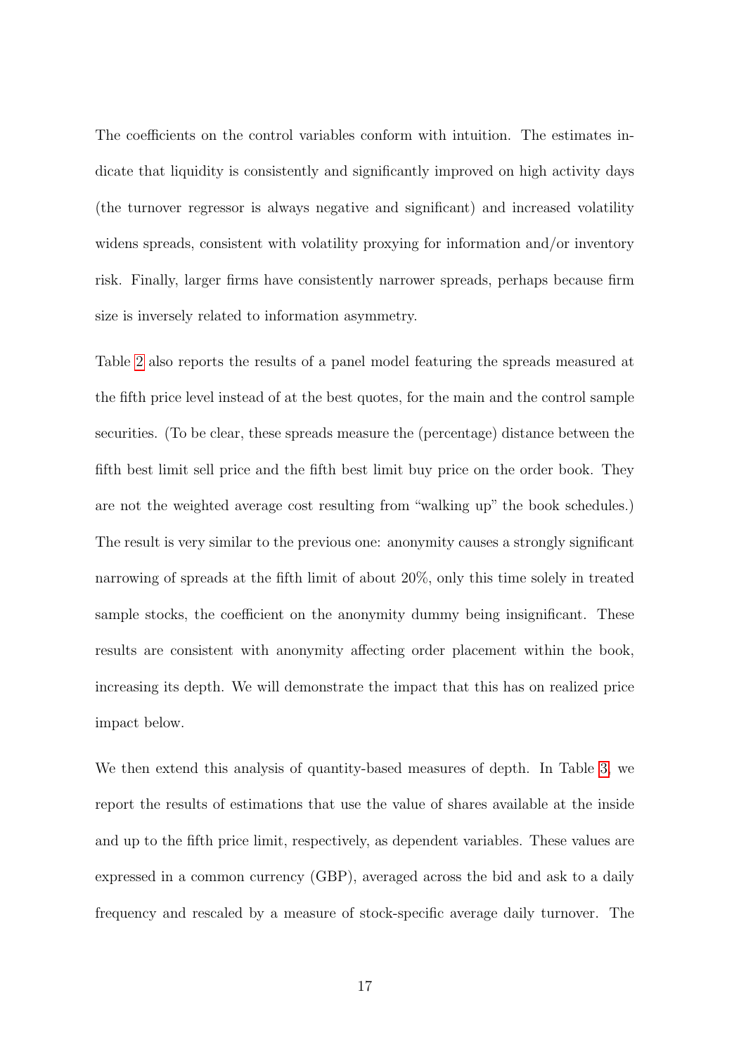The coefficients on the control variables conform with intuition. The estimates indicate that liquidity is consistently and significantly improved on high activity days (the turnover regressor is always negative and significant) and increased volatility widens spreads, consistent with volatility proxying for information and/or inventory risk. Finally, larger firms have consistently narrower spreads, perhaps because firm size is inversely related to information asymmetry.

Table 2 also reports the results of a panel model featuring the spreads measured at the fifth price level instead of at the best quotes, for the main and the control sample securities. (To be clear, these spreads measure the (percentage) distance between the fifth best limit sell price and the fifth best limit buy price on the order book. They are not the weighted average cost resulting from "walking up" the book schedules.) The result is very similar to the previous one: anonymity causes a strongly significant narrowing of spreads at the fifth limit of about 20%, only this time solely in treated sample stocks, the coefficient on the anonymity dummy being insignificant. These results are consistent with anonymity affecting order placement within the book, increasing its depth. We will demonstrate the impact that this has on realized price impact below.

We then extend this analysis of quantity-based measures of depth. In Table 3, we report the results of estimations that use the value of shares available at the inside and up to the fifth price limit, respectively, as dependent variables. These values are expressed in a common currency (GBP), averaged across the bid and ask to a daily frequency and rescaled by a measure of stock-specific average daily turnover. The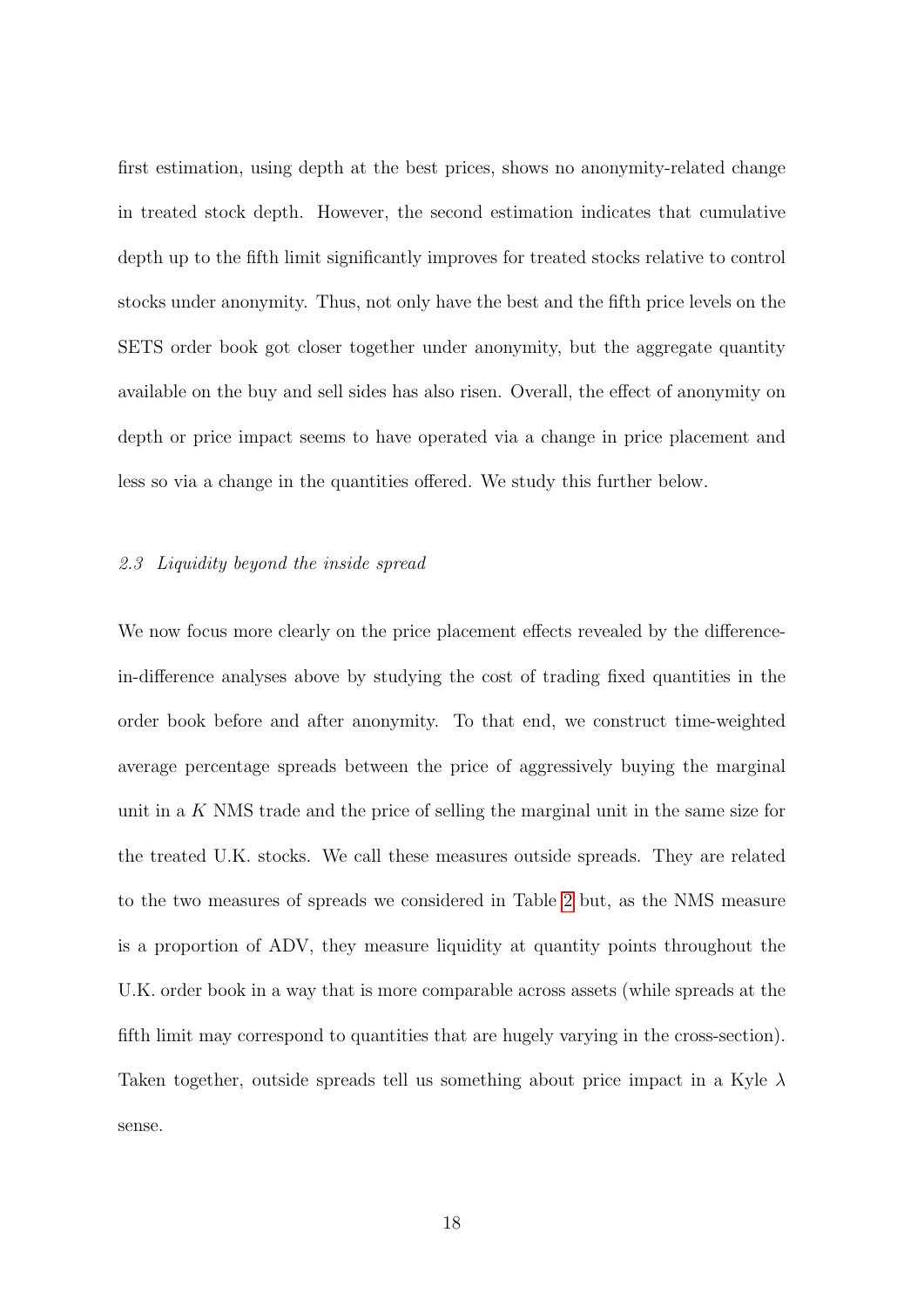first estimation, using depth at the best prices, shows no anonymity-related change in treated stock depth. However, the second estimation indicates that cumulative depth up to the fifth limit significantly improves for treated stocks relative to control stocks under anonymity. Thus, not only have the best and the fifth price levels on the SETS order book got closer together under anonymity, but the aggregate quantity available on the buy and sell sides has also risen. Overall, the effect of anonymity on depth or price impact seems to have operated via a change in price placement and less so via a change in the quantities offered. We study this further below.

### *2.3 Liquidity beyond the inside spread*

We now focus more clearly on the price placement effects revealed by the difference-in-difference analyses above by studying the cost of trading fixed quantities in the order book before and after anonymity. To that end, we construct time-weighted average percentage spreads between the price of aggressively buying the marginal unit in a $K$ NMS trade and the price of selling the marginal unit in the same size for the treated U.K. stocks. We call these measures outside spreads. They are related to the two measures of spreads we considered in Table 2 but, as the NMS measure is a proportion of ADV, they measure liquidity at quantity points throughout the U.K. order book in a way that is more comparable across assets (while spreads at the fifth limit may correspond to quantities that are hugely varying in the cross-section). Taken together, outside spreads tell us something about price impact in a Kyle $\lambda$ sense.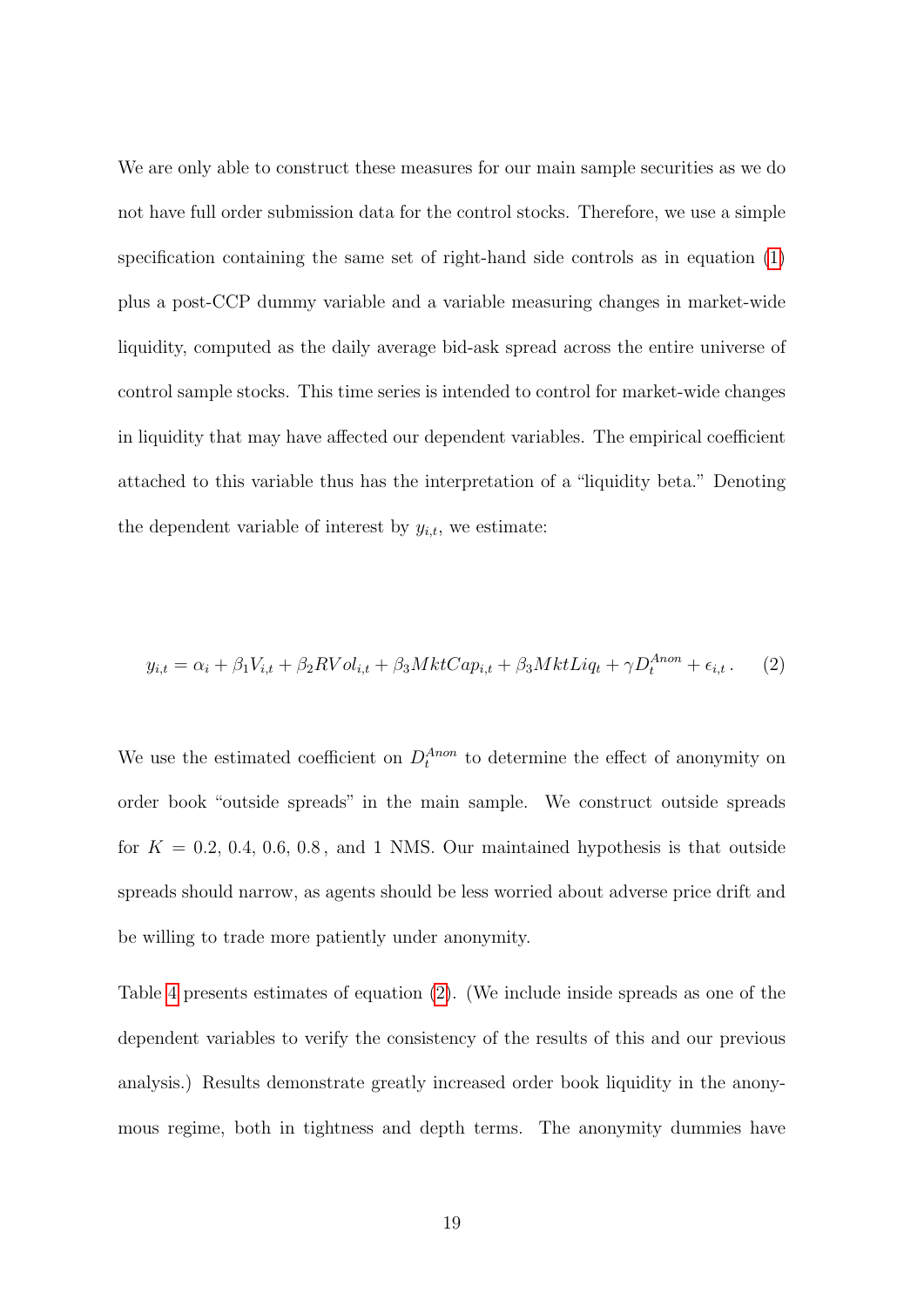We are only able to construct these measures for our main sample securities as we do not have full order submission data for the control stocks. Therefore, we use a simple specification containing the same set of right-hand side controls as in equation (1) plus a post-CCP dummy variable and a variable measuring changes in market-wide liquidity, computed as the daily average bid-ask spread across the entire universe of control sample stocks. This time series is intended to control for market-wide changes in liquidity that may have affected our dependent variables. The empirical coefficient attached to this variable thus has the interpretation of a "liquidity beta." Denoting the dependent variable of interest by $y_{i,t}$, we estimate:

$$y_{i,t} = \alpha_i + \beta_1 V_{i,t} + \beta_2 RVol_{i,t} + \beta_3 MktCap_{i,t} + \beta_3 MktLiq_t + \gamma D_t^{Anon} + \epsilon_{i,t} \,. \qquad (2)$$

We use the estimated coefficient on $D_t^{Anon}$ to determine the effect of anonymity on order book "outside spreads" in the main sample. We construct outside spreads for $K = 0.2,\, 0.4,\, 0.6,\, 0.8\,$, and 1 NMS. Our maintained hypothesis is that outside spreads should narrow, as agents should be less worried about adverse price drift and be willing to trade more patiently under anonymity.

Table 4 presents estimates of equation (2). (We include inside spreads as one of the dependent variables to verify the consistency of the results of this and our previous analysis.) Results demonstrate greatly increased order book liquidity in the anonymous regime, both in tightness and depth terms. The anonymity dummies have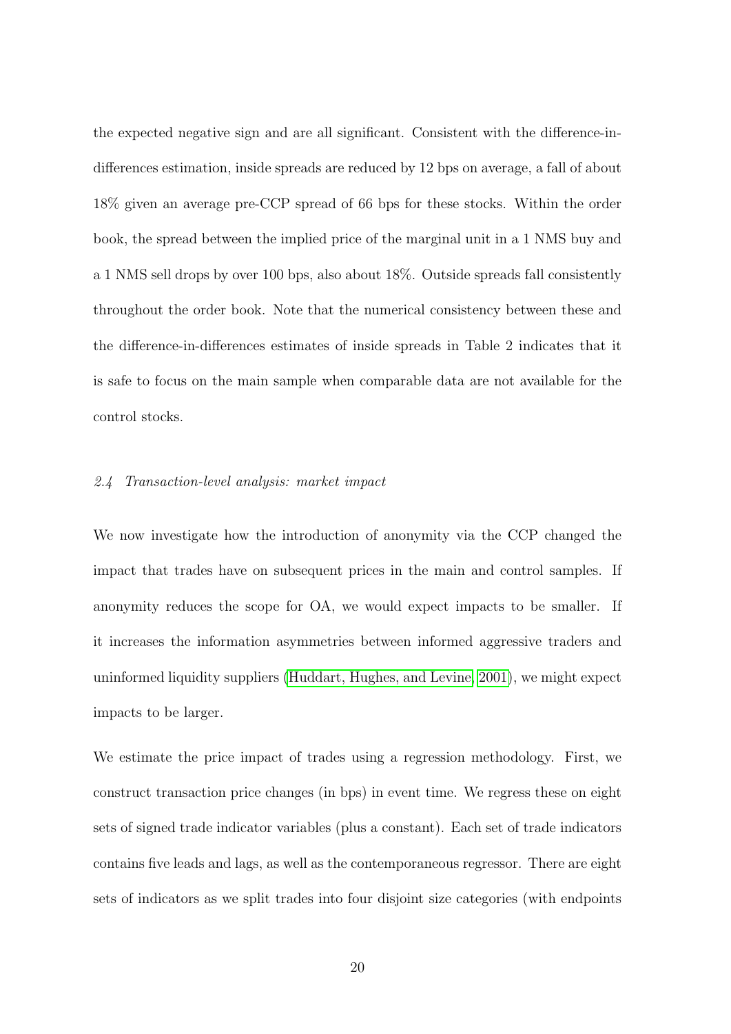the expected negative sign and are all significant. Consistent with the difference-in-differences estimation, inside spreads are reduced by 12 bps on average, a fall of about 18% given an average pre-CCP spread of 66 bps for these stocks. Within the order book, the spread between the implied price of the marginal unit in a 1 NMS buy and a 1 NMS sell drops by over 100 bps, also about 18%. Outside spreads fall consistently throughout the order book. Note that the numerical consistency between these and the difference-in-differences estimates of inside spreads in Table 2 indicates that it is safe to focus on the main sample when comparable data are not available for the control stocks.

### *2.4 Transaction-level analysis: market impact*

We now investigate how the introduction of anonymity via the CCP changed the impact that trades have on subsequent prices in the main and control samples. If anonymity reduces the scope for OA, we would expect impacts to be smaller. If it increases the information asymmetries between informed aggressive traders and uninformed liquidity suppliers (Huddart, Hughes, and Levine, 2001), we might expect impacts to be larger.

We estimate the price impact of trades using a regression methodology. First, we construct transaction price changes (in bps) in event time. We regress these on eight sets of signed trade indicator variables (plus a constant). Each set of trade indicators contains five leads and lags, as well as the contemporaneous regressor. There are eight sets of indicators as we split trades into four disjoint size categories (with endpoints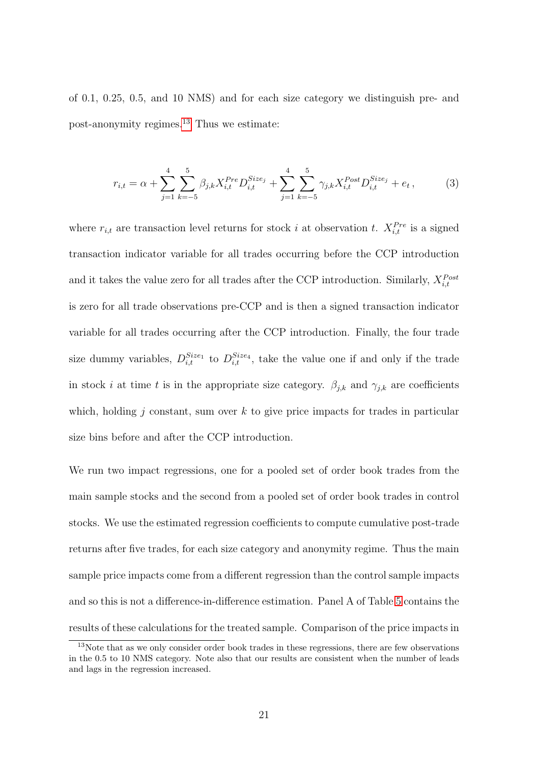of 0.1, 0.25, 0.5, and 10 NMS) and for each size category we distinguish pre- and post-anonymity regimes.[13] Thus we estimate:

$$r_{i,t} = \alpha + \sum_{j=1}^{4} \sum_{k=-5}^{5} \beta_{j,k} X_{i,t}^{Pre} D_{i,t}^{Size_j} + \sum_{j=1}^{4} \sum_{k=-5}^{5} \gamma_{j,k} X_{i,t}^{Post} D_{i,t}^{Size_j} + e_t \,, \tag{3}$$

where $r_{i,t}$ are transaction level returns for stock $i$ at observation $t$. $X_{i,t}^{Pre}$ is a signed transaction indicator variable for all trades occurring before the CCP introduction and it takes the value zero for all trades after the CCP introduction. Similarly, $X_{i,t}^{Post}$ is zero for all trade observations pre-CCP and is then a signed transaction indicator variable for all trades occurring after the CCP introduction. Finally, the four trade size dummy variables, $D_{i,t}^{Size_1}$ to $D_{i,t}^{Size_4}$, take the value one if and only if the trade in stock $i$ at time $t$ is in the appropriate size category. $\beta_{j,k}$ and $\gamma_{j,k}$ are coefficients which, holding $j$ constant, sum over $k$ to give price impacts for trades in particular size bins before and after the CCP introduction.

We run two impact regressions, one for a pooled set of order book trades from the main sample stocks and the second from a pooled set of order book trades in control stocks. We use the estimated regression coefficients to compute cumulative post-trade returns after five trades, for each size category and anonymity regime. Thus the main sample price impacts come from a different regression than the control sample impacts and so this is not a difference-in-difference estimation. Panel A of Table 5 contains the results of these calculations for the treated sample. Comparison of the price impacts in

[13] Note that as we only consider order book trades in these regressions, there are few observations in the 0.5 to 10 NMS category. Note also that our results are consistent when the number of leads and lags in the regression increased.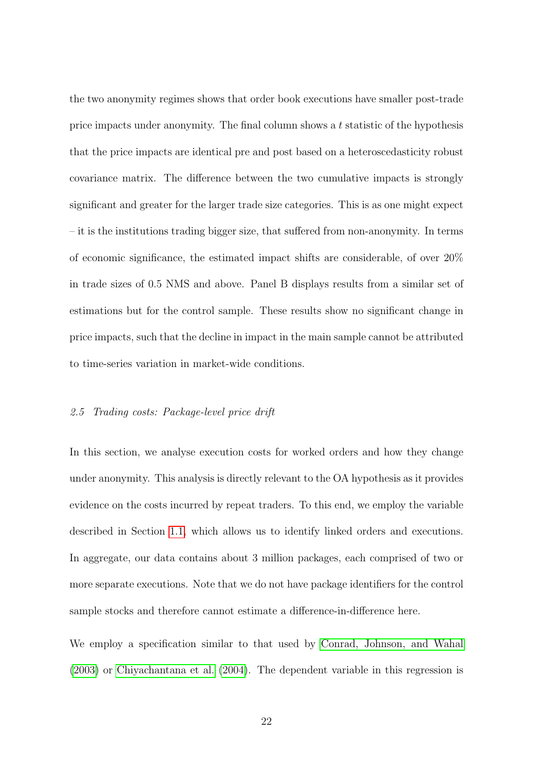the two anonymity regimes shows that order book executions have smaller post-trade price impacts under anonymity. The final column shows a $t$ statistic of the hypothesis that the price impacts are identical pre and post based on a heteroscedasticity robust covariance matrix. The difference between the two cumulative impacts is strongly significant and greater for the larger trade size categories. This is as one might expect – it is the institutions trading bigger size, that suffered from non-anonymity. In terms of economic significance, the estimated impact shifts are considerable, of over 20% in trade sizes of 0.5 NMS and above. Panel B displays results from a similar set of estimations but for the control sample. These results show no significant change in price impacts, such that the decline in impact in the main sample cannot be attributed to time-series variation in market-wide conditions.

### *2.5 Trading costs: Package-level price drift*

In this section, we analyse execution costs for worked orders and how they change under anonymity. This analysis is directly relevant to the OA hypothesis as it provides evidence on the costs incurred by repeat traders. To this end, we employ the variable described in Section 1.1, which allows us to identify linked orders and executions. In aggregate, our data contains about 3 million packages, each comprised of two or more separate executions. Note that we do not have package identifiers for the control sample stocks and therefore cannot estimate a difference-in-difference here.

We employ a specification similar to that used by Conrad, Johnson, and Wahal (2003) or Chiyachantana et al. (2004). The dependent variable in this regression is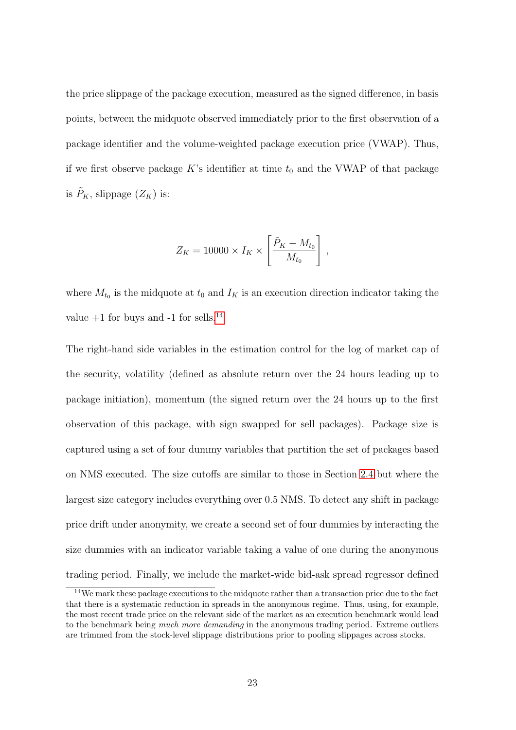the price slippage of the package execution, measured as the signed difference, in basis points, between the midquote observed immediately prior to the first observation of a package identifier and the volume-weighted package execution price (VWAP). Thus, if we first observe package $K$'s identifier at time $t_0$ and the VWAP of that package is $\tilde{P}_K$, slippage ($Z_K$) is:

$$Z_K = 10000 \times I_K \times \left[ \frac{\tilde{P}_K - M_{t_0}}{M_{t_0}} \right],$$

where $M_{t_0}$ is the midquote at $t_0$ and $I_K$ is an execution direction indicator taking the value +1 for buys and -1 for sells.[14]

The right-hand side variables in the estimation control for the log of market cap of the security, volatility (defined as absolute return over the 24 hours leading up to package initiation), momentum (the signed return over the 24 hours up to the first observation of this package, with sign swapped for sell packages). Package size is captured using a set of four dummy variables that partition the set of packages based on NMS executed. The size cutoffs are similar to those in Section 2.4 but where the largest size category includes everything over 0.5 NMS. To detect any shift in package price drift under anonymity, we create a second set of four dummies by interacting the size dummies with an indicator variable taking a value of one during the anonymous trading period. Finally, we include the market-wide bid-ask spread regressor defined

[14] We mark these package executions to the midquote rather than a transaction price due to the fact that there is a systematic reduction in spreads in the anonymous regime. Thus, using, for example, the most recent trade price on the relevant side of the market as an execution benchmark would lead to the benchmark being *much more demanding* in the anonymous trading period. Extreme outliers are trimmed from the stock-level slippage distributions prior to pooling slippages across stocks.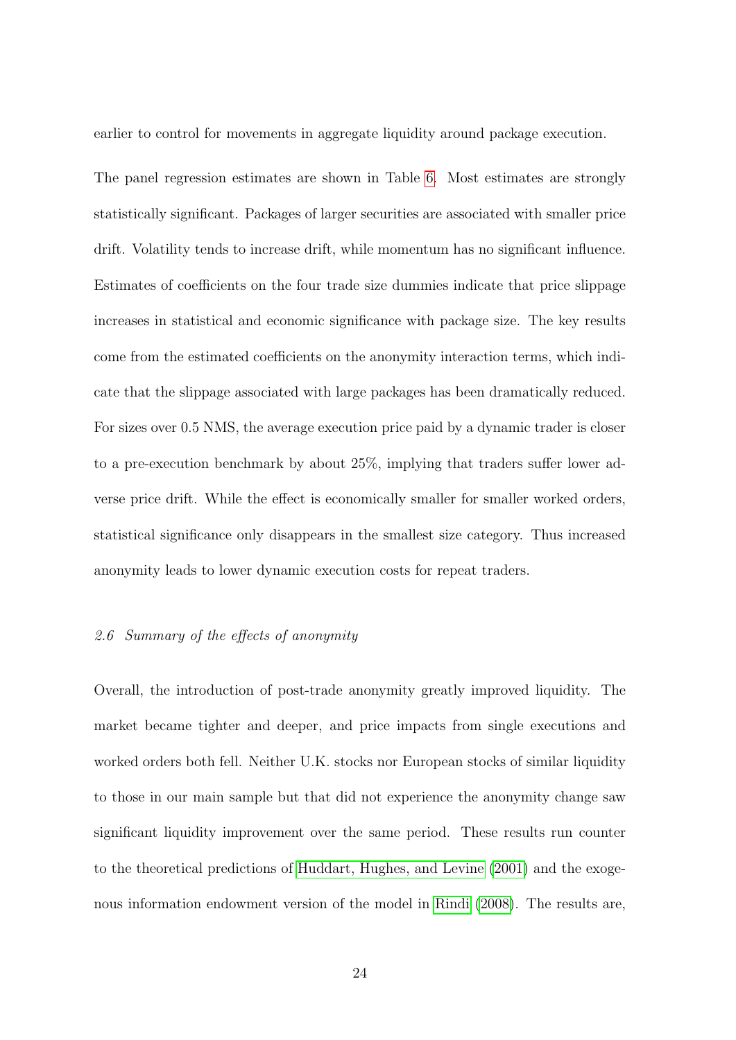earlier to control for movements in aggregate liquidity around package execution.

The panel regression estimates are shown in Table 6. Most estimates are strongly statistically significant. Packages of larger securities are associated with smaller price drift. Volatility tends to increase drift, while momentum has no significant influence. Estimates of coefficients on the four trade size dummies indicate that price slippage increases in statistical and economic significance with package size. The key results come from the estimated coefficients on the anonymity interaction terms, which indicate that the slippage associated with large packages has been dramatically reduced. For sizes over 0.5 NMS, the average execution price paid by a dynamic trader is closer to a pre-execution benchmark by about 25%, implying that traders suffer lower adverse price drift. While the effect is economically smaller for smaller worked orders, statistical significance only disappears in the smallest size category. Thus increased anonymity leads to lower dynamic execution costs for repeat traders.

### *2.6 Summary of the effects of anonymity*

Overall, the introduction of post-trade anonymity greatly improved liquidity. The market became tighter and deeper, and price impacts from single executions and worked orders both fell. Neither U.K. stocks nor European stocks of similar liquidity to those in our main sample but that did not experience the anonymity change saw significant liquidity improvement over the same period. These results run counter to the theoretical predictions of Huddart, Hughes, and Levine (2001) and the exogenous information endowment version of the model in Rindi (2008). The results are,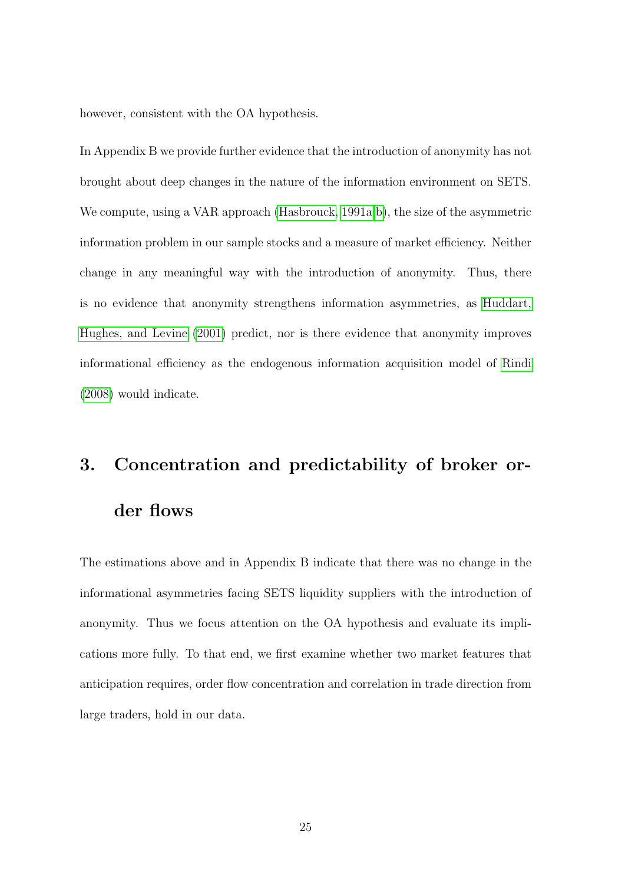however, consistent with the OA hypothesis.

In Appendix B we provide further evidence that the introduction of anonymity has not brought about deep changes in the nature of the information environment on SETS. We compute, using a VAR approach (Hasbrouck, 1991a,b), the size of the asymmetric information problem in our sample stocks and a measure of market efficiency. Neither change in any meaningful way with the introduction of anonymity. Thus, there is no evidence that anonymity strengthens information asymmetries, as Huddart, Hughes, and Levine (2001) predict, nor is there evidence that anonymity improves informational efficiency as the endogenous information acquisition model of Rindi (2008) would indicate.

# 3. Concentration and predictability of broker order flows

The estimations above and in Appendix B indicate that there was no change in the informational asymmetries facing SETS liquidity suppliers with the introduction of anonymity. Thus we focus attention on the OA hypothesis and evaluate its implications more fully. To that end, we first examine whether two market features that anticipation requires, order flow concentration and correlation in trade direction from large traders, hold in our data.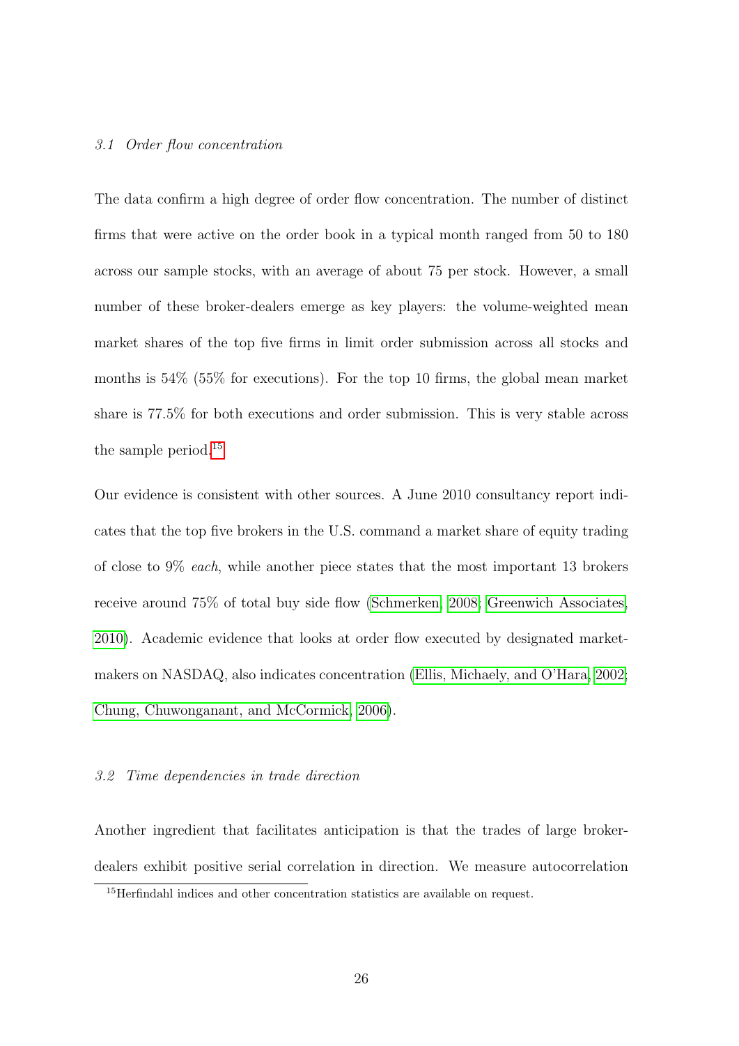### *3.1 Order flow concentration*

The data confirm a high degree of order flow concentration. The number of distinct firms that were active on the order book in a typical month ranged from 50 to 180 across our sample stocks, with an average of about 75 per stock. However, a small number of these broker-dealers emerge as key players: the volume-weighted mean market shares of the top five firms in limit order submission across all stocks and months is 54% (55% for executions). For the top 10 firms, the global mean market share is 77.5% for both executions and order submission. This is very stable across the sample period.[15]

Our evidence is consistent with other sources. A June 2010 consultancy report indicates that the top five brokers in the U.S. command a market share of equity trading of close to 9% *each*, while another piece states that the most important 13 brokers receive around 75% of total buy side flow (Schmerken, 2008; Greenwich Associates, 2010). Academic evidence that looks at order flow executed by designated market-makers on NASDAQ, also indicates concentration (Ellis, Michaely, and O'Hara, 2002; Chung, Chuwonganant, and McCormick, 2006).

### *3.2 Time dependencies in trade direction*

Another ingredient that facilitates anticipation is that the trades of large broker-dealers exhibit positive serial correlation in direction. We measure autocorrelation

[15] Herfindahl indices and other concentration statistics are available on request.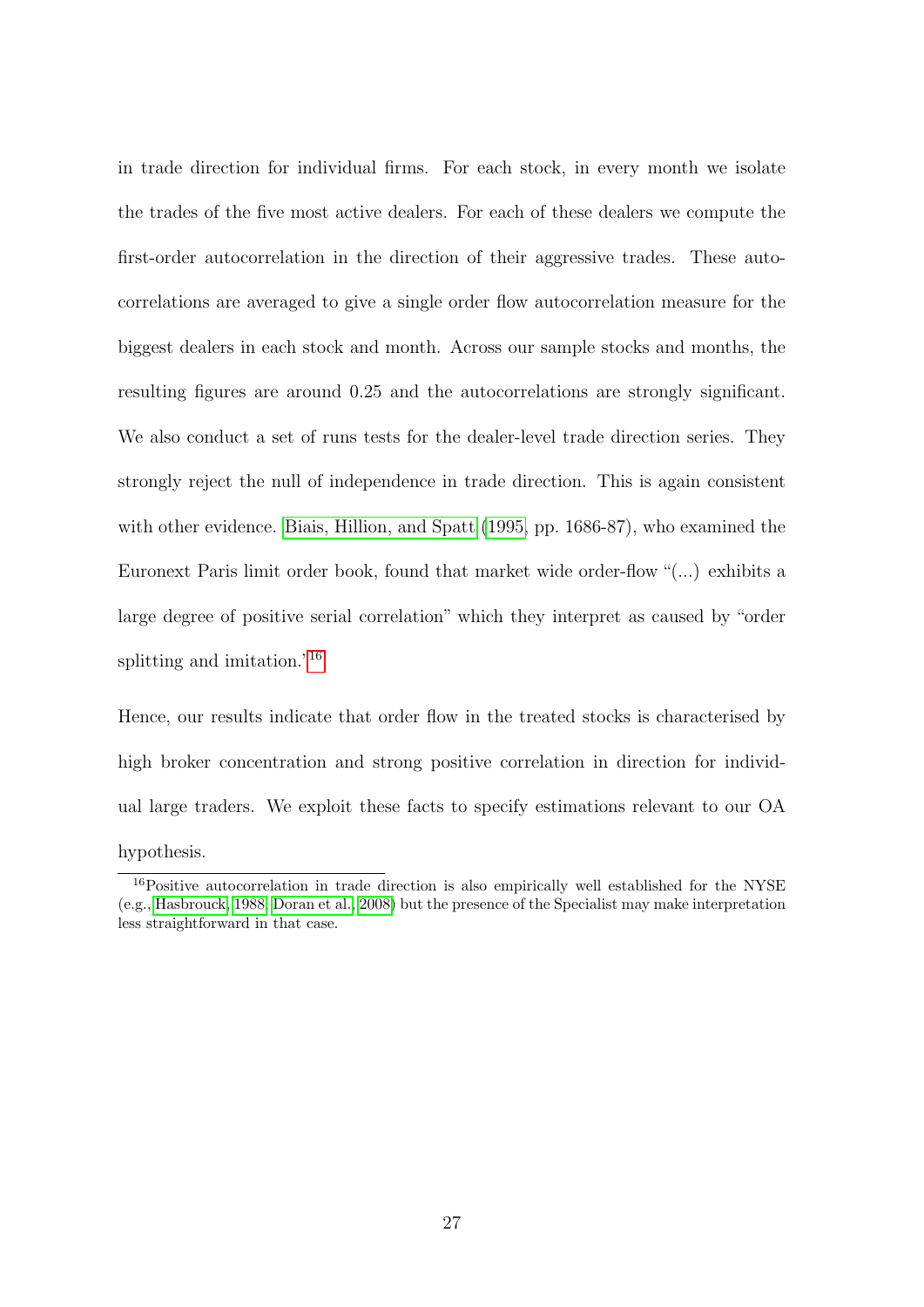in trade direction for individual firms. For each stock, in every month we isolate the trades of the five most active dealers. For each of these dealers we compute the first-order autocorrelation in the direction of their aggressive trades. These autocorrelations are averaged to give a single order flow autocorrelation measure for the biggest dealers in each stock and month. Across our sample stocks and months, the resulting figures are around 0.25 and the autocorrelations are strongly significant. We also conduct a set of runs tests for the dealer-level trade direction series. They strongly reject the null of independence in trade direction. This is again consistent with other evidence. Biais, Hillion, and Spatt (1995, pp. 1686-87), who examined the Euronext Paris limit order book, found that market wide order-flow "(...) exhibits a large degree of positive serial correlation" which they interpret as caused by "order splitting and imitation.'[16]

Hence, our results indicate that order flow in the treated stocks is characterised by high broker concentration and strong positive correlation in direction for individual large traders. We exploit these facts to specify estimations relevant to our OA hypothesis.

[16] Positive autocorrelation in trade direction is also empirically well established for the NYSE (e.g., Hasbrouck, 1988; Doran et al., 2008) but the presence of the Specialist may make interpretation less straightforward in that case.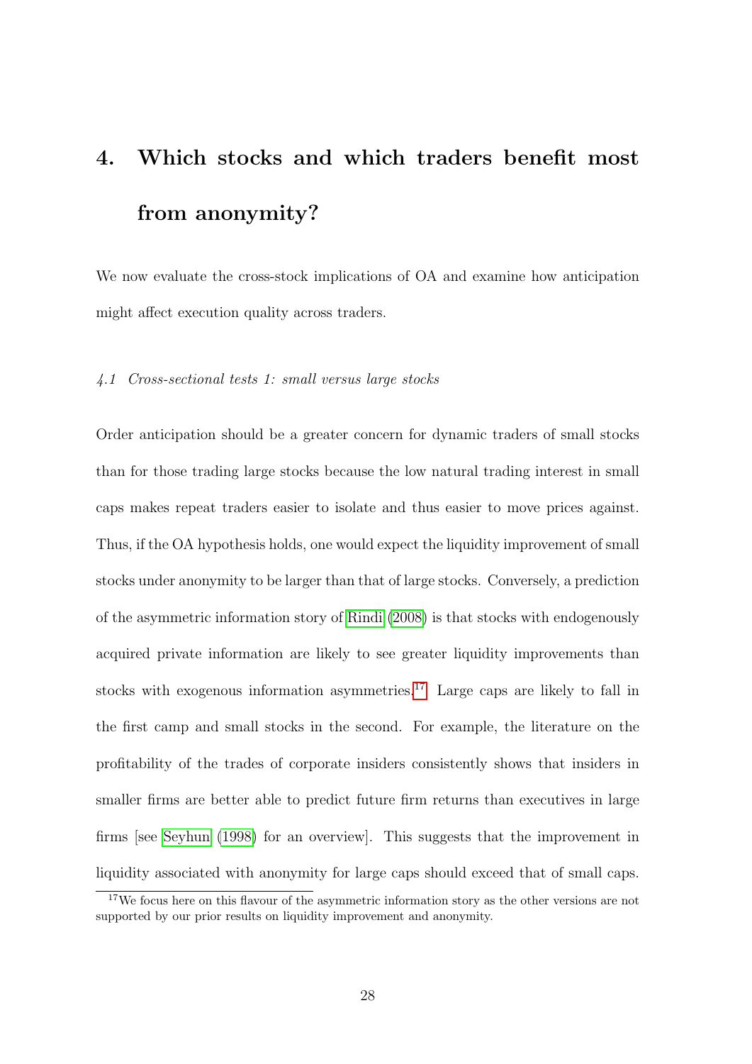# 4. Which stocks and which traders benefit most from anonymity?

We now evaluate the cross-stock implications of OA and examine how anticipation might affect execution quality across traders.

### *4.1 Cross-sectional tests 1: small versus large stocks*

Order anticipation should be a greater concern for dynamic traders of small stocks than for those trading large stocks because the low natural trading interest in small caps makes repeat traders easier to isolate and thus easier to move prices against. Thus, if the OA hypothesis holds, one would expect the liquidity improvement of small stocks under anonymity to be larger than that of large stocks. Conversely, a prediction of the asymmetric information story of Rindi (2008) is that stocks with endogenously acquired private information are likely to see greater liquidity improvements than stocks with exogenous information asymmetries.[17] Large caps are likely to fall in the first camp and small stocks in the second. For example, the literature on the profitability of the trades of corporate insiders consistently shows that insiders in smaller firms are better able to predict future firm returns than executives in large firms [see Seyhun (1998) for an overview]. This suggests that the improvement in liquidity associated with anonymity for large caps should exceed that of small caps.

[17] We focus here on this flavour of the asymmetric information story as the other versions are not supported by our prior results on liquidity improvement and anonymity.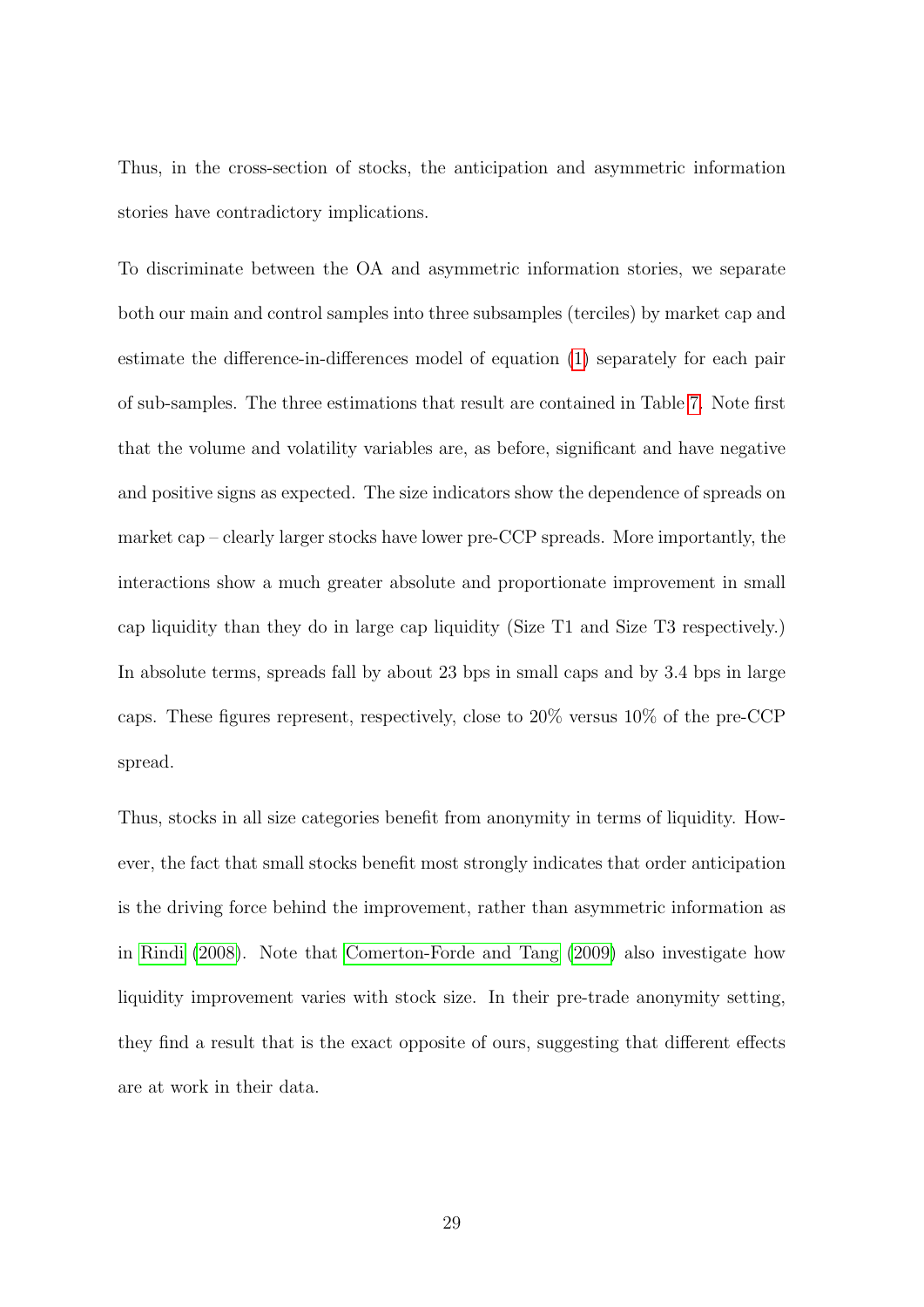Thus, in the cross-section of stocks, the anticipation and asymmetric information stories have contradictory implications.

To discriminate between the OA and asymmetric information stories, we separate both our main and control samples into three subsamples (terciles) by market cap and estimate the difference-in-differences model of equation (1) separately for each pair of sub-samples. The three estimations that result are contained in Table 7. Note first that the volume and volatility variables are, as before, significant and have negative and positive signs as expected. The size indicators show the dependence of spreads on market cap – clearly larger stocks have lower pre-CCP spreads. More importantly, the interactions show a much greater absolute and proportionate improvement in small cap liquidity than they do in large cap liquidity (Size T1 and Size T3 respectively.) In absolute terms, spreads fall by about 23 bps in small caps and by 3.4 bps in large caps. These figures represent, respectively, close to 20% versus 10% of the pre-CCP spread.

Thus, stocks in all size categories benefit from anonymity in terms of liquidity. However, the fact that small stocks benefit most strongly indicates that order anticipation is the driving force behind the improvement, rather than asymmetric information as in Rindi (2008). Note that Comerton-Forde and Tang (2009) also investigate how liquidity improvement varies with stock size. In their pre-trade anonymity setting, they find a result that is the exact opposite of ours, suggesting that different effects are at work in their data.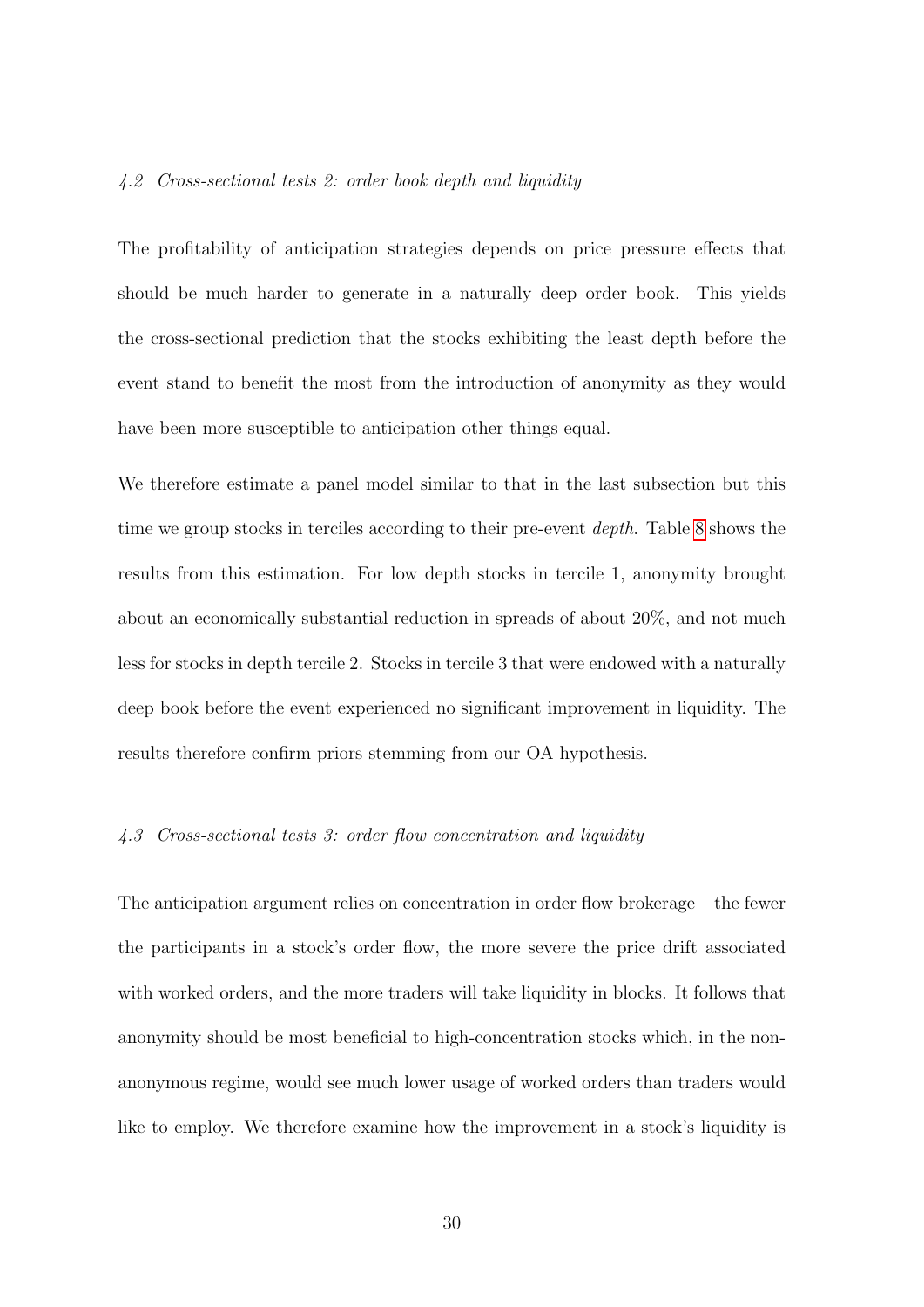#### *4.2 Cross-sectional tests 2: order book depth and liquidity*

The profitability of anticipation strategies depends on price pressure effects that should be much harder to generate in a naturally deep order book. This yields the cross-sectional prediction that the stocks exhibiting the least depth before the event stand to benefit the most from the introduction of anonymity as they would have been more susceptible to anticipation other things equal.

We therefore estimate a panel model similar to that in the last subsection but this time we group stocks in terciles according to their pre-event *depth*. Table 8 shows the results from this estimation. For low depth stocks in tercile 1, anonymity brought about an economically substantial reduction in spreads of about 20%, and not much less for stocks in depth tercile 2. Stocks in tercile 3 that were endowed with a naturally deep book before the event experienced no significant improvement in liquidity. The results therefore confirm priors stemming from our OA hypothesis.

#### *4.3 Cross-sectional tests 3: order flow concentration and liquidity*

The anticipation argument relies on concentration in order flow brokerage – the fewer the participants in a stock's order flow, the more severe the price drift associated with worked orders, and the more traders will take liquidity in blocks. It follows that anonymity should be most beneficial to high-concentration stocks which, in the non-anonymous regime, would see much lower usage of worked orders than traders would like to employ. We therefore examine how the improvement in a stock's liquidity is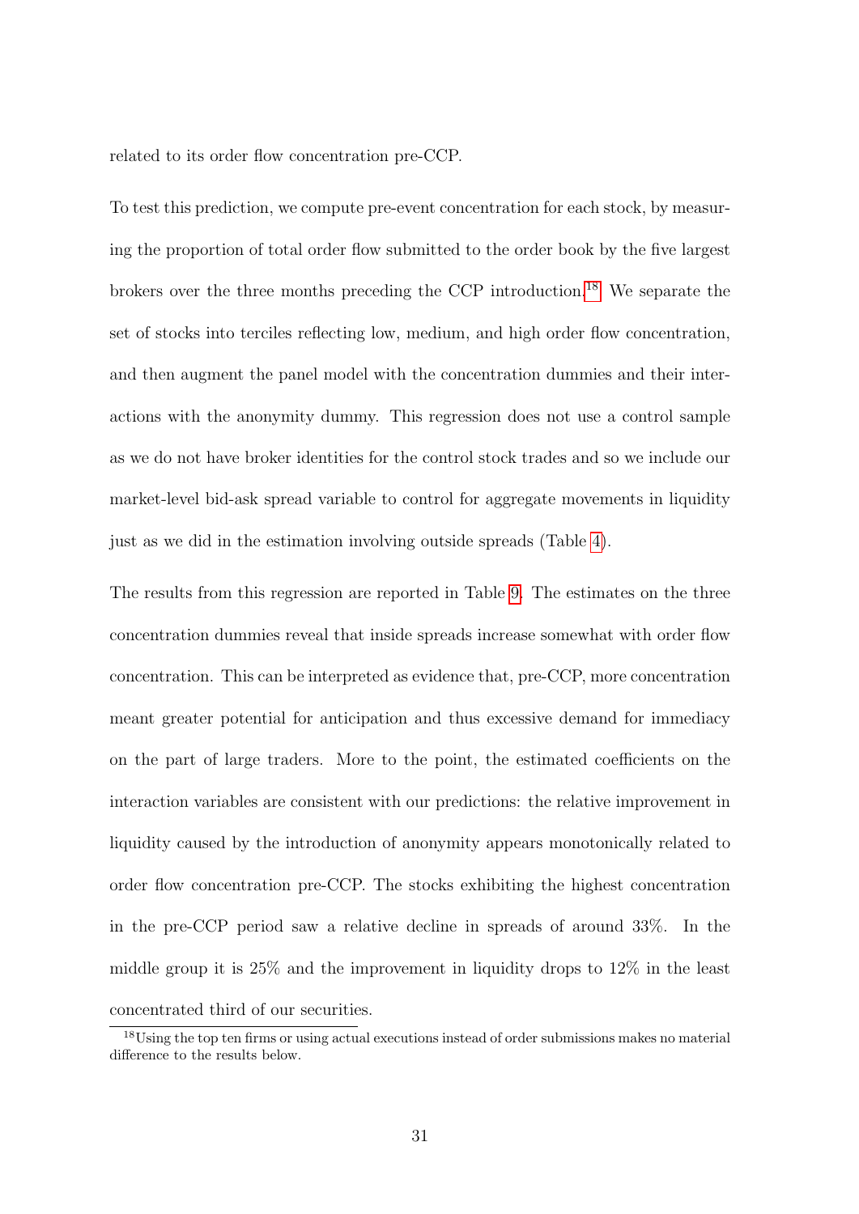related to its order flow concentration pre-CCP.

To test this prediction, we compute pre-event concentration for each stock, by measuring the proportion of total order flow submitted to the order book by the five largest brokers over the three months preceding the CCP introduction.[18] We separate the set of stocks into terciles reflecting low, medium, and high order flow concentration, and then augment the panel model with the concentration dummies and their interactions with the anonymity dummy. This regression does not use a control sample as we do not have broker identities for the control stock trades and so we include our market-level bid-ask spread variable to control for aggregate movements in liquidity just as we did in the estimation involving outside spreads (Table 4).

The results from this regression are reported in Table 9. The estimates on the three concentration dummies reveal that inside spreads increase somewhat with order flow concentration. This can be interpreted as evidence that, pre-CCP, more concentration meant greater potential for anticipation and thus excessive demand for immediacy on the part of large traders. More to the point, the estimated coefficients on the interaction variables are consistent with our predictions: the relative improvement in liquidity caused by the introduction of anonymity appears monotonically related to order flow concentration pre-CCP. The stocks exhibiting the highest concentration in the pre-CCP period saw a relative decline in spreads of around 33%. In the middle group it is 25% and the improvement in liquidity drops to 12% in the least concentrated third of our securities.

[18] Using the top ten firms or using actual executions instead of order submissions makes no material difference to the results below.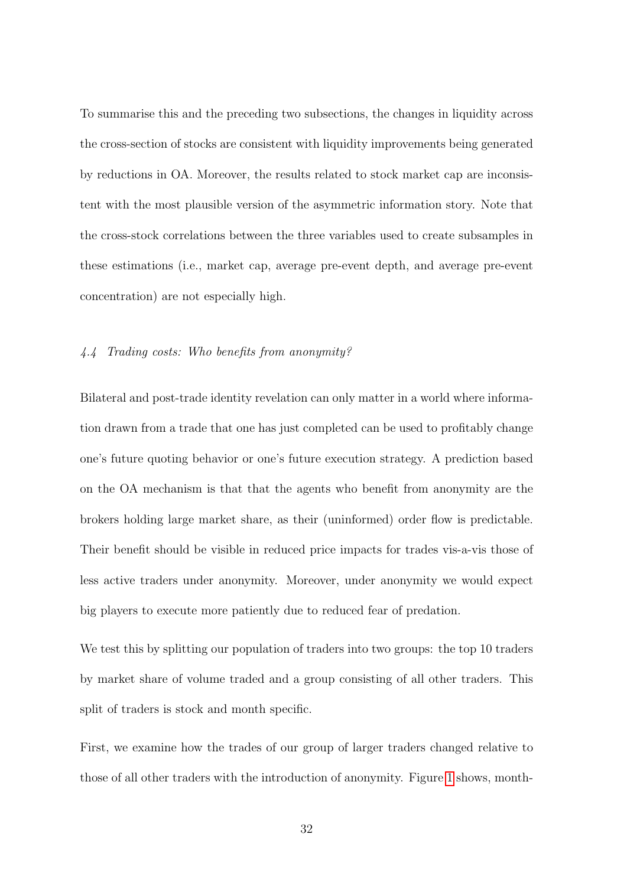To summarise this and the preceding two subsections, the changes in liquidity across the cross-section of stocks are consistent with liquidity improvements being generated by reductions in OA. Moreover, the results related to stock market cap are inconsistent with the most plausible version of the asymmetric information story. Note that the cross-stock correlations between the three variables used to create subsamples in these estimations (i.e., market cap, average pre-event depth, and average pre-event concentration) are not especially high.

### *4.4 Trading costs: Who benefits from anonymity?*

Bilateral and post-trade identity revelation can only matter in a world where information drawn from a trade that one has just completed can be used to profitably change one's future quoting behavior or one's future execution strategy. A prediction based on the OA mechanism is that that the agents who benefit from anonymity are the brokers holding large market share, as their (uninformed) order flow is predictable. Their benefit should be visible in reduced price impacts for trades vis-a-vis those of less active traders under anonymity. Moreover, under anonymity we would expect big players to execute more patiently due to reduced fear of predation.

We test this by splitting our population of traders into two groups: the top 10 traders by market share of volume traded and a group consisting of all other traders. This split of traders is stock and month specific.

First, we examine how the trades of our group of larger traders changed relative to those of all other traders with the introduction of anonymity. Figure 1 shows, month-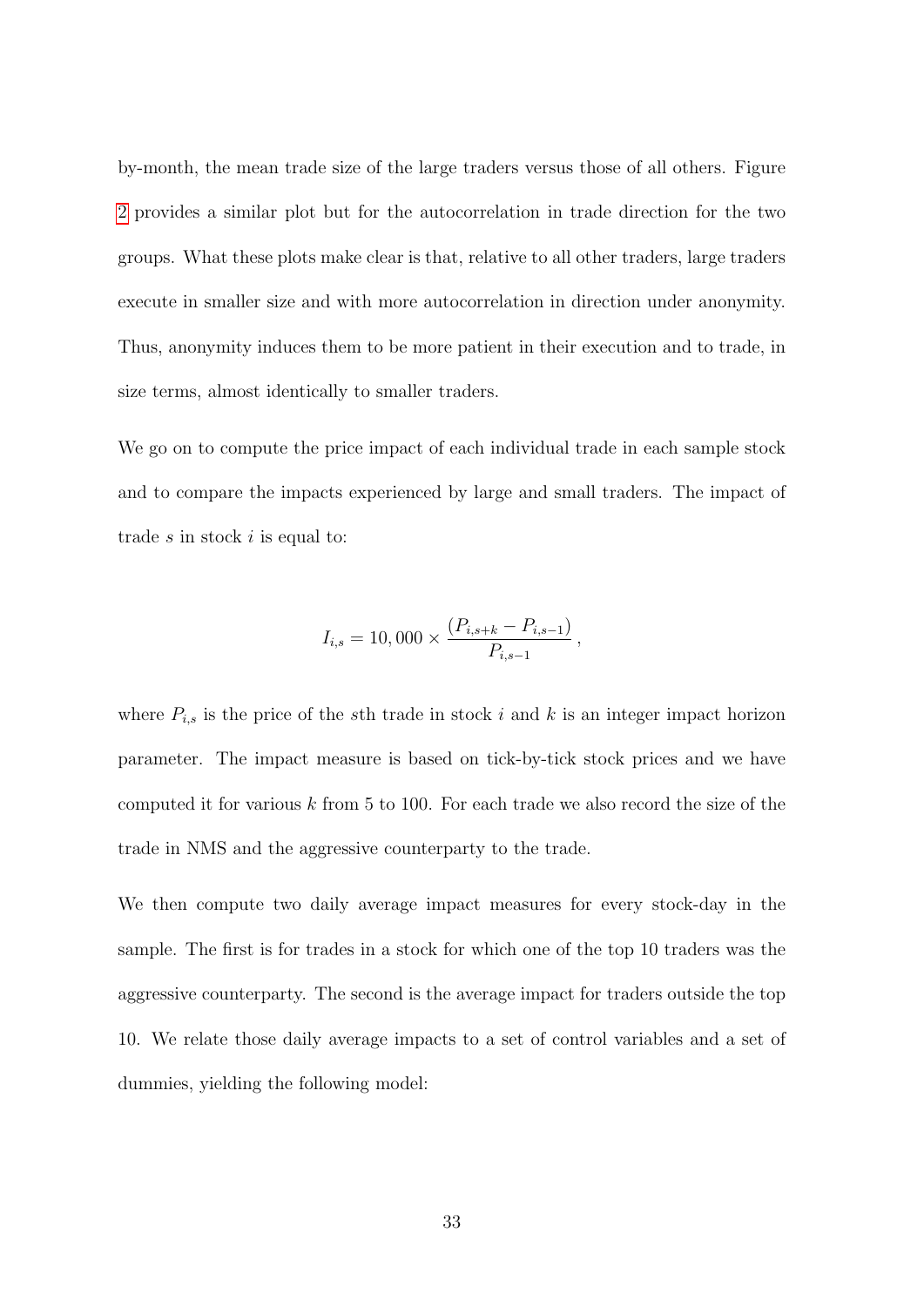by-month, the mean trade size of the large traders versus those of all others. Figure 2 provides a similar plot but for the autocorrelation in trade direction for the two groups. What these plots make clear is that, relative to all other traders, large traders execute in smaller size and with more autocorrelation in direction under anonymity. Thus, anonymity induces them to be more patient in their execution and to trade, in size terms, almost identically to smaller traders.

We go on to compute the price impact of each individual trade in each sample stock and to compare the impacts experienced by large and small traders. The impact of trade $s$ in stock $i$ is equal to:

$$I_{i,s} = 10,000 \times \frac{(P_{i,s+k} - P_{i,s-1})}{P_{i,s-1}},$$

where $P_{i,s}$ is the price of the $s$th trade in stock $i$ and $k$ is an integer impact horizon parameter. The impact measure is based on tick-by-tick stock prices and we have computed it for various $k$ from 5 to 100. For each trade we also record the size of the trade in NMS and the aggressive counterparty to the trade.

We then compute two daily average impact measures for every stock-day in the sample. The first is for trades in a stock for which one of the top 10 traders was the aggressive counterparty. The second is the average impact for traders outside the top 10. We relate those daily average impacts to a set of control variables and a set of dummies, yielding the following model: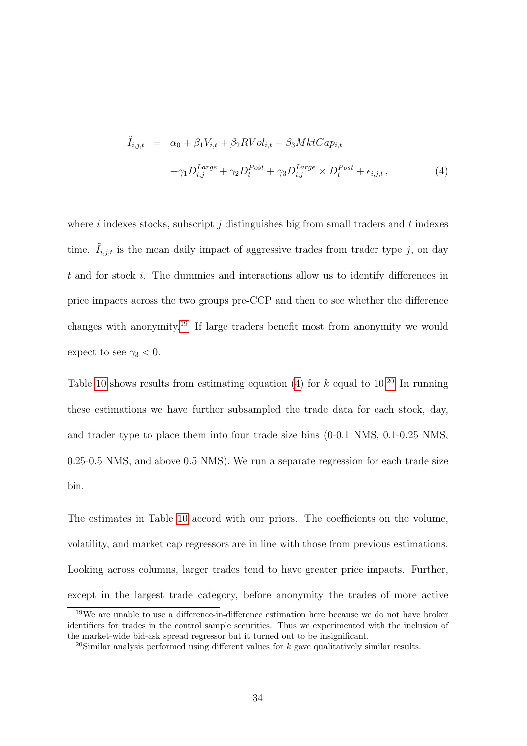$$
\begin{aligned}
\tilde{I}_{i,j,t} &= \alpha_0 + \beta_1 V_{i,t} + \beta_2 RVol_{i,t} + \beta_3 MktCap_{i,t} \\
&\quad + \gamma_1 D^{Large}_{i,j} + \gamma_2 D^{Post}_t + \gamma_3 D^{Large}_{i,j} \times D^{Post}_t + \epsilon_{i,j,t}\,, \qquad (4)
\end{aligned}
$$

where $i$ indexes stocks, subscript $j$ distinguishes big from small traders and $t$ indexes time. $\tilde{I}_{i,j,t}$ is the mean daily impact of aggressive trades from trader type $j$, on day $t$ and for stock $i$. The dummies and interactions allow us to identify differences in price impacts across the two groups pre-CCP and then to see whether the difference changes with anonymity.[19] If large traders benefit most from anonymity we would expect to see $\gamma_3 < 0$.

Table 10 shows results from estimating equation (4) for $k$ equal to 10.[20] In running these estimations we have further subsampled the trade data for each stock, day, and trader type to place them into four trade size bins (0-0.1 NMS, 0.1-0.25 NMS, 0.25-0.5 NMS, and above 0.5 NMS). We run a separate regression for each trade size bin.

The estimates in Table 10 accord with our priors. The coefficients on the volume, volatility, and market cap regressors are in line with those from previous estimations. Looking across columns, larger trades tend to have greater price impacts. Further, except in the largest trade category, before anonymity the trades of more active

[19] We are unable to use a difference-in-difference estimation here because we do not have broker identifiers for trades in the control sample securities. Thus we experimented with the inclusion of the market-wide bid-ask spread regressor but it turned out to be insignificant.

[20] Similar analysis performed using different values for $k$ gave qualitatively similar results.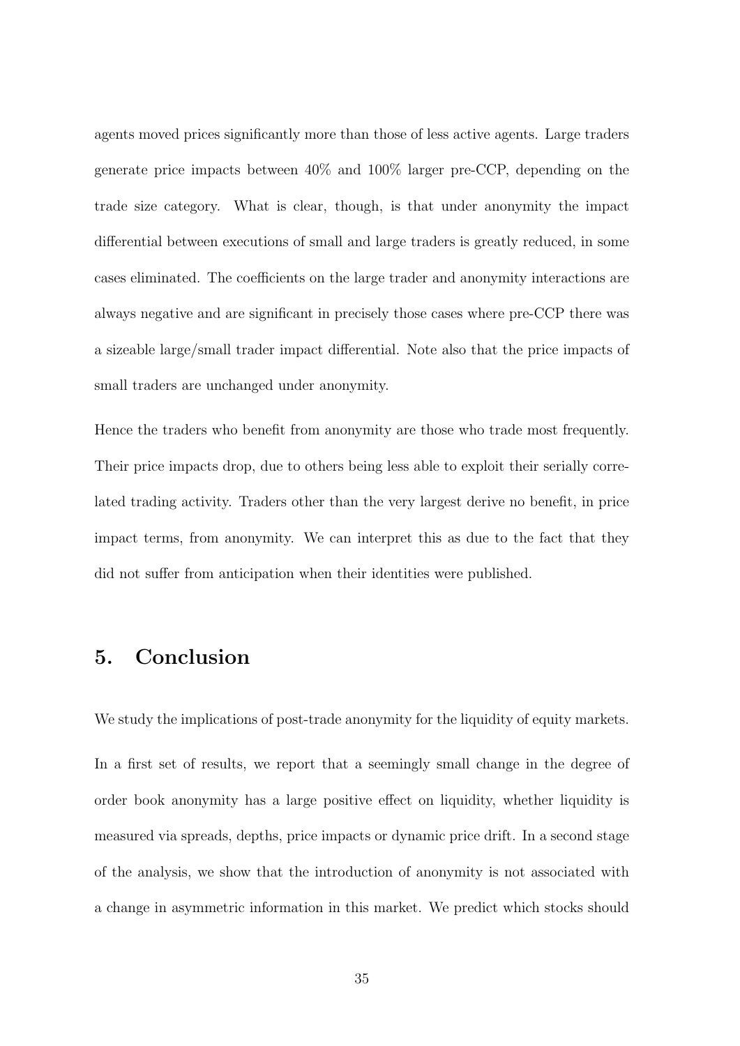agents moved prices significantly more than those of less active agents. Large traders generate price impacts between 40% and 100% larger pre-CCP, depending on the trade size category. What is clear, though, is that under anonymity the impact differential between executions of small and large traders is greatly reduced, in some cases eliminated. The coefficients on the large trader and anonymity interactions are always negative and are significant in precisely those cases where pre-CCP there was a sizeable large/small trader impact differential. Note also that the price impacts of small traders are unchanged under anonymity.

Hence the traders who benefit from anonymity are those who trade most frequently. Their price impacts drop, due to others being less able to exploit their serially correlated trading activity. Traders other than the very largest derive no benefit, in price impact terms, from anonymity. We can interpret this as due to the fact that they did not suffer from anticipation when their identities were published.

## 5. Conclusion

We study the implications of post-trade anonymity for the liquidity of equity markets. In a first set of results, we report that a seemingly small change in the degree of order book anonymity has a large positive effect on liquidity, whether liquidity is measured via spreads, depths, price impacts or dynamic price drift. In a second stage of the analysis, we show that the introduction of anonymity is not associated with a change in asymmetric information in this market. We predict which stocks should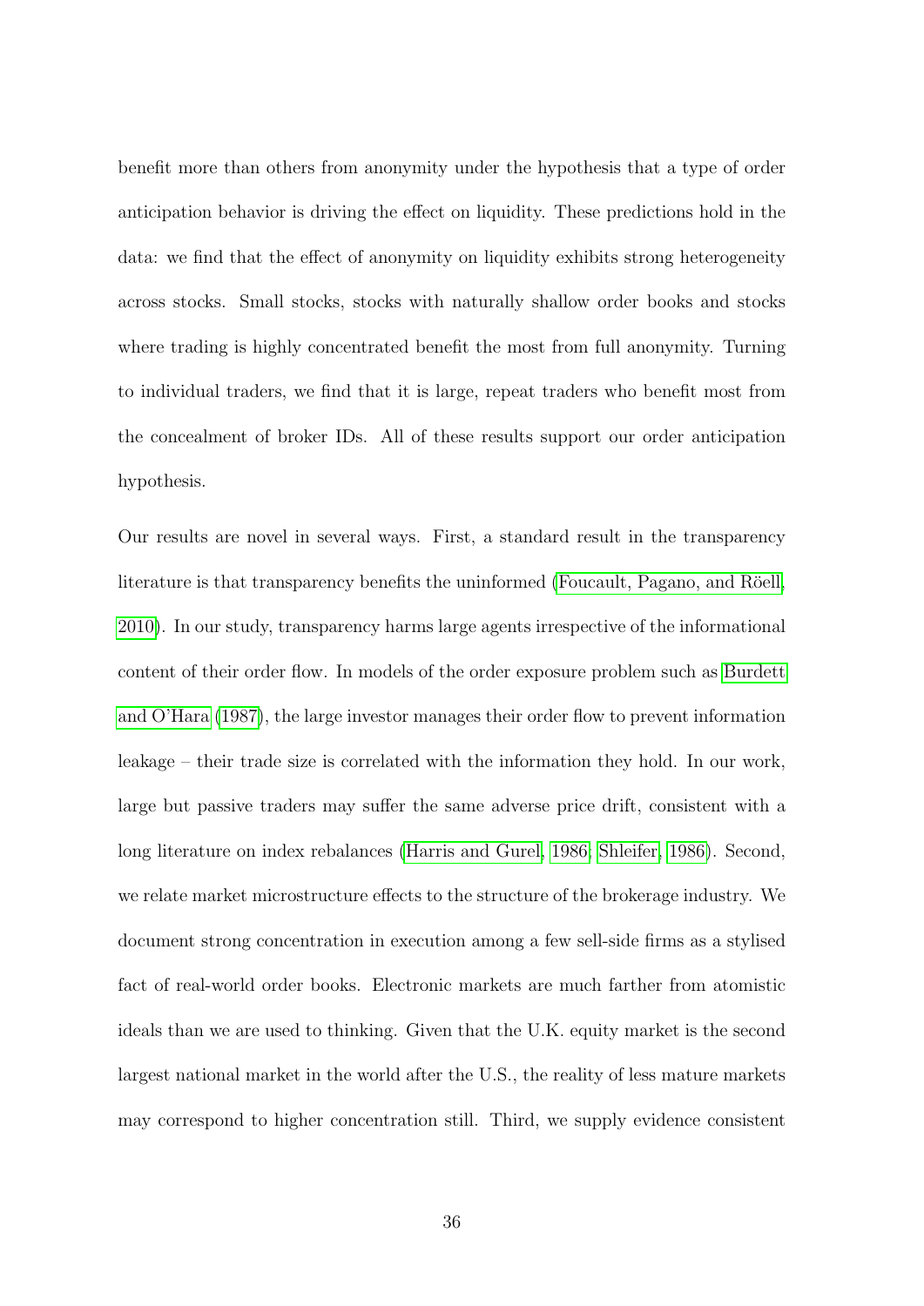benefit more than others from anonymity under the hypothesis that a type of order anticipation behavior is driving the effect on liquidity. These predictions hold in the data: we find that the effect of anonymity on liquidity exhibits strong heterogeneity across stocks. Small stocks, stocks with naturally shallow order books and stocks where trading is highly concentrated benefit the most from full anonymity. Turning to individual traders, we find that it is large, repeat traders who benefit most from the concealment of broker IDs. All of these results support our order anticipation hypothesis.

Our results are novel in several ways. First, a standard result in the transparency literature is that transparency benefits the uninformed (Foucault, Pagano, and Röell, 2010). In our study, transparency harms large agents irrespective of the informational content of their order flow. In models of the order exposure problem such as Burdett and O'Hara (1987), the large investor manages their order flow to prevent information leakage – their trade size is correlated with the information they hold. In our work, large but passive traders may suffer the same adverse price drift, consistent with a long literature on index rebalances (Harris and Gurel, 1986; Shleifer, 1986). Second, we relate market microstructure effects to the structure of the brokerage industry. We document strong concentration in execution among a few sell-side firms as a stylised fact of real-world order books. Electronic markets are much farther from atomistic ideals than we are used to thinking. Given that the U.K. equity market is the second largest national market in the world after the U.S., the reality of less mature markets may correspond to higher concentration still. Third, we supply evidence consistent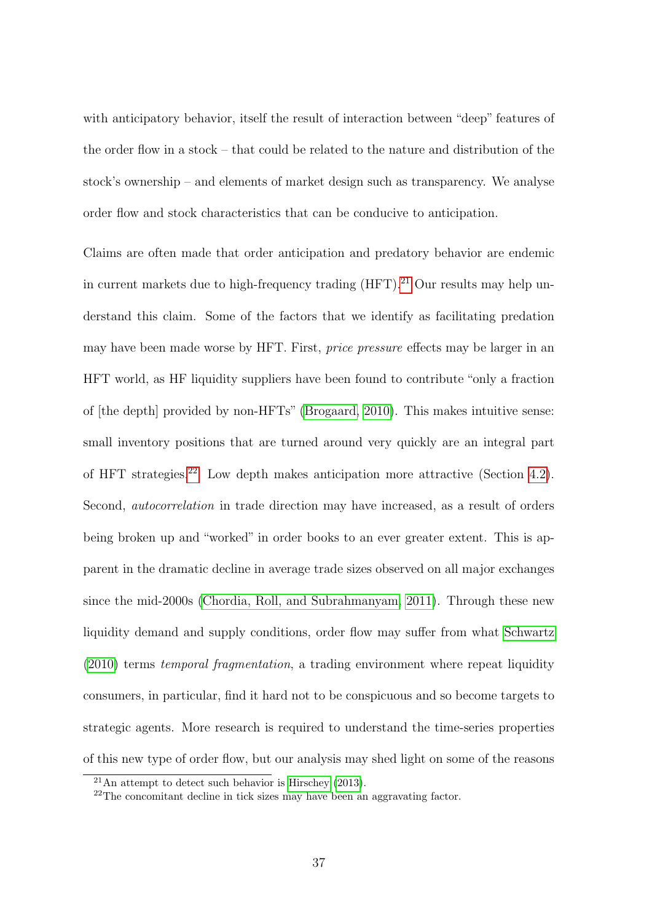with anticipatory behavior, itself the result of interaction between "deep" features of the order flow in a stock – that could be related to the nature and distribution of the stock's ownership – and elements of market design such as transparency. We analyse order flow and stock characteristics that can be conducive to anticipation.

Claims are often made that order anticipation and predatory behavior are endemic in current markets due to high-frequency trading (HFT).[21] Our results may help understand this claim. Some of the factors that we identify as facilitating predation may have been made worse by HFT. First, *price pressure* effects may be larger in an HFT world, as HF liquidity suppliers have been found to contribute "only a fraction of [the depth] provided by non-HFTs" (Brogaard, 2010). This makes intuitive sense: small inventory positions that are turned around very quickly are an integral part of HFT strategies.[22] Low depth makes anticipation more attractive (Section 4.2). Second, *autocorrelation* in trade direction may have increased, as a result of orders being broken up and "worked" in order books to an ever greater extent. This is apparent in the dramatic decline in average trade sizes observed on all major exchanges since the mid-2000s (Chordia, Roll, and Subrahmanyam, 2011). Through these new liquidity demand and supply conditions, order flow may suffer from what Schwartz (2010) terms *temporal fragmentation*, a trading environment where repeat liquidity consumers, in particular, find it hard not to be conspicuous and so become targets to strategic agents. More research is required to understand the time-series properties of this new type of order flow, but our analysis may shed light on some of the reasons

[21] An attempt to detect such behavior is Hirschey (2013).

[22] The concomitant decline in tick sizes may have been an aggravating factor.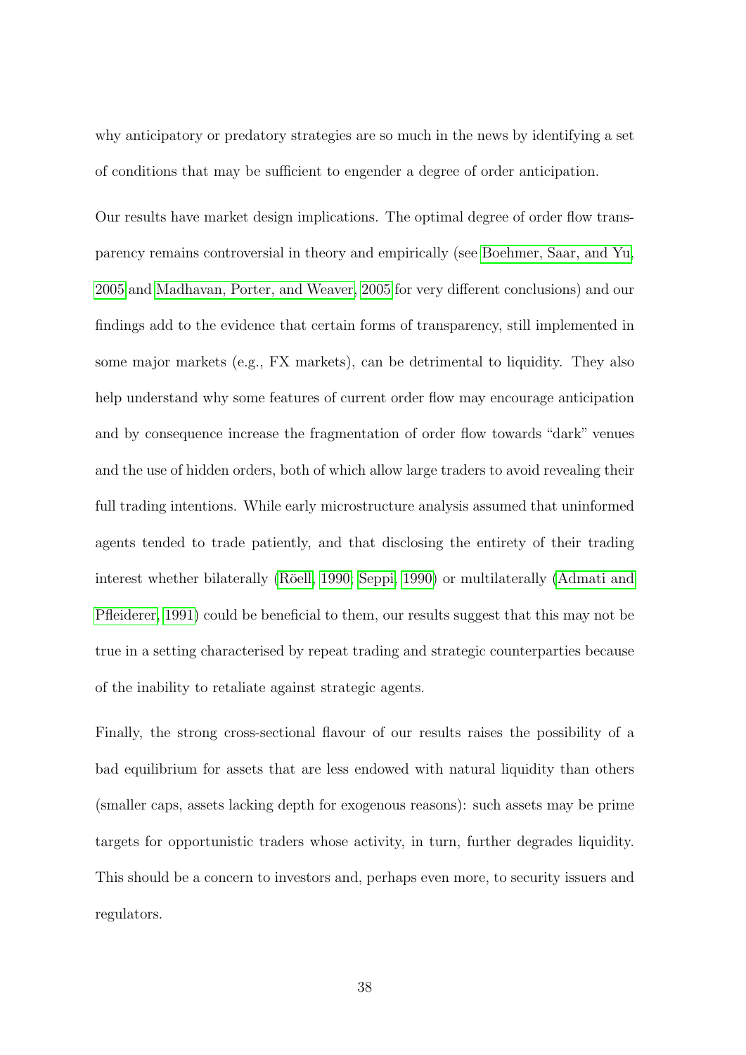why anticipatory or predatory strategies are so much in the news by identifying a set of conditions that may be sufficient to engender a degree of order anticipation.

Our results have market design implications. The optimal degree of order flow transparency remains controversial in theory and empirically (see Boehmer, Saar, and Yu, 2005 and Madhavan, Porter, and Weaver, 2005 for very different conclusions) and our findings add to the evidence that certain forms of transparency, still implemented in some major markets (e.g., FX markets), can be detrimental to liquidity. They also help understand why some features of current order flow may encourage anticipation and by consequence increase the fragmentation of order flow towards "dark" venues and the use of hidden orders, both of which allow large traders to avoid revealing their full trading intentions. While early microstructure analysis assumed that uninformed agents tended to trade patiently, and that disclosing the entirety of their trading interest whether bilaterally (Röell, 1990; Seppi, 1990) or multilaterally (Admati and Pfleiderer, 1991) could be beneficial to them, our results suggest that this may not be true in a setting characterised by repeat trading and strategic counterparties because of the inability to retaliate against strategic agents.

Finally, the strong cross-sectional flavour of our results raises the possibility of a bad equilibrium for assets that are less endowed with natural liquidity than others (smaller caps, assets lacking depth for exogenous reasons): such assets may be prime targets for opportunistic traders whose activity, in turn, further degrades liquidity. This should be a concern to investors and, perhaps even more, to security issuers and regulators.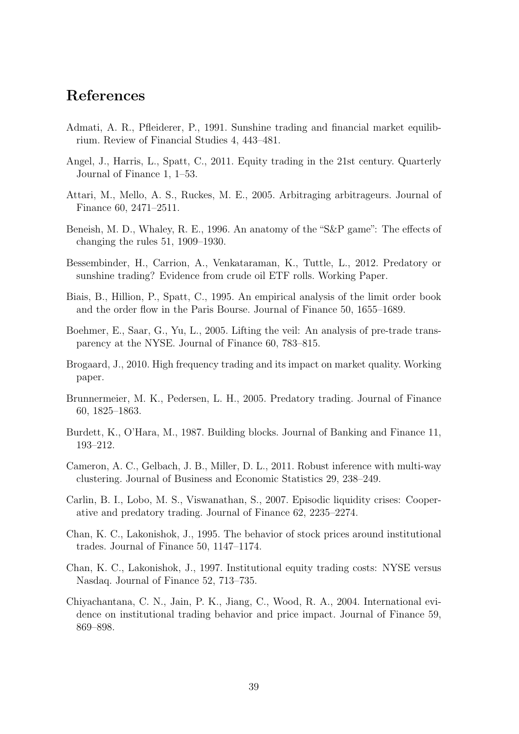## References

Admati, A. R., Pfleiderer, P., 1991. Sunshine trading and financial market equilibrium. Review of Financial Studies 4, 443–481.

Angel, J., Harris, L., Spatt, C., 2011. Equity trading in the 21st century. Quarterly Journal of Finance 1, 1–53.

Attari, M., Mello, A. S., Ruckes, M. E., 2005. Arbitraging arbitrageurs. Journal of Finance 60, 2471–2511.

Beneish, M. D., Whaley, R. E., 1996. An anatomy of the "S&P game": The effects of changing the rules 51, 1909–1930.

Bessembinder, H., Carrion, A., Venkataraman, K., Tuttle, L., 2012. Predatory or sunshine trading? Evidence from crude oil ETF rolls. Working Paper.

Biais, B., Hillion, P., Spatt, C., 1995. An empirical analysis of the limit order book and the order flow in the Paris Bourse. Journal of Finance 50, 1655–1689.

Boehmer, E., Saar, G., Yu, L., 2005. Lifting the veil: An analysis of pre-trade transparency at the NYSE. Journal of Finance 60, 783–815.

Brogaard, J., 2010. High frequency trading and its impact on market quality. Working paper.

Brunnermeier, M. K., Pedersen, L. H., 2005. Predatory trading. Journal of Finance 60, 1825–1863.

Burdett, K., O'Hara, M., 1987. Building blocks. Journal of Banking and Finance 11, 193–212.

Cameron, A. C., Gelbach, J. B., Miller, D. L., 2011. Robust inference with multi-way clustering. Journal of Business and Economic Statistics 29, 238–249.

Carlin, B. I., Lobo, M. S., Viswanathan, S., 2007. Episodic liquidity crises: Cooperative and predatory trading. Journal of Finance 62, 2235–2274.

Chan, K. C., Lakonishok, J., 1995. The behavior of stock prices around institutional trades. Journal of Finance 50, 1147–1174.

Chan, K. C., Lakonishok, J., 1997. Institutional equity trading costs: NYSE versus Nasdaq. Journal of Finance 52, 713–735.

Chiyachantana, C. N., Jain, P. K., Jiang, C., Wood, R. A., 2004. International evidence on institutional trading behavior and price impact. Journal of Finance 59, 869–898.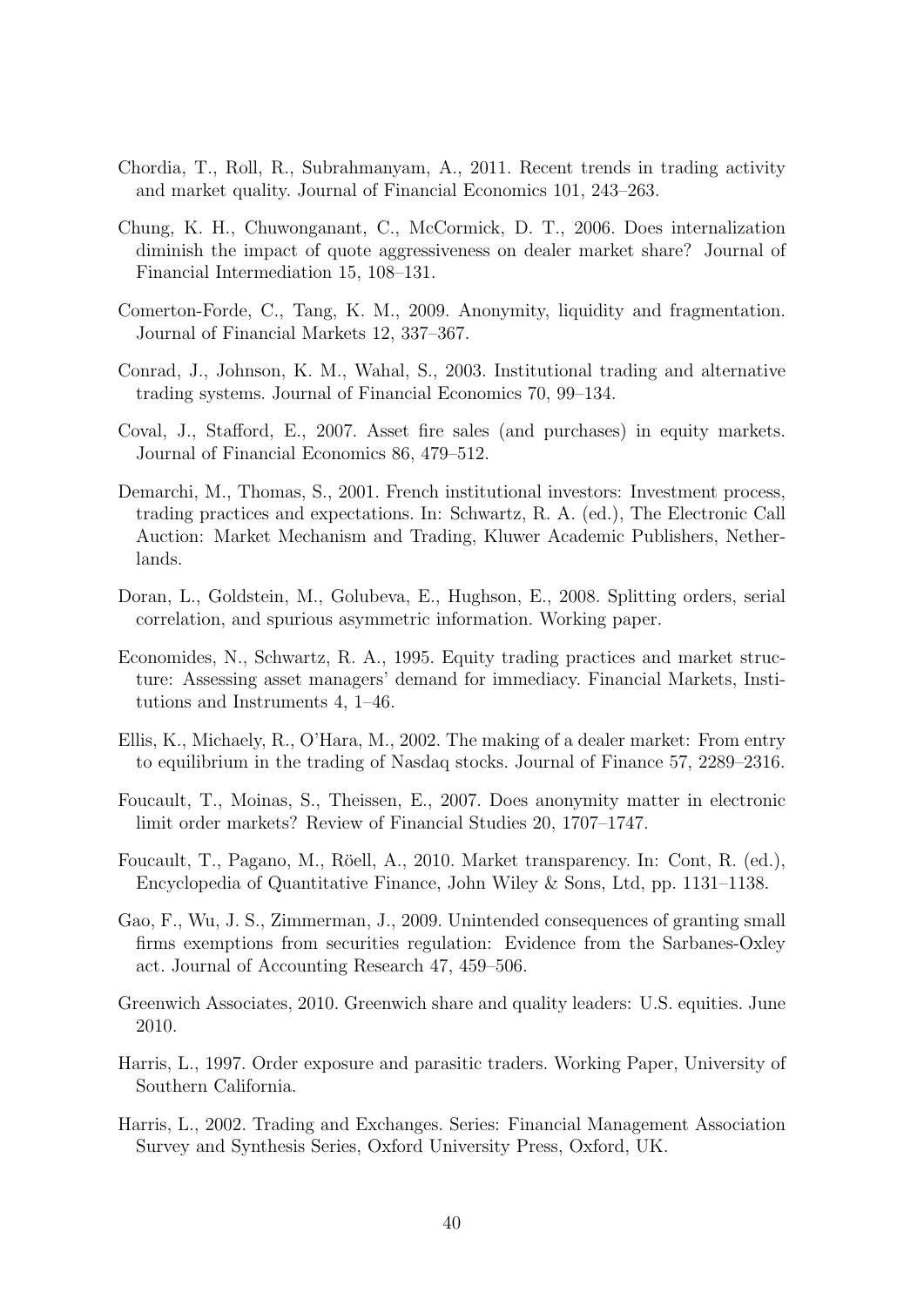Chordia, T., Roll, R., Subrahmanyam, A., 2011. Recent trends in trading activity and market quality. Journal of Financial Economics 101, 243–263.

Chung, K. H., Chuwonganant, C., McCormick, D. T., 2006. Does internalization diminish the impact of quote aggressiveness on dealer market share? Journal of Financial Intermediation 15, 108–131.

Comerton-Forde, C., Tang, K. M., 2009. Anonymity, liquidity and fragmentation. Journal of Financial Markets 12, 337–367.

Conrad, J., Johnson, K. M., Wahal, S., 2003. Institutional trading and alternative trading systems. Journal of Financial Economics 70, 99–134.

Coval, J., Stafford, E., 2007. Asset fire sales (and purchases) in equity markets. Journal of Financial Economics 86, 479–512.

Demarchi, M., Thomas, S., 2001. French institutional investors: Investment process, trading practices and expectations. In: Schwartz, R. A. (ed.), The Electronic Call Auction: Market Mechanism and Trading, Kluwer Academic Publishers, Netherlands.

Doran, L., Goldstein, M., Golubeva, E., Hughson, E., 2008. Splitting orders, serial correlation, and spurious asymmetric information. Working paper.

Economides, N., Schwartz, R. A., 1995. Equity trading practices and market structure: Assessing asset managers' demand for immediacy. Financial Markets, Institutions and Instruments 4, 1–46.

Ellis, K., Michaely, R., O'Hara, M., 2002. The making of a dealer market: From entry to equilibrium in the trading of Nasdaq stocks. Journal of Finance 57, 2289–2316.

Foucault, T., Moinas, S., Theissen, E., 2007. Does anonymity matter in electronic limit order markets? Review of Financial Studies 20, 1707–1747.

Foucault, T., Pagano, M., Röell, A., 2010. Market transparency. In: Cont, R. (ed.), Encyclopedia of Quantitative Finance, John Wiley & Sons, Ltd, pp. 1131–1138.

Gao, F., Wu, J. S., Zimmerman, J., 2009. Unintended consequences of granting small firms exemptions from securities regulation: Evidence from the Sarbanes-Oxley act. Journal of Accounting Research 47, 459–506.

Greenwich Associates, 2010. Greenwich share and quality leaders: U.S. equities. June 2010.

Harris, L., 1997. Order exposure and parasitic traders. Working Paper, University of Southern California.

Harris, L., 2002. Trading and Exchanges. Series: Financial Management Association Survey and Synthesis Series, Oxford University Press, Oxford, UK.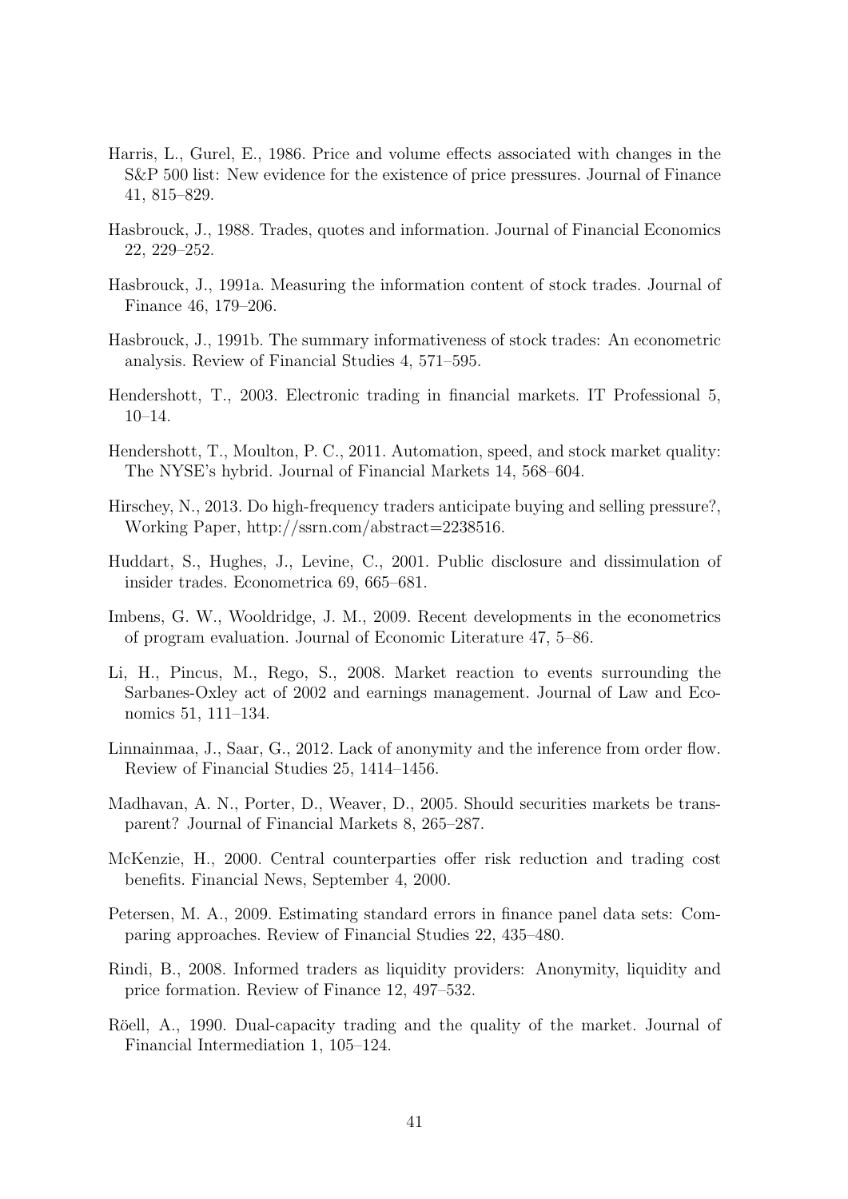Harris, L., Gurel, E., 1986. Price and volume effects associated with changes in the S&P 500 list: New evidence for the existence of price pressures. Journal of Finance 41, 815–829.

Hasbrouck, J., 1988. Trades, quotes and information. Journal of Financial Economics 22, 229–252.

Hasbrouck, J., 1991a. Measuring the information content of stock trades. Journal of Finance 46, 179–206.

Hasbrouck, J., 1991b. The summary informativeness of stock trades: An econometric analysis. Review of Financial Studies 4, 571–595.

Hendershott, T., 2003. Electronic trading in financial markets. IT Professional 5, 10–14.

Hendershott, T., Moulton, P. C., 2011. Automation, speed, and stock market quality: The NYSE's hybrid. Journal of Financial Markets 14, 568–604.

Hirschey, N., 2013. Do high-frequency traders anticipate buying and selling pressure?, Working Paper, http://ssrn.com/abstract=2238516.

Huddart, S., Hughes, J., Levine, C., 2001. Public disclosure and dissimulation of insider trades. Econometrica 69, 665–681.

Imbens, G. W., Wooldridge, J. M., 2009. Recent developments in the econometrics of program evaluation. Journal of Economic Literature 47, 5–86.

Li, H., Pincus, M., Rego, S., 2008. Market reaction to events surrounding the Sarbanes-Oxley act of 2002 and earnings management. Journal of Law and Economics 51, 111–134.

Linnainmaa, J., Saar, G., 2012. Lack of anonymity and the inference from order flow. Review of Financial Studies 25, 1414–1456.

Madhavan, A. N., Porter, D., Weaver, D., 2005. Should securities markets be transparent? Journal of Financial Markets 8, 265–287.

McKenzie, H., 2000. Central counterparties offer risk reduction and trading cost benefits. Financial News, September 4, 2000.

Petersen, M. A., 2009. Estimating standard errors in finance panel data sets: Comparing approaches. Review of Financial Studies 22, 435–480.

Rindi, B., 2008. Informed traders as liquidity providers: Anonymity, liquidity and price formation. Review of Finance 12, 497–532.

Röell, A., 1990. Dual-capacity trading and the quality of the market. Journal of Financial Intermediation 1, 105–124.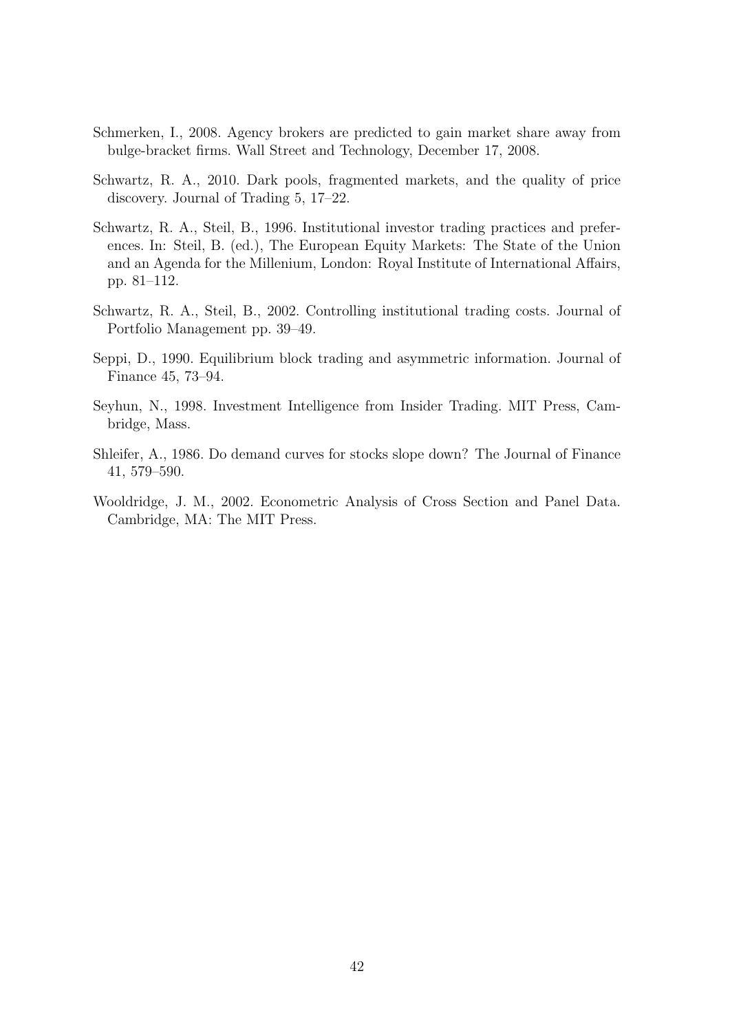Schmerken, I., 2008. Agency brokers are predicted to gain market share away from bulge-bracket firms. Wall Street and Technology, December 17, 2008.

Schwartz, R. A., 2010. Dark pools, fragmented markets, and the quality of price discovery. Journal of Trading 5, 17–22.

Schwartz, R. A., Steil, B., 1996. Institutional investor trading practices and preferences. In: Steil, B. (ed.), The European Equity Markets: The State of the Union and an Agenda for the Millenium, London: Royal Institute of International Affairs, pp. 81–112.

Schwartz, R. A., Steil, B., 2002. Controlling institutional trading costs. Journal of Portfolio Management pp. 39–49.

Seppi, D., 1990. Equilibrium block trading and asymmetric information. Journal of Finance 45, 73–94.

Seyhun, N., 1998. Investment Intelligence from Insider Trading. MIT Press, Cambridge, Mass.

Shleifer, A., 1986. Do demand curves for stocks slope down? The Journal of Finance 41, 579–590.

Wooldridge, J. M., 2002. Econometric Analysis of Cross Section and Panel Data. Cambridge, MA: The MIT Press.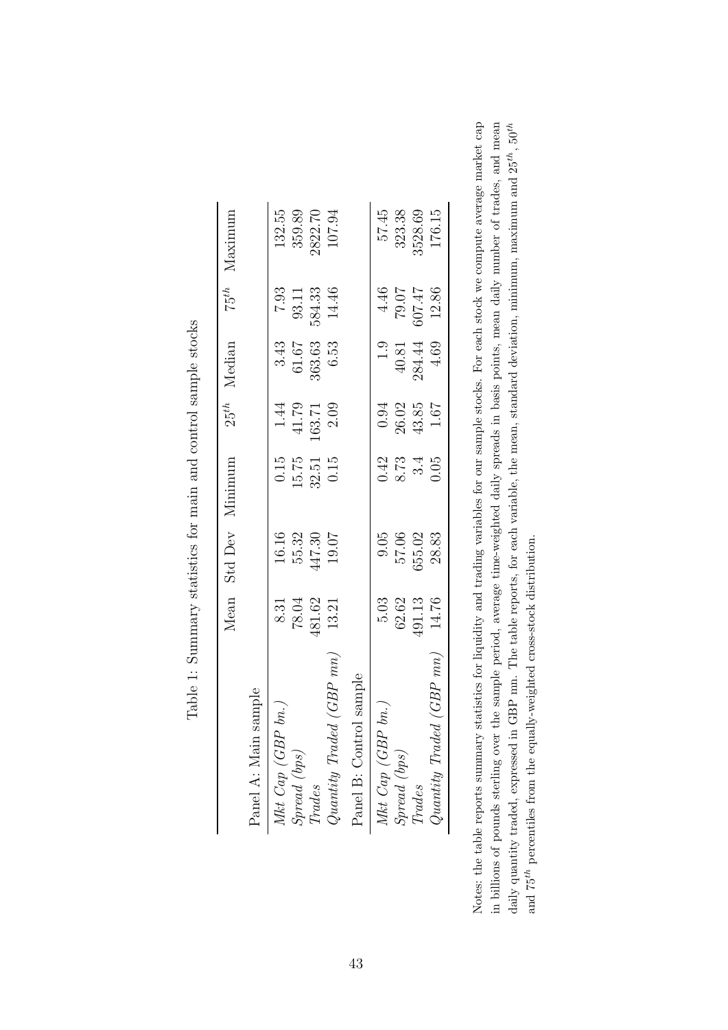Table 1: Summary statistics for main and control sample stocks

| | Mean | Std Dev | Minimum | $25^{th}$ | Median | $75^{th}$ | Maximum |
|---|---|---|---|---|---|---|---|
| Panel A: Main sample | | | | | | | |
| *Mkt Cap (GBP bn.)* | 8.31 | 16.16 | 0.15 | 1.44 | 3.43 | 7.93 | 132.55 |
| *Spread (bps)* | 78.04 | 55.32 | 15.75 | 41.79 | 61.67 | 93.11 | 359.89 |
| *Trades* | 481.62 | 447.30 | 32.51 | 163.71 | 363.63 | 584.33 | 2822.70 |
| *Quantity Traded (GBP mn)* | 13.21 | 19.07 | 0.15 | 2.09 | 6.53 | 14.46 | 107.94 |
| Panel B: Control sample | | | | | | | |
| *Mkt Cap (GBP bn.)* | 5.03 | 9.05 | 0.42 | 0.94 | 1.9 | 4.46 | 57.45 |
| *Spread (bps)* | 62.62 | 57.06 | 8.73 | 26.02 | 40.81 | 79.07 | 323.38 |
| *Trades* | 491.13 | 655.02 | 3.4 | 43.85 | 284.44 | 607.47 | 3528.69 |
| *Quantity Traded (GBP mn)* | 14.76 | 28.83 | 0.05 | 1.67 | 4.69 | 12.86 | 176.15 |

Notes: the table reports summary statistics for liquidity and trading variables for our sample stocks. For each stock we compute average market cap in billions of pounds sterling over the sample period, average time-weighted daily spreads in basis points, mean daily number of trades, and mean daily quantity traded, expressed in GBP mn. The table reports, for each variable, the mean, standard deviation, minimum, maximum and $25^{th}$, $50^{th}$ and $75^{th}$ percentiles from the equally-weighted cross-stock distribution.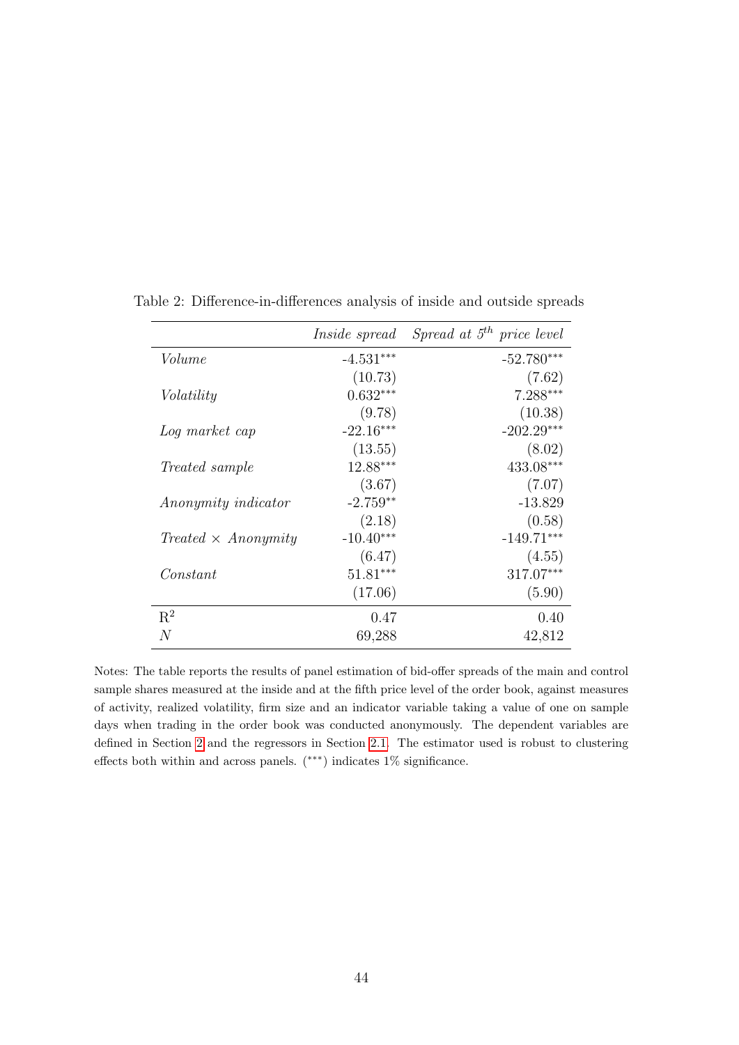Table 2: Difference-in-differences analysis of inside and outside spreads

| | *Inside spread* | *Spread at $5^{th}$ price level* |
|---|---|---|
| *Volume* | -4.531*** | -52.780*** |
| | (10.73) | (7.62) |
| *Volatility* | 0.632*** | 7.288*** |
| | (9.78) | (10.38) |
| *Log market cap* | -22.16*** | -202.29*** |
| | (13.55) | (8.02) |
| *Treated sample* | 12.88*** | 433.08*** |
| | (3.67) | (7.07) |
| *Anonymity indicator* | -2.759** | -13.829 |
| | (2.18) | (0.58) |
| *Treated × Anonymity* | -10.40*** | -149.71*** |
| | (6.47) | (4.55) |
| *Constant* | 51.81*** | 317.07*** |
| | (17.06) | (5.90) |
| $R^2$ | 0.47 | 0.40 |
| $N$ | 69,288 | 42,812 |

Notes: The table reports the results of panel estimation of bid-offer spreads of the main and control sample shares measured at the inside and at the fifth price level of the order book, against measures of activity, realized volatility, firm size and an indicator variable taking a value of one on sample days when trading in the order book was conducted anonymously. The dependent variables are defined in Section 2 and the regressors in Section 2.1. The estimator used is robust to clustering effects both within and across panels. (***) indicates 1% significance.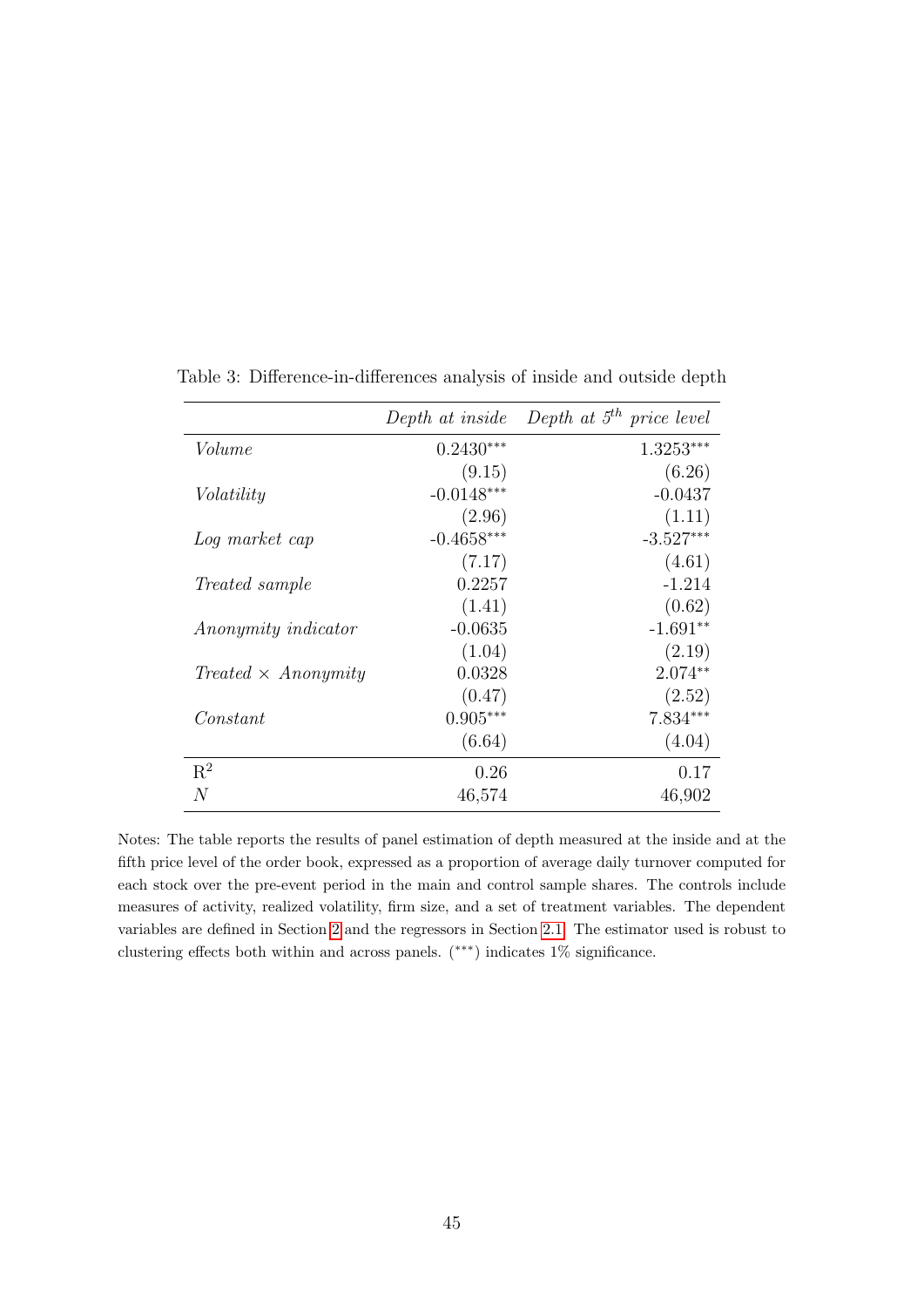Table 3: Difference-in-differences analysis of inside and outside depth

| | *Depth at inside* | *Depth at $5^{th}$ price level* |
|---|---|---|
| *Volume* | $0.2430^{***}$ | $1.3253^{***}$ |
| | (9.15) | (6.26) |
| *Volatility* | $-0.0148^{***}$ | -0.0437 |
| | (2.96) | (1.11) |
| *Log market cap* | $-0.4658^{***}$ | $-3.527^{***}$ |
| | (7.17) | (4.61) |
| *Treated sample* | 0.2257 | -1.214 |
| | (1.41) | (0.62) |
| *Anonymity indicator* | -0.0635 | $-1.691^{**}$ |
| | (1.04) | (2.19) |
| *Treated $\times$ Anonymity* | 0.0328 | $2.074^{**}$ |
| | (0.47) | (2.52) |
| *Constant* | $0.905^{***}$ | $7.834^{***}$ |
| | (6.64) | (4.04) |
| $R^2$ | 0.26 | 0.17 |
| $N$ | 46,574 | 46,902 |

Notes: The table reports the results of panel estimation of depth measured at the inside and at the fifth price level of the order book, expressed as a proportion of average daily turnover computed for each stock over the pre-event period in the main and control sample shares. The controls include measures of activity, realized volatility, firm size, and a set of treatment variables. The dependent variables are defined in Section 2 and the regressors in Section 2.1. The estimator used is robust to clustering effects both within and across panels. ($^{***}$) indicates 1% significance.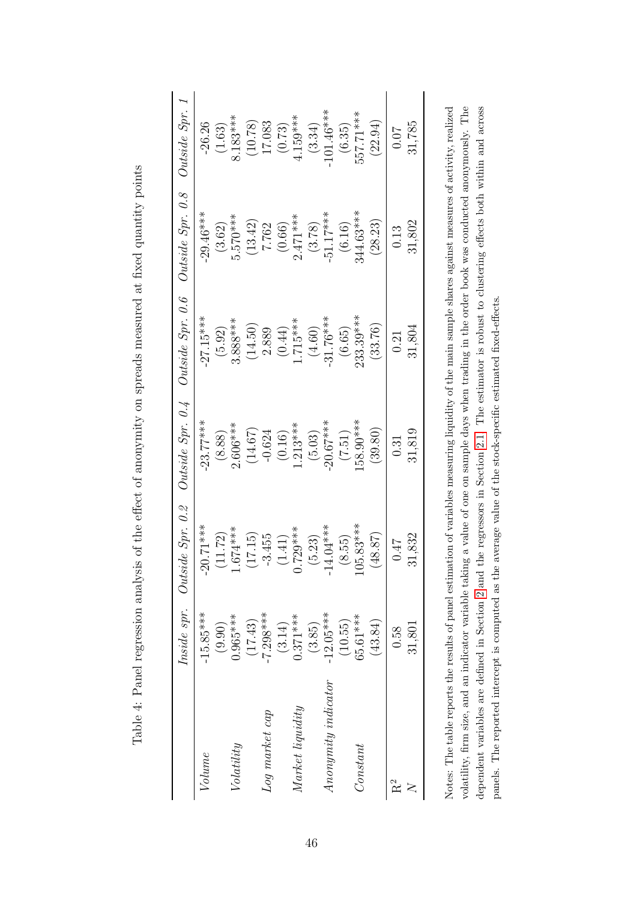Table 4: Panel regression analysis of the effect of anonymity on spreads measured at fixed quantity points

| | *Inside spr.* | *Outside Spr. 0.2* | *Outside Spr. 0.4* | *Outside Spr. 0.6* | *Outside Spr. 0.8* | *Outside Spr. 1* |
|---|---|---|---|---|---|---|
| *Volume* | -15.85*** | -20.71*** | -23.77*** | -27.15*** | -29.46*** | -26.26 |
| | (9.90) | (11.72) | (8.88) | (5.92) | (3.62) | (1.63) |
| *Volatility* | 0.965*** | 1.674*** | 2.606*** | 3.888*** | 5.570*** | 8.183*** |
| | (17.43) | (17.15) | (14.67) | (14.50) | (13.42) | (10.78) |
| *Log market cap* | -7.298*** | -3.455 | -0.624 | 2.889 | 7.762 | 17.083 |
| | (3.14) | (1.41) | (0.16) | (0.44) | (0.66) | (0.73) |
| *Market liquidity* | 0.371*** | 0.729*** | 1.213*** | 1.715*** | 2.471*** | 4.159*** |
| | (3.85) | (5.23) | (5.03) | (4.60) | (3.78) | (3.34) |
| *Anonymity indicator* | -12.05*** | -14.04*** | -20.67*** | -31.76*** | -51.17*** | -101.46*** |
| | (10.55) | (8.55) | (7.51) | (6.65) | (6.16) | (6.35) |
| *Constant* | 65.61*** | 105.83*** | 158.90*** | 233.39*** | 344.63*** | 557.71*** |
| | (43.84) | (48.87) | (39.80) | (33.76) | (28.23) | (22.94) |
| $R^2$ | 0.58 | 0.47 | 0.31 | 0.21 | 0.13 | 0.07 |
| $N$ | 31,801 | 31,832 | 31,819 | 31,804 | 31,802 | 31,785 |

Notes: The table reports the results of panel estimation of variables measuring liquidity of the main sample shares against measures of activity, realized volatility, firm size, and an indicator variable taking a value of one on sample days when trading in the order book was conducted anonymously. The dependent variables are defined in Section 2 and the regressors in Section 2.1. The estimator is robust to clustering effects both within and across panels. The reported intercept is computed as the average value of the stock-specific estimated fixed-effects.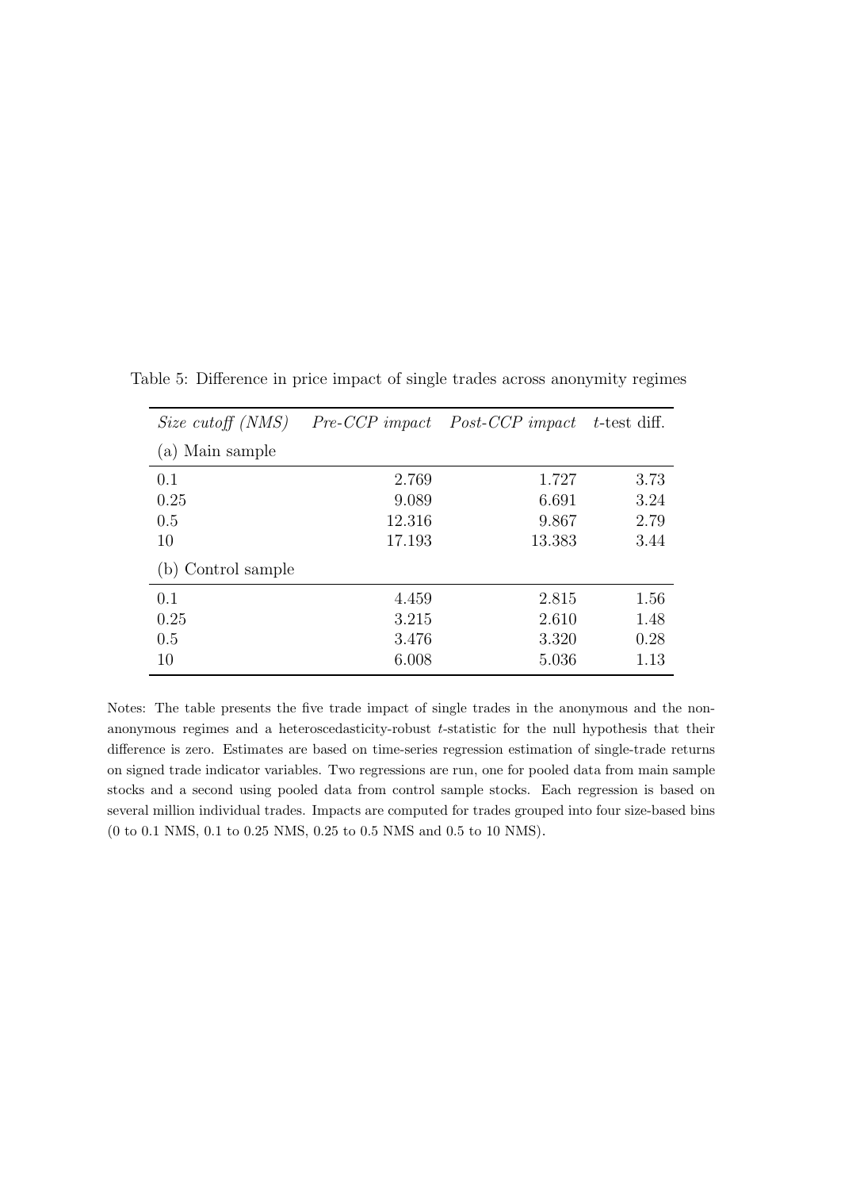Table 5: Difference in price impact of single trades across anonymity regimes

| *Size cutoff (NMS)* | *Pre-CCP impact* | *Post-CCP impact* | $t$-test diff. |
|---|---|---|---|
| (a) Main sample | | | |
| 0.1 | 2.769 | 1.727 | 3.73 |
| 0.25 | 9.089 | 6.691 | 3.24 |
| 0.5 | 12.316 | 9.867 | 2.79 |
| 10 | 17.193 | 13.383 | 3.44 |
| (b) Control sample | | | |
| 0.1 | 4.459 | 2.815 | 1.56 |
| 0.25 | 3.215 | 2.610 | 1.48 |
| 0.5 | 3.476 | 3.320 | 0.28 |
| 10 | 6.008 | 5.036 | 1.13 |

Notes: The table presents the five trade impact of single trades in the anonymous and the non-anonymous regimes and a heteroscedasticity-robust $t$-statistic for the null hypothesis that their difference is zero. Estimates are based on time-series regression estimation of single-trade returns on signed trade indicator variables. Two regressions are run, one for pooled data from main sample stocks and a second using pooled data from control sample stocks. Each regression is based on several million individual trades. Impacts are computed for trades grouped into four size-based bins (0 to 0.1 NMS, 0.1 to 0.25 NMS, 0.25 to 0.5 NMS and 0.5 to 10 NMS).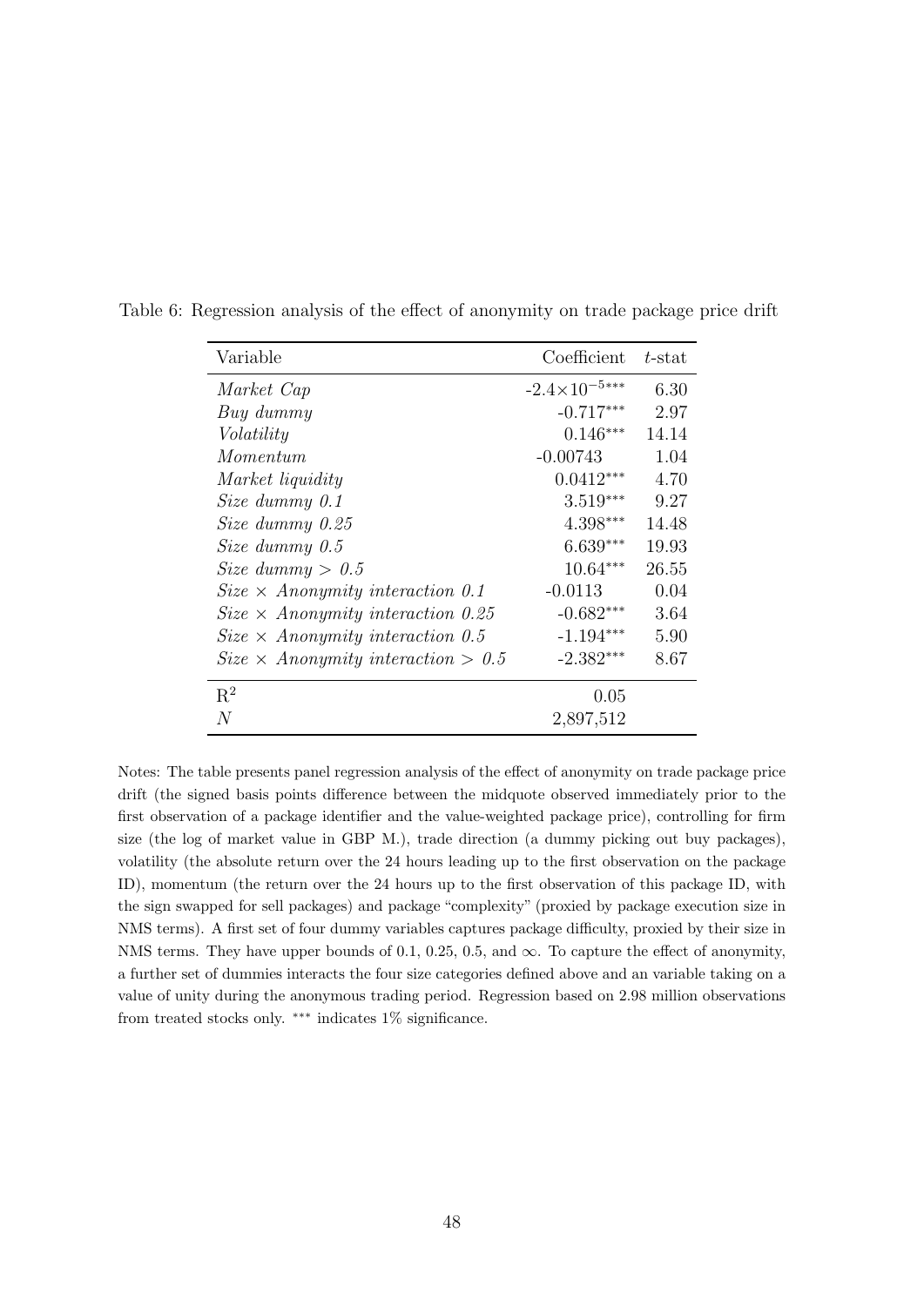Table 6: Regression analysis of the effect of anonymity on trade package price drift

| Variable | Coefficient | $t$-stat |
|---|---|---|
| *Market Cap* | $-2.4{\times}10^{-5***}$ | 6.30 |
| *Buy dummy* | $-0.717^{***}$ | 2.97 |
| *Volatility* | $0.146^{***}$ | 14.14 |
| *Momentum* | -0.00743 | 1.04 |
| *Market liquidity* | $0.0412^{***}$ | 4.70 |
| *Size dummy 0.1* | $3.519^{***}$ | 9.27 |
| *Size dummy 0.25* | $4.398^{***}$ | 14.48 |
| *Size dummy 0.5* | $6.639^{***}$ | 19.93 |
| *Size dummy > 0.5* | $10.64^{***}$ | 26.55 |
| *Size × Anonymity interaction 0.1* | -0.0113 | 0.04 |
| *Size × Anonymity interaction 0.25* | $-0.682^{***}$ | 3.64 |
| *Size × Anonymity interaction 0.5* | $-1.194^{***}$ | 5.90 |
| *Size × Anonymity interaction > 0.5* | $-2.382^{***}$ | 8.67 |
| $R^2$ | 0.05 | |
| $N$ | 2,897,512 | |

Notes: The table presents panel regression analysis of the effect of anonymity on trade package price drift (the signed basis points difference between the midquote observed immediately prior to the first observation of a package identifier and the value-weighted package price), controlling for firm size (the log of market value in GBP M.), trade direction (a dummy picking out buy packages), volatility (the absolute return over the 24 hours leading up to the first observation on the package ID), momentum (the return over the 24 hours up to the first observation of this package ID, with the sign swapped for sell packages) and package "complexity" (proxied by package execution size in NMS terms). A first set of four dummy variables captures package difficulty, proxied by their size in NMS terms. They have upper bounds of 0.1, 0.25, 0.5, and $\infty$. To capture the effect of anonymity, a further set of dummies interacts the four size categories defined above and an variable taking on a value of unity during the anonymous trading period. Regression based on 2.98 million observations from treated stocks only. $^{***}$ indicates 1% significance.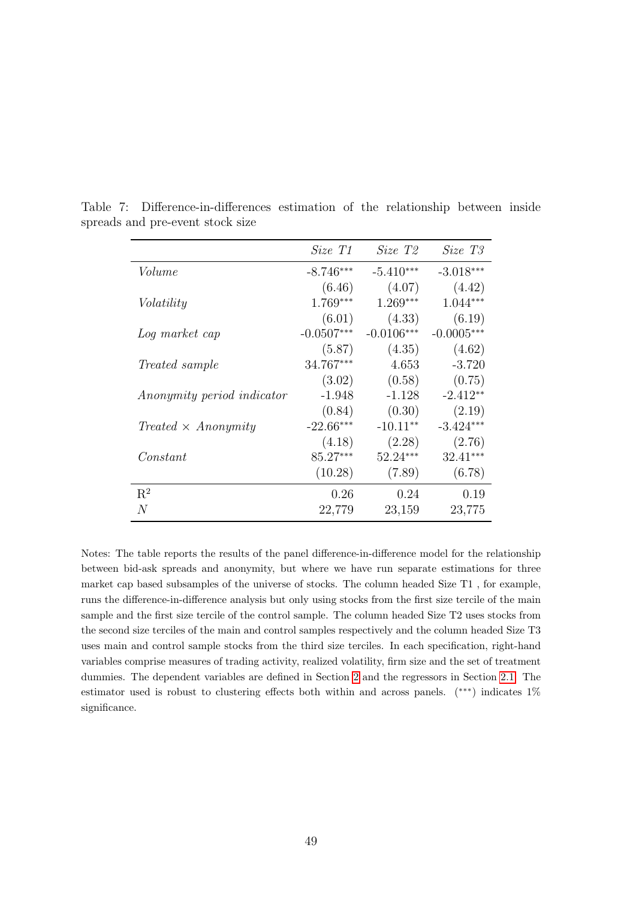Table 7: Difference-in-differences estimation of the relationship between inside spreads and pre-event stock size

| | *Size T1* | *Size T2* | *Size T3* |
|---|---|---|---|
| *Volume* | -8.746*** | -5.410*** | -3.018*** |
| | (6.46) | (4.07) | (4.42) |
| *Volatility* | 1.769*** | 1.269*** | 1.044*** |
| | (6.01) | (4.33) | (6.19) |
| *Log market cap* | -0.0507*** | -0.0106*** | -0.0005*** |
| | (5.87) | (4.35) | (4.62) |
| *Treated sample* | 34.767*** | 4.653 | -3.720 |
| | (3.02) | (0.58) | (0.75) |
| *Anonymity period indicator* | -1.948 | -1.128 | -2.412** |
| | (0.84) | (0.30) | (2.19) |
| *Treated × Anonymity* | -22.66*** | -10.11** | -3.424*** |
| | (4.18) | (2.28) | (2.76) |
| *Constant* | 85.27*** | 52.24*** | 32.41*** |
| | (10.28) | (7.89) | (6.78) |
| $R^2$ | 0.26 | 0.24 | 0.19 |
| *N* | 22,779 | 23,159 | 23,775 |

Notes: The table reports the results of the panel difference-in-difference model for the relationship between bid-ask spreads and anonymity, but where we have run separate estimations for three market cap based subsamples of the universe of stocks. The column headed Size T1 , for example, runs the difference-in-difference analysis but only using stocks from the first size tercile of the main sample and the first size tercile of the control sample. The column headed Size T2 uses stocks from the second size terciles of the main and control samples respectively and the column headed Size T3 uses main and control sample stocks from the third size terciles. In each specification, right-hand variables comprise measures of trading activity, realized volatility, firm size and the set of treatment dummies. The dependent variables are defined in Section 2 and the regressors in Section 2.1. The estimator used is robust to clustering effects both within and across panels. (***) indicates 1% significance.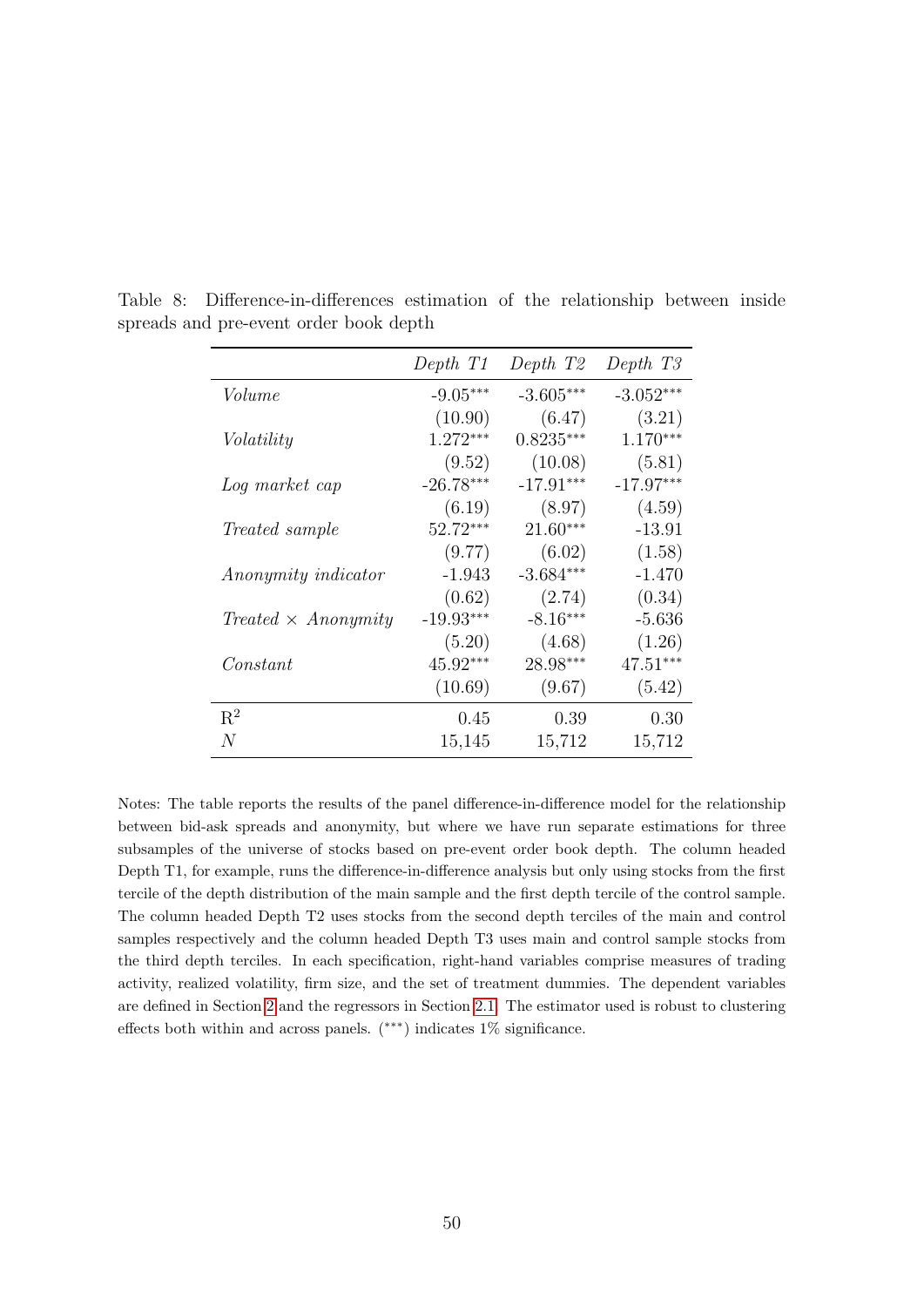Table 8: Difference-in-differences estimation of the relationship between inside spreads and pre-event order book depth

| | *Depth T1* | *Depth T2* | *Depth T3* |
|---|---|---|---|
| *Volume* | -9.05*** | -3.605*** | -3.052*** |
| | (10.90) | (6.47) | (3.21) |
| *Volatility* | 1.272*** | 0.8235*** | 1.170*** |
| | (9.52) | (10.08) | (5.81) |
| *Log market cap* | -26.78*** | -17.91*** | -17.97*** |
| | (6.19) | (8.97) | (4.59) |
| *Treated sample* | 52.72*** | 21.60*** | -13.91 |
| | (9.77) | (6.02) | (1.58) |
| *Anonymity indicator* | -1.943 | -3.684*** | -1.470 |
| | (0.62) | (2.74) | (0.34) |
| *Treated × Anonymity* | -19.93*** | -8.16*** | -5.636 |
| | (5.20) | (4.68) | (1.26) |
| *Constant* | 45.92*** | 28.98*** | 47.51*** |
| | (10.69) | (9.67) | (5.42) |
| $R^2$ | 0.45 | 0.39 | 0.30 |
| $N$ | 15,145 | 15,712 | 15,712 |

Notes: The table reports the results of the panel difference-in-difference model for the relationship between bid-ask spreads and anonymity, but where we have run separate estimations for three subsamples of the universe of stocks based on pre-event order book depth. The column headed Depth T1, for example, runs the difference-in-difference analysis but only using stocks from the first tercile of the depth distribution of the main sample and the first depth tercile of the control sample. The column headed Depth T2 uses stocks from the second depth terciles of the main and control samples respectively and the column headed Depth T3 uses main and control sample stocks from the third depth terciles. In each specification, right-hand variables comprise measures of trading activity, realized volatility, firm size, and the set of treatment dummies. The dependent variables are defined in Section 2 and the regressors in Section 2.1. The estimator used is robust to clustering effects both within and across panels. (***) indicates 1% significance.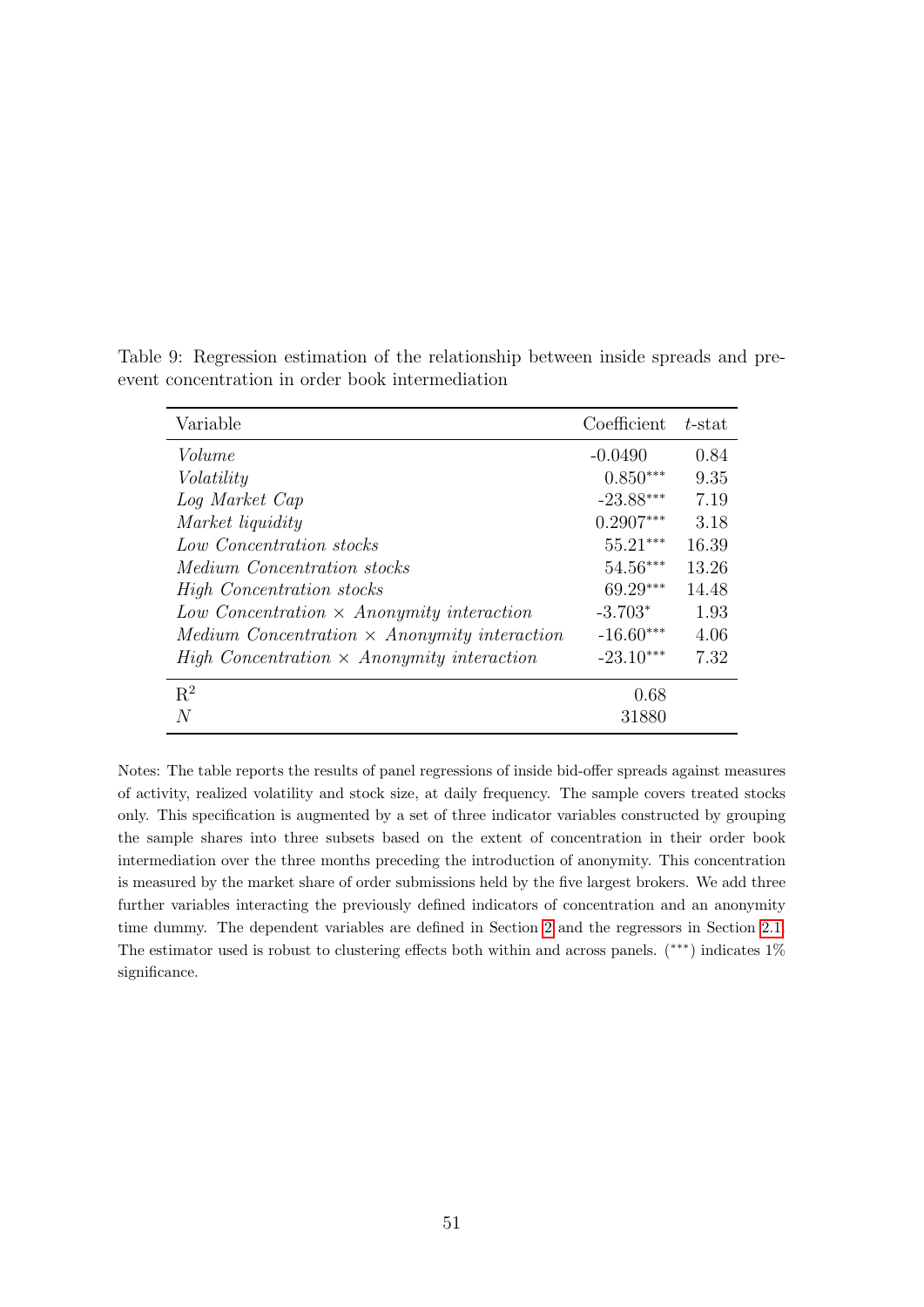Table 9: Regression estimation of the relationship between inside spreads and pre-event concentration in order book intermediation

| Variable | Coefficient | $t$-stat |
|---|---|---|
| *Volume* | -0.0490 | 0.84 |
| *Volatility* | 0.850*** | 9.35 |
| *Log Market Cap* | -23.88*** | 7.19 |
| *Market liquidity* | 0.2907*** | 3.18 |
| *Low Concentration stocks* | 55.21*** | 16.39 |
| *Medium Concentration stocks* | 54.56*** | 13.26 |
| *High Concentration stocks* | 69.29*** | 14.48 |
| *Low Concentration* × *Anonymity interaction* | -3.703* | 1.93 |
| *Medium Concentration* × *Anonymity interaction* | -16.60*** | 4.06 |
| *High Concentration* × *Anonymity interaction* | -23.10*** | 7.32 |
| $R^2$ | 0.68 | |
| $N$ | 31880 | |

Notes: The table reports the results of panel regressions of inside bid-offer spreads against measures of activity, realized volatility and stock size, at daily frequency. The sample covers treated stocks only. This specification is augmented by a set of three indicator variables constructed by grouping the sample shares into three subsets based on the extent of concentration in their order book intermediation over the three months preceding the introduction of anonymity. This concentration is measured by the market share of order submissions held by the five largest brokers. We add three further variables interacting the previously defined indicators of concentration and an anonymity time dummy. The dependent variables are defined in Section 2 and the regressors in Section 2.1. The estimator used is robust to clustering effects both within and across panels. (***) indicates 1% significance.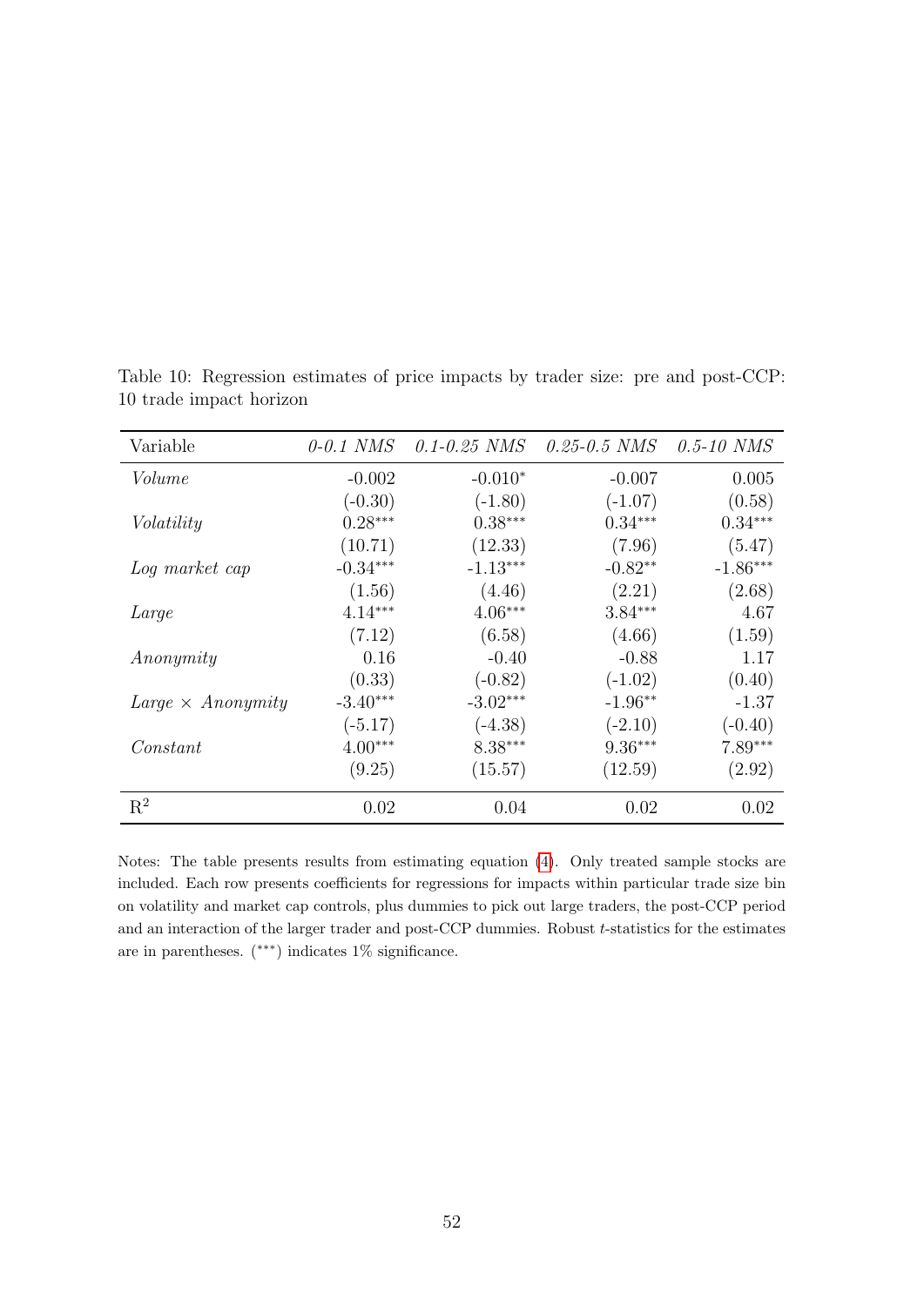Table 10: Regression estimates of price impacts by trader size: pre and post-CCP: 10 trade impact horizon

| Variable | *0-0.1 NMS* | *0.1-0.25 NMS* | *0.25-0.5 NMS* | *0.5-10 NMS* |
|---|---|---|---|---|
| *Volume* | -0.002 | -0.010* | -0.007 | 0.005 |
| | (-0.30) | (-1.80) | (-1.07) | (0.58) |
| *Volatility* | 0.28*** | 0.38*** | 0.34*** | 0.34*** |
| | (10.71) | (12.33) | (7.96) | (5.47) |
| *Log market cap* | -0.34*** | -1.13*** | -0.82** | -1.86*** |
| | (1.56) | (4.46) | (2.21) | (2.68) |
| *Large* | 4.14*** | 4.06*** | 3.84*** | 4.67 |
| | (7.12) | (6.58) | (4.66) | (1.59) |
| *Anonymity* | 0.16 | -0.40 | -0.88 | 1.17 |
| | (0.33) | (-0.82) | (-1.02) | (0.40) |
| *Large × Anonymity* | -3.40*** | -3.02*** | -1.96** | -1.37 |
| | (-5.17) | (-4.38) | (-2.10) | (-0.40) |
| *Constant* | 4.00*** | 8.38*** | 9.36*** | 7.89*** |
| | (9.25) | (15.57) | (12.59) | (2.92) |
| $R^2$ | 0.02 | 0.04 | 0.02 | 0.02 |

Notes: The table presents results from estimating equation (4). Only treated sample stocks are included. Each row presents coefficients for regressions for impacts within particular trade size bin on volatility and market cap controls, plus dummies to pick out large traders, the post-CCP period and an interaction of the larger trader and post-CCP dummies. Robust $t$-statistics for the estimates are in parentheses. (***) indicates 1% significance.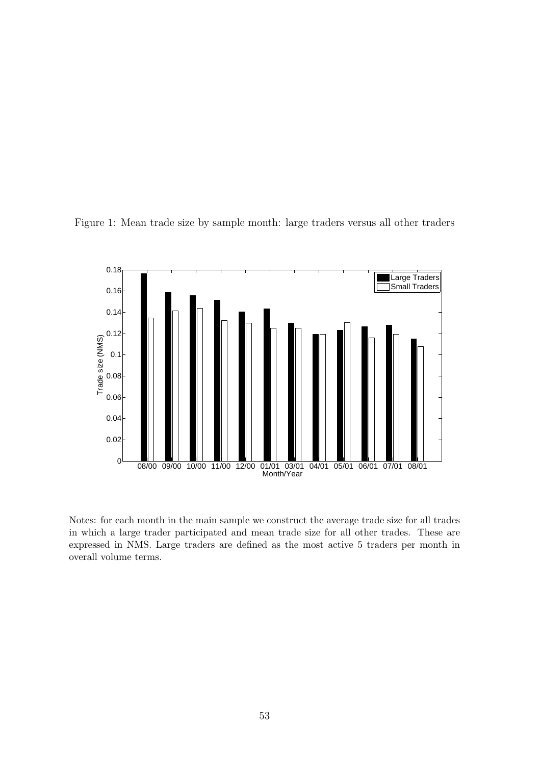Figure 1: Mean trade size by sample month: large traders versus all other traders

Notes: for each month in the main sample we construct the average trade size for all trades in which a large trader participated and mean trade size for all other trades. These are expressed in NMS. Large traders are defined as the most active 5 traders per month in overall volume terms.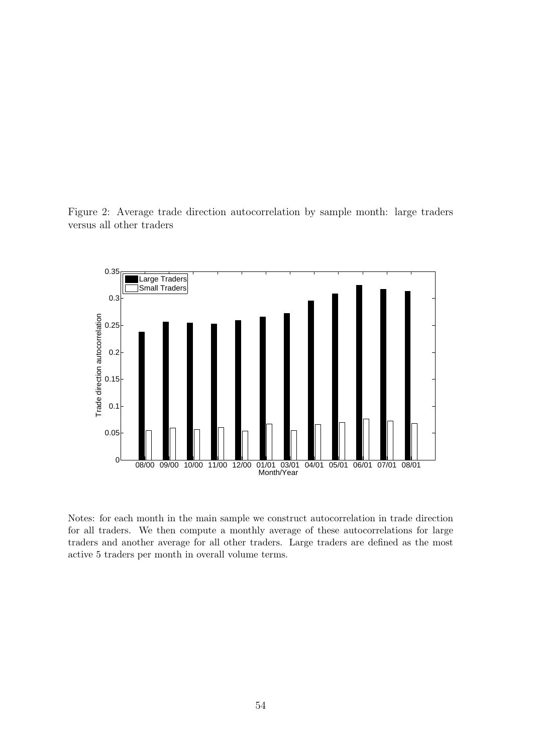Figure 2: Average trade direction autocorrelation by sample month: large traders versus all other traders

Notes: for each month in the main sample we construct autocorrelation in trade direction for all traders. We then compute a monthly average of these autocorrelations for large traders and another average for all other traders. Large traders are defined as the most active 5 traders per month in overall volume terms.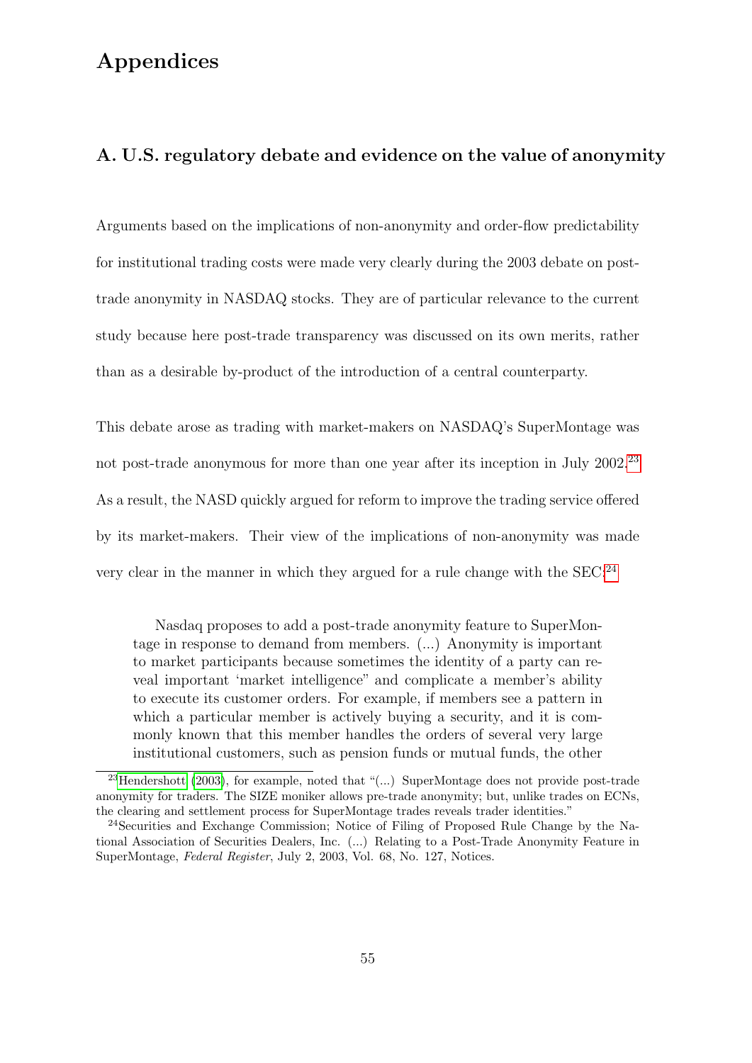# Appendices

## A. U.S. regulatory debate and evidence on the value of anonymity

Arguments based on the implications of non-anonymity and order-flow predictability for institutional trading costs were made very clearly during the 2003 debate on post-trade anonymity in NASDAQ stocks. They are of particular relevance to the current study because here post-trade transparency was discussed on its own merits, rather than as a desirable by-product of the introduction of a central counterparty.

This debate arose as trading with market-makers on NASDAQ's SuperMontage was not post-trade anonymous for more than one year after its inception in July 2002.[23] As a result, the NASD quickly argued for reform to improve the trading service offered by its market-makers. Their view of the implications of non-anonymity was made very clear in the manner in which they argued for a rule change with the SEC:[24]

> Nasdaq proposes to add a post-trade anonymity feature to SuperMontage in response to demand from members. (...) Anonymity is important to market participants because sometimes the identity of a party can reveal important 'market intelligence" and complicate a member's ability to execute its customer orders. For example, if members see a pattern in which a particular member is actively buying a security, and it is commonly known that this member handles the orders of several very large institutional customers, such as pension funds or mutual funds, the other

[23] Hendershott (2003), for example, noted that "(...) SuperMontage does not provide post-trade anonymity for traders. The SIZE moniker allows pre-trade anonymity; but, unlike trades on ECNs, the clearing and settlement process for SuperMontage trades reveals trader identities."

[24] Securities and Exchange Commission; Notice of Filing of Proposed Rule Change by the National Association of Securities Dealers, Inc. (...) Relating to a Post-Trade Anonymity Feature in SuperMontage, *Federal Register*, July 2, 2003, Vol. 68, No. 127, Notices.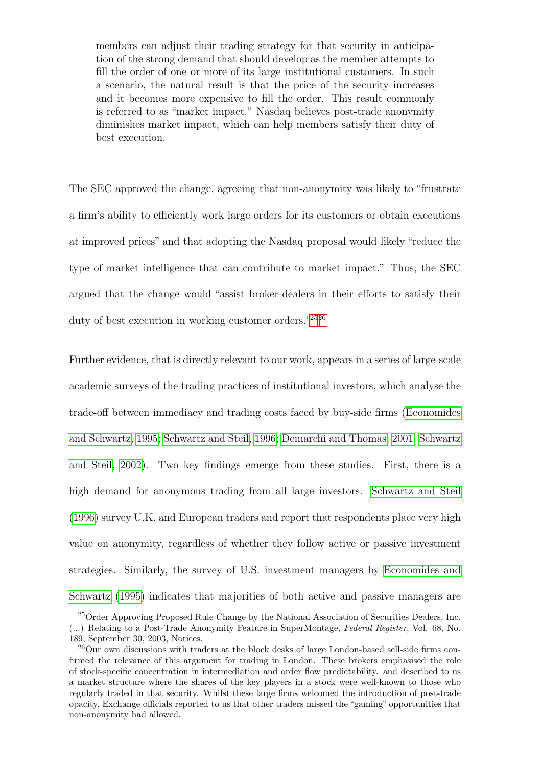> members can adjust their trading strategy for that security in anticipation of the strong demand that should develop as the member attempts to fill the order of one or more of its large institutional customers. In such a scenario, the natural result is that the price of the security increases and it becomes more expensive to fill the order. This result commonly is referred to as "market impact." Nasdaq believes post-trade anonymity diminishes market impact, which can help members satisfy their duty of best execution.

The SEC approved the change, agreeing that non-anonymity was likely to "frustrate a firm's ability to efficiently work large orders for its customers or obtain executions at improved prices" and that adopting the Nasdaq proposal would likely "reduce the type of market intelligence that can contribute to market impact." Thus, the SEC argued that the change would "assist broker-dealers in their efforts to satisfy their duty of best execution in working customer orders."[25][26]

Further evidence, that is directly relevant to our work, appears in a series of large-scale academic surveys of the trading practices of institutional investors, which analyse the trade-off between immediacy and trading costs faced by buy-side firms (Economides and Schwartz, 1995; Schwartz and Steil, 1996; Demarchi and Thomas, 2001; Schwartz and Steil, 2002). Two key findings emerge from these studies. First, there is a high demand for anonymous trading from all large investors. Schwartz and Steil (1996) survey U.K. and European traders and report that respondents place very high value on anonymity, regardless of whether they follow active or passive investment strategies. Similarly, the survey of U.S. investment managers by Economides and Schwartz (1995) indicates that majorities of both active and passive managers are

[25] Order Approving Proposed Rule Change by the National Association of Securities Dealers, Inc. (...) Relating to a Post-Trade Anonymity Feature in SuperMontage, *Federal Register*, Vol. 68, No. 189, September 30, 2003, Notices.

[26] Our own discussions with traders at the block desks of large London-based sell-side firms confirmed the relevance of this argument for trading in London. These brokers emphasised the role of stock-specific concentration in intermediation and order flow predictability. and described to us a market structure where the shares of the key players in a stock were well-known to those who regularly traded in that security. Whilst these large firms welcomed the introduction of post-trade opacity, Exchange officials reported to us that other traders missed the "gaming" opportunities that non-anonymity had allowed.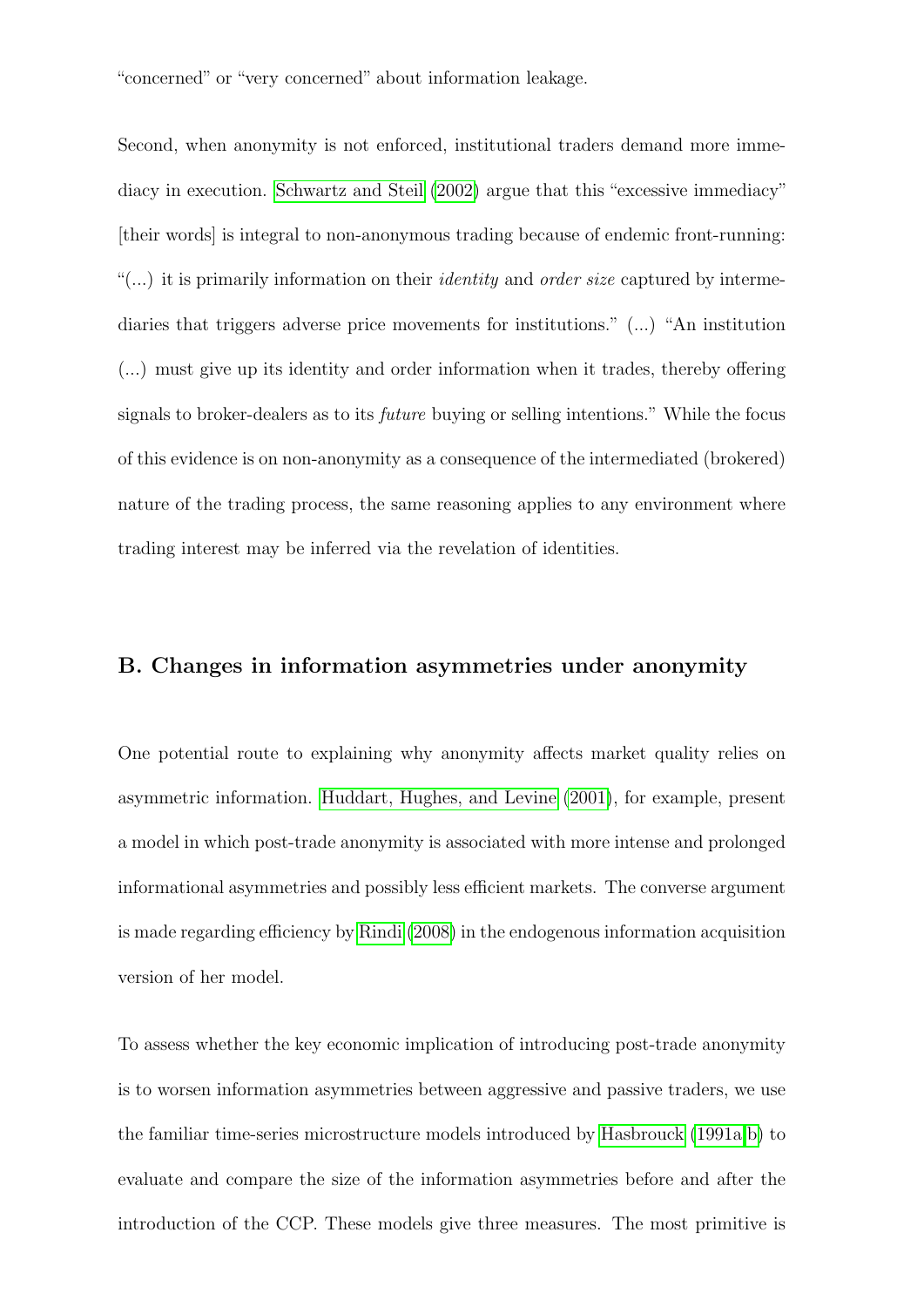"concerned" or "very concerned" about information leakage.

Second, when anonymity is not enforced, institutional traders demand more immediacy in execution. Schwartz and Steil (2002) argue that this "excessive immediacy" [their words] is integral to non-anonymous trading because of endemic front-running: "(...) it is primarily information on their *identity* and *order size* captured by intermediaries that triggers adverse price movements for institutions." (...) "An institution (...) must give up its identity and order information when it trades, thereby offering signals to broker-dealers as to its *future* buying or selling intentions." While the focus of this evidence is on non-anonymity as a consequence of the intermediated (brokered) nature of the trading process, the same reasoning applies to any environment where trading interest may be inferred via the revelation of identities.

### B. Changes in information asymmetries under anonymity

One potential route to explaining why anonymity affects market quality relies on asymmetric information. Huddart, Hughes, and Levine (2001), for example, present a model in which post-trade anonymity is associated with more intense and prolonged informational asymmetries and possibly less efficient markets. The converse argument is made regarding efficiency by Rindi (2008) in the endogenous information acquisition version of her model.

To assess whether the key economic implication of introducing post-trade anonymity is to worsen information asymmetries between aggressive and passive traders, we use the familiar time-series microstructure models introduced by Hasbrouck (1991a,b) to evaluate and compare the size of the information asymmetries before and after the introduction of the CCP. These models give three measures. The most primitive is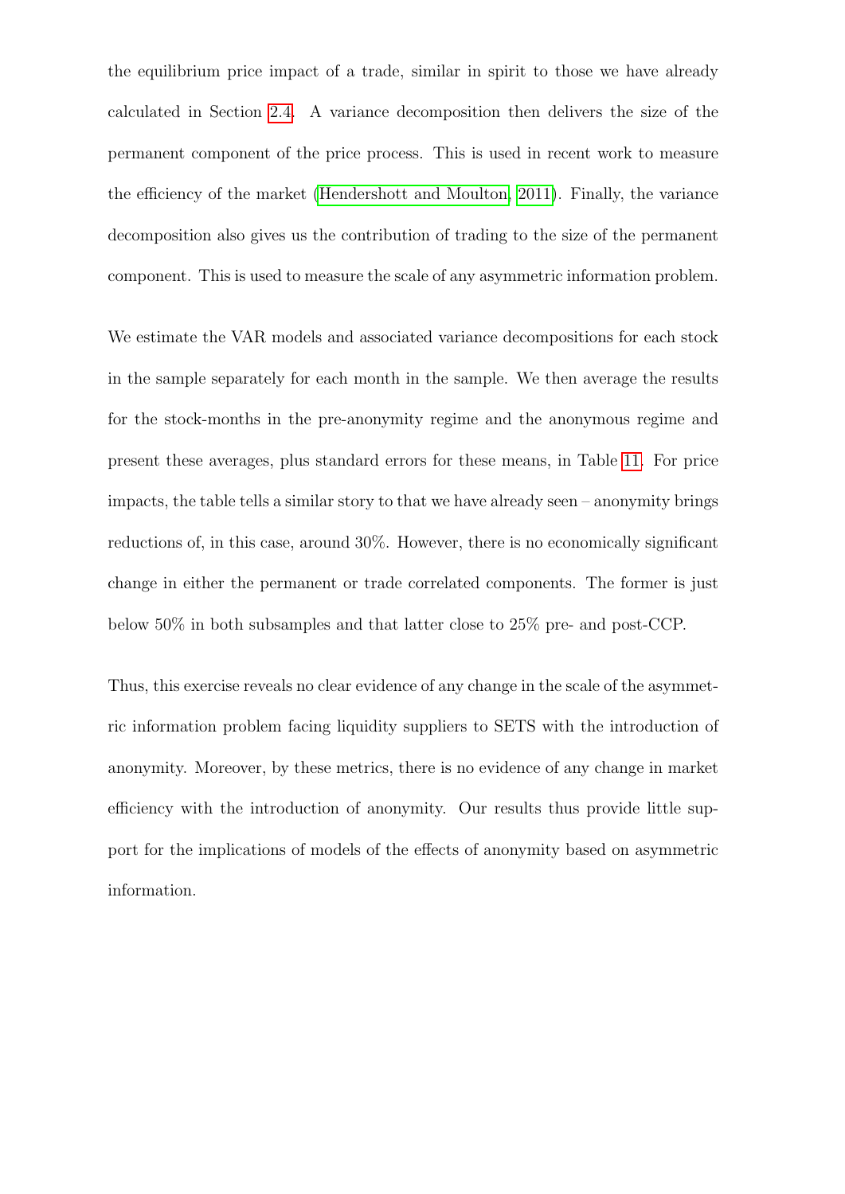the equilibrium price impact of a trade, similar in spirit to those we have already calculated in Section 2.4. A variance decomposition then delivers the size of the permanent component of the price process. This is used in recent work to measure the efficiency of the market (Hendershott and Moulton, 2011). Finally, the variance decomposition also gives us the contribution of trading to the size of the permanent component. This is used to measure the scale of any asymmetric information problem.

We estimate the VAR models and associated variance decompositions for each stock in the sample separately for each month in the sample. We then average the results for the stock-months in the pre-anonymity regime and the anonymous regime and present these averages, plus standard errors for these means, in Table 11. For price impacts, the table tells a similar story to that we have already seen – anonymity brings reductions of, in this case, around 30%. However, there is no economically significant change in either the permanent or trade correlated components. The former is just below 50% in both subsamples and that latter close to 25% pre- and post-CCP.

Thus, this exercise reveals no clear evidence of any change in the scale of the asymmetric information problem facing liquidity suppliers to SETS with the introduction of anonymity. Moreover, by these metrics, there is no evidence of any change in market efficiency with the introduction of anonymity. Our results thus provide little support for the implications of models of the effects of anonymity based on asymmetric information.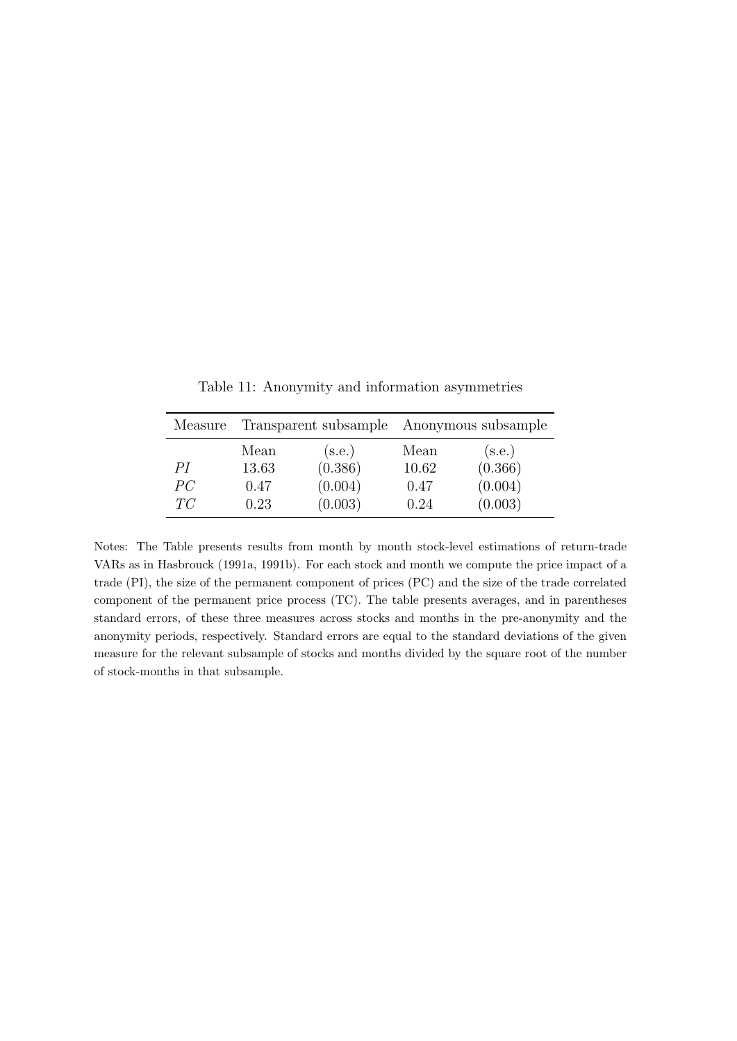Table 11: Anonymity and information asymmetries

| Measure | Transparent subsample | | Anonymous subsample | |
|---|---|---|---|---|
| | Mean | (s.e.) | Mean | (s.e.) |
| $PI$ | 13.63 | (0.386) | 10.62 | (0.366) |
| $PC$ | 0.47 | (0.004) | 0.47 | (0.004) |
| $TC$ | 0.23 | (0.003) | 0.24 | (0.003) |

Notes: The Table presents results from month by month stock-level estimations of return-trade VARs as in Hasbrouck (1991a, 1991b). For each stock and month we compute the price impact of a trade (PI), the size of the permanent component of prices (PC) and the size of the trade correlated component of the permanent price process (TC). The table presents averages, and in parentheses standard errors, of these three measures across stocks and months in the pre-anonymity and the anonymity periods, respectively. Standard errors are equal to the standard deviations of the given measure for the relevant subsample of stocks and months divided by the square root of the number of stock-months in that subsample.